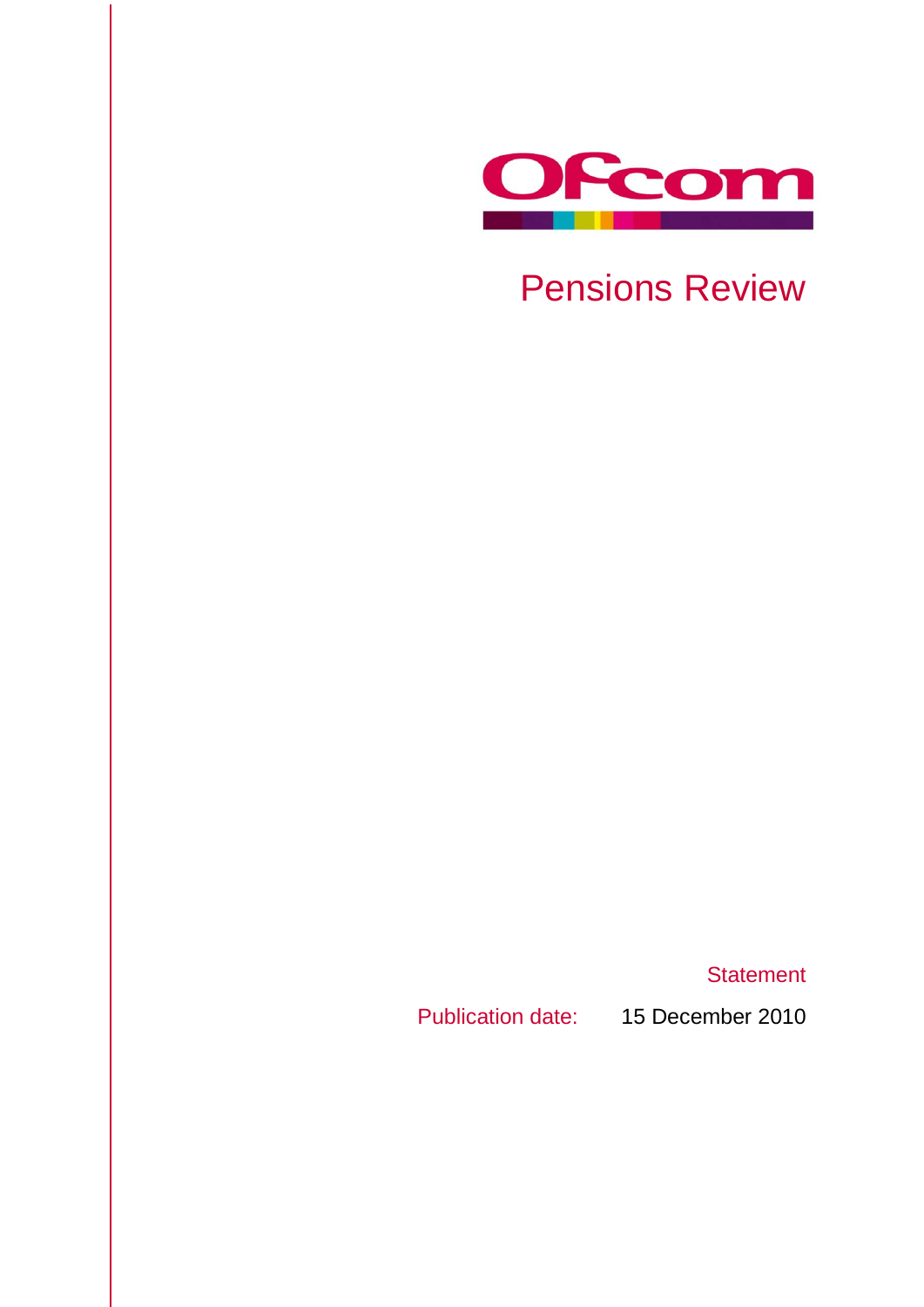Ofcom

# Pensions Review

Statement

Publication date: 15 December 2010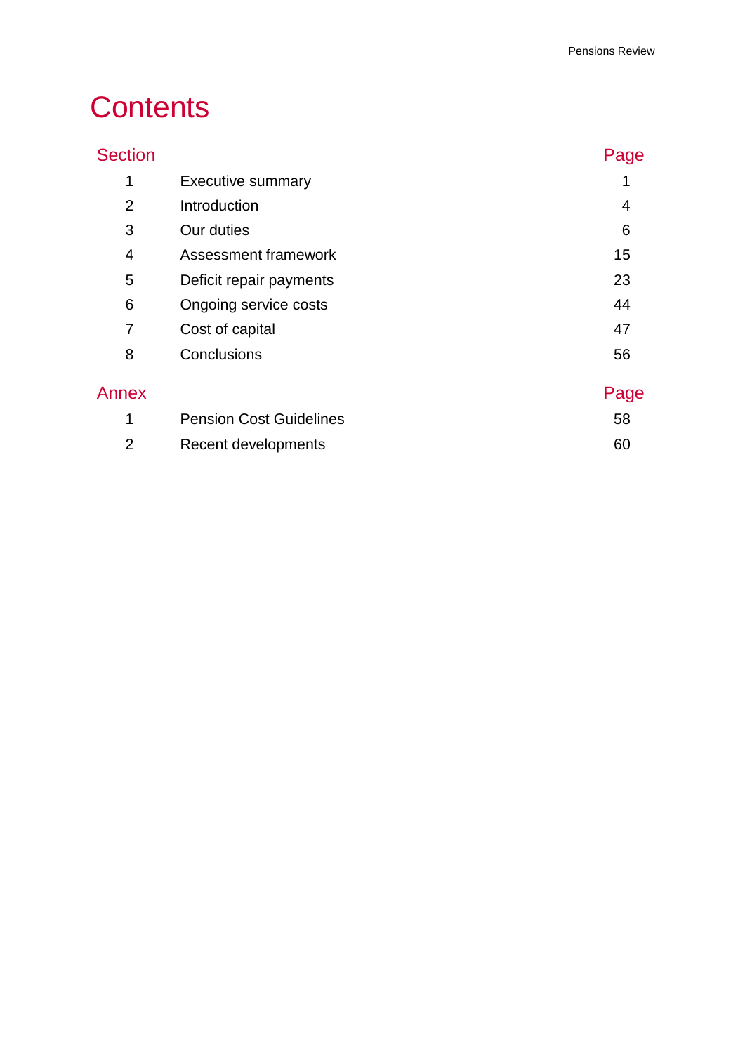# Contents

| Section | | Page |
|---|---|---|
| 1 | Executive summary | 1 |
| 2 | Introduction | 4 |
| 3 | Our duties | 6 |
| 4 | Assessment framework | 15 |
| 5 | Deficit repair payments | 23 |
| 6 | Ongoing service costs | 44 |
| 7 | Cost of capital | 47 |
| 8 | Conclusions | 56 |

| Annex | | Page |
|---|---|---|
| 1 | Pension Cost Guidelines | 58 |
| 2 | Recent developments | 60 |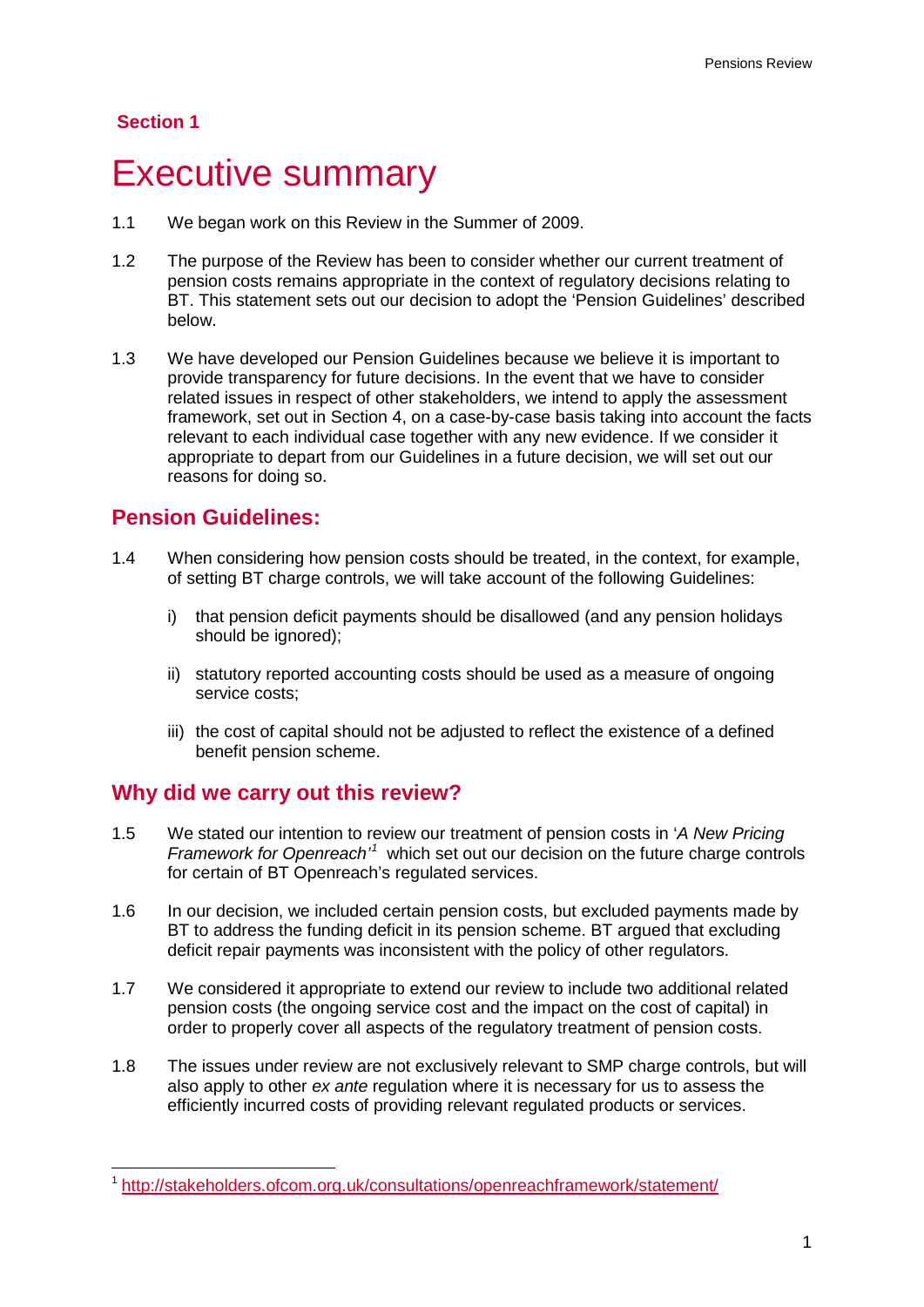## Section 1

# Executive summary

1.1 We began work on this Review in the Summer of 2009.

1.2 The purpose of the Review has been to consider whether our current treatment of pension costs remains appropriate in the context of regulatory decisions relating to BT. This statement sets out our decision to adopt the 'Pension Guidelines' described below.

1.3 We have developed our Pension Guidelines because we believe it is important to provide transparency for future decisions. In the event that we have to consider related issues in respect of other stakeholders, we intend to apply the assessment framework, set out in Section 4, on a case-by-case basis taking into account the facts relevant to each individual case together with any new evidence. If we consider it appropriate to depart from our Guidelines in a future decision, we will set out our reasons for doing so.

## Pension Guidelines:

1.4 When considering how pension costs should be treated, in the context, for example, of setting BT charge controls, we will take account of the following Guidelines:

i) that pension deficit payments should be disallowed (and any pension holidays should be ignored);

ii) statutory reported accounting costs should be used as a measure of ongoing service costs;

iii) the cost of capital should not be adjusted to reflect the existence of a defined benefit pension scheme.

## Why did we carry out this review?

1.5 We stated our intention to review our treatment of pension costs in '*A New Pricing Framework for Openreach*'[1] which set out our decision on the future charge controls for certain of BT Openreach's regulated services.

1.6 In our decision, we included certain pension costs, but excluded payments made by BT to address the funding deficit in its pension scheme. BT argued that excluding deficit repair payments was inconsistent with the policy of other regulators.

1.7 We considered it appropriate to extend our review to include two additional related pension costs (the ongoing service cost and the impact on the cost of capital) in order to properly cover all aspects of the regulatory treatment of pension costs.

1.8 The issues under review are not exclusively relevant to SMP charge controls, but will also apply to other *ex ante* regulation where it is necessary for us to assess the efficiently incurred costs of providing relevant regulated products or services.

[1] http://stakeholders.ofcom.org.uk/consultations/openreachframework/statement/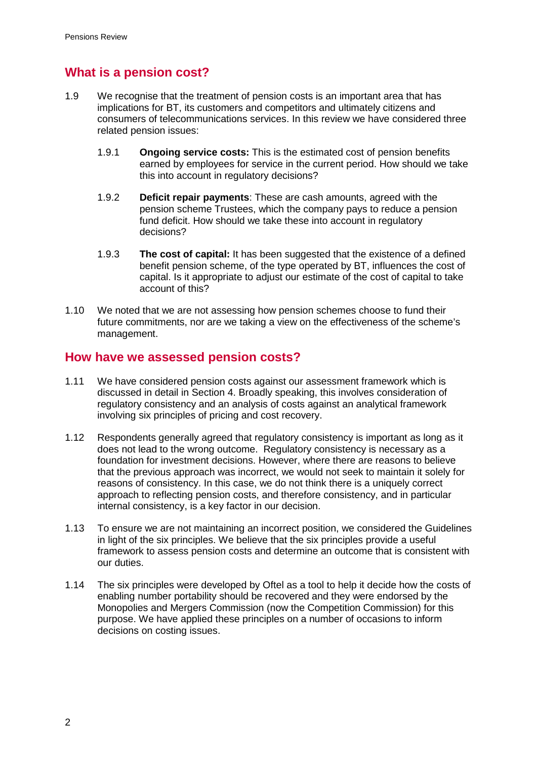## What is a pension cost?

1.9 We recognise that the treatment of pension costs is an important area that has implications for BT, its customers and competitors and ultimately citizens and consumers of telecommunications services. In this review we have considered three related pension issues:

1.9.1 **Ongoing service costs:** This is the estimated cost of pension benefits earned by employees for service in the current period. How should we take this into account in regulatory decisions?

1.9.2 **Deficit repair payments**: These are cash amounts, agreed with the pension scheme Trustees, which the company pays to reduce a pension fund deficit. How should we take these into account in regulatory decisions?

1.9.3 **The cost of capital:** It has been suggested that the existence of a defined benefit pension scheme, of the type operated by BT, influences the cost of capital. Is it appropriate to adjust our estimate of the cost of capital to take account of this?

1.10 We noted that we are not assessing how pension schemes choose to fund their future commitments, nor are we taking a view on the effectiveness of the scheme's management.

## How have we assessed pension costs?

1.11 We have considered pension costs against our assessment framework which is discussed in detail in Section 4. Broadly speaking, this involves consideration of regulatory consistency and an analysis of costs against an analytical framework involving six principles of pricing and cost recovery.

1.12 Respondents generally agreed that regulatory consistency is important as long as it does not lead to the wrong outcome. Regulatory consistency is necessary as a foundation for investment decisions. However, where there are reasons to believe that the previous approach was incorrect, we would not seek to maintain it solely for reasons of consistency. In this case, we do not think there is a uniquely correct approach to reflecting pension costs, and therefore consistency, and in particular internal consistency, is a key factor in our decision.

1.13 To ensure we are not maintaining an incorrect position, we considered the Guidelines in light of the six principles. We believe that the six principles provide a useful framework to assess pension costs and determine an outcome that is consistent with our duties.

1.14 The six principles were developed by Oftel as a tool to help it decide how the costs of enabling number portability should be recovered and they were endorsed by the Monopolies and Mergers Commission (now the Competition Commission) for this purpose. We have applied these principles on a number of occasions to inform decisions on costing issues.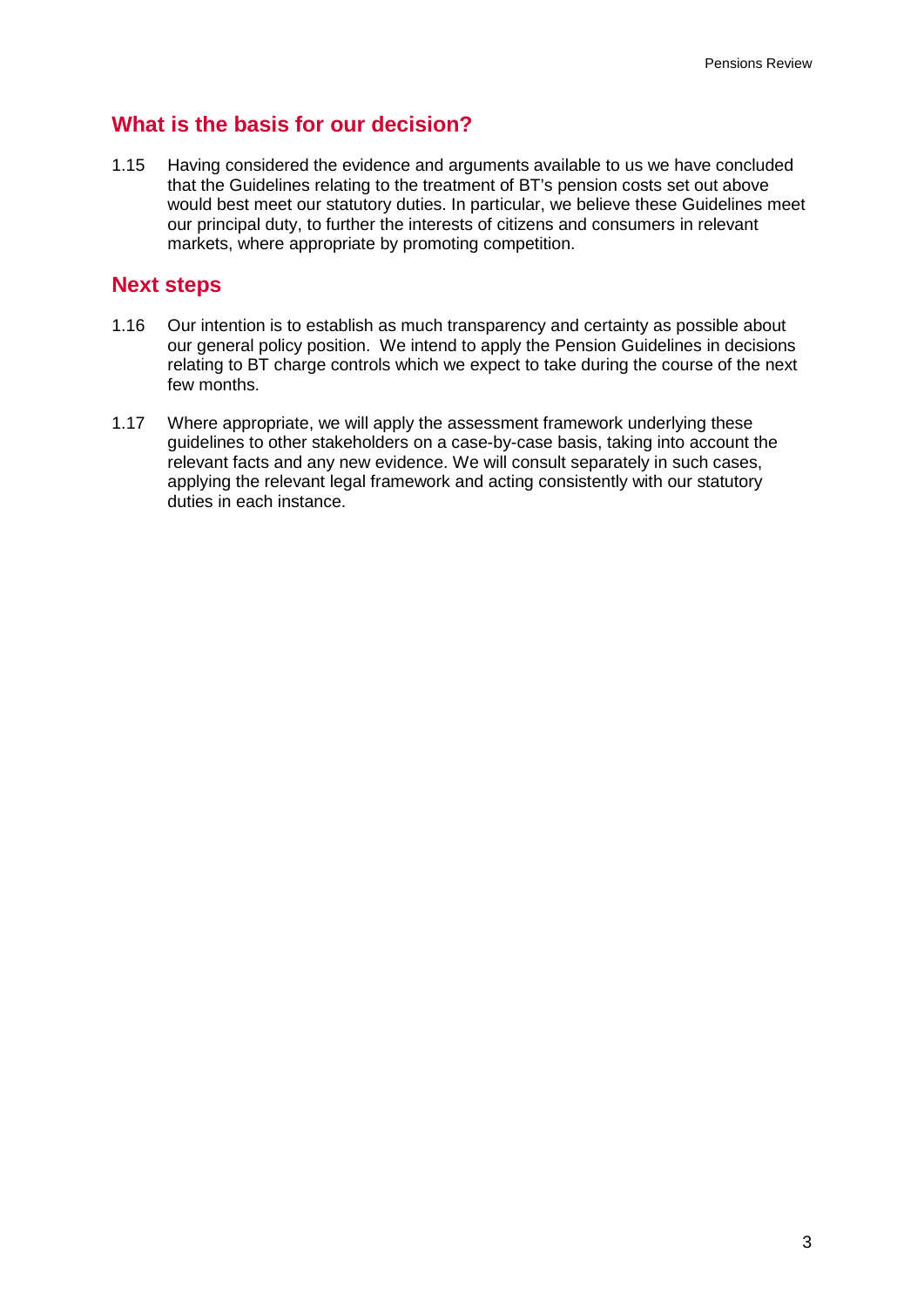## What is the basis for our decision?

1.15 Having considered the evidence and arguments available to us we have concluded that the Guidelines relating to the treatment of BT's pension costs set out above would best meet our statutory duties. In particular, we believe these Guidelines meet our principal duty, to further the interests of citizens and consumers in relevant markets, where appropriate by promoting competition.

## Next steps

1.16 Our intention is to establish as much transparency and certainty as possible about our general policy position. We intend to apply the Pension Guidelines in decisions relating to BT charge controls which we expect to take during the course of the next few months.

1.17 Where appropriate, we will apply the assessment framework underlying these guidelines to other stakeholders on a case-by-case basis, taking into account the relevant facts and any new evidence. We will consult separately in such cases, applying the relevant legal framework and acting consistently with our statutory duties in each instance.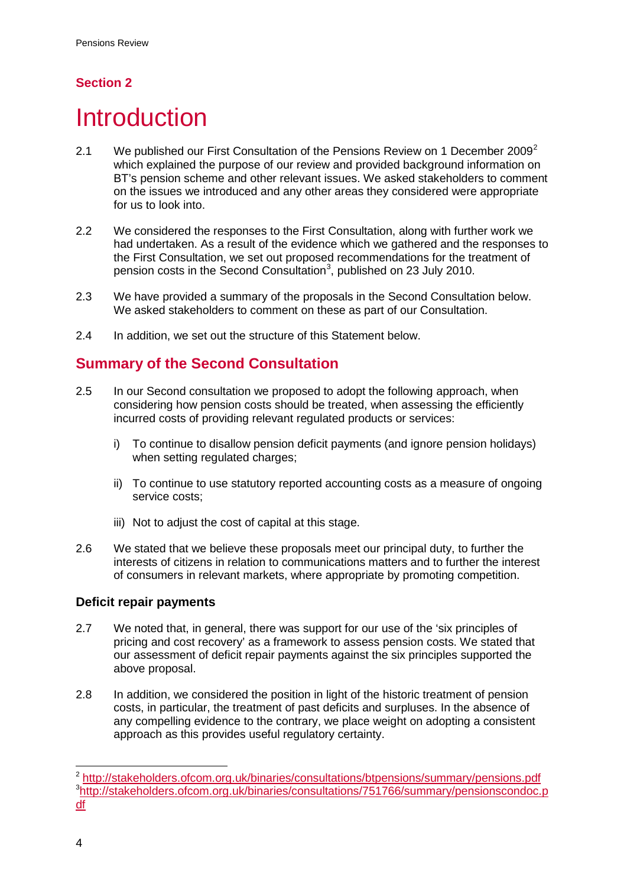## Section 2

# Introduction

2.1 We published our First Consultation of the Pensions Review on 1 December 2009[2] which explained the purpose of our review and provided background information on BT's pension scheme and other relevant issues. We asked stakeholders to comment on the issues we introduced and any other areas they considered were appropriate for us to look into.

2.2 We considered the responses to the First Consultation, along with further work we had undertaken. As a result of the evidence which we gathered and the responses to the First Consultation, we set out proposed recommendations for the treatment of pension costs in the Second Consultation[3], published on 23 July 2010.

2.3 We have provided a summary of the proposals in the Second Consultation below. We asked stakeholders to comment on these as part of our Consultation.

2.4 In addition, we set out the structure of this Statement below.

## Summary of the Second Consultation

2.5 In our Second consultation we proposed to adopt the following approach, when considering how pension costs should be treated, when assessing the efficiently incurred costs of providing relevant regulated products or services:

i) To continue to disallow pension deficit payments (and ignore pension holidays) when setting regulated charges;

ii) To continue to use statutory reported accounting costs as a measure of ongoing service costs;

iii) Not to adjust the cost of capital at this stage.

2.6 We stated that we believe these proposals meet our principal duty, to further the interests of citizens in relation to communications matters and to further the interest of consumers in relevant markets, where appropriate by promoting competition.

### Deficit repair payments

2.7 We noted that, in general, there was support for our use of the 'six principles of pricing and cost recovery' as a framework to assess pension costs. We stated that our assessment of deficit repair payments against the six principles supported the above proposal.

2.8 In addition, we considered the position in light of the historic treatment of pension costs, in particular, the treatment of past deficits and surpluses. In the absence of any compelling evidence to the contrary, we place weight on adopting a consistent approach as this provides useful regulatory certainty.

[2] http://stakeholders.ofcom.org.uk/binaries/consultations/btpensions/summary/pensions.pdf
[3] http://stakeholders.ofcom.org.uk/binaries/consultations/751766/summary/pensionscondoc.pdf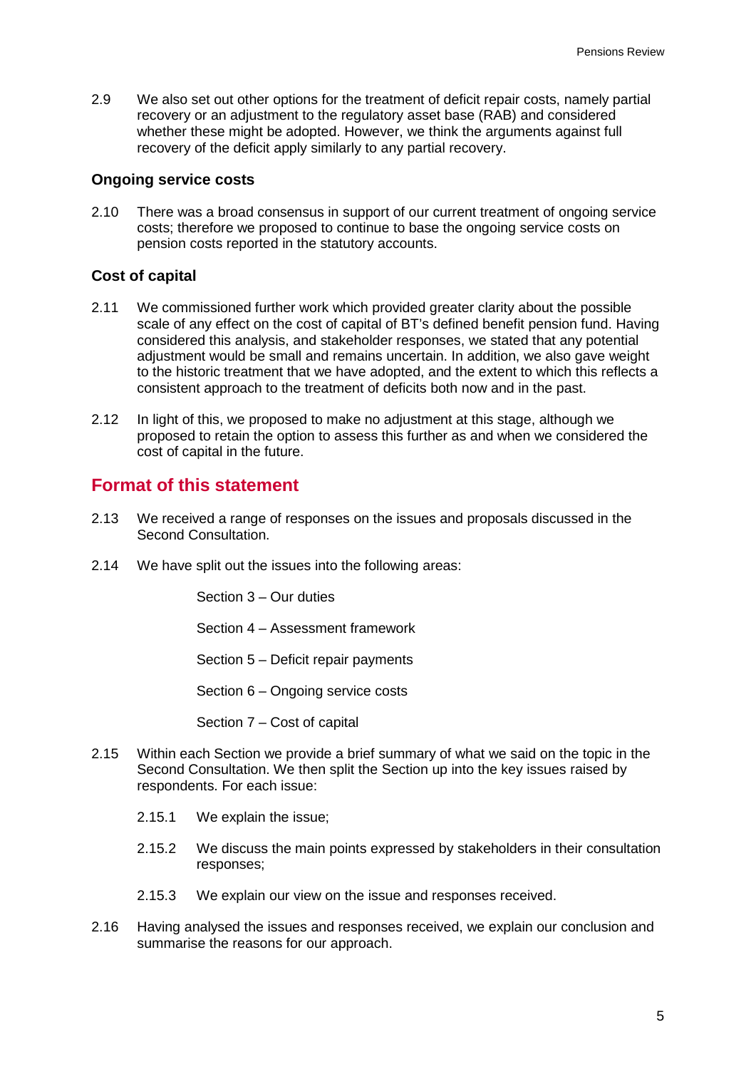2.9 We also set out other options for the treatment of deficit repair costs, namely partial recovery or an adjustment to the regulatory asset base (RAB) and considered whether these might be adopted. However, we think the arguments against full recovery of the deficit apply similarly to any partial recovery.

### Ongoing service costs

2.10 There was a broad consensus in support of our current treatment of ongoing service costs; therefore we proposed to continue to base the ongoing service costs on pension costs reported in the statutory accounts.

### Cost of capital

2.11 We commissioned further work which provided greater clarity about the possible scale of any effect on the cost of capital of BT's defined benefit pension fund. Having considered this analysis, and stakeholder responses, we stated that any potential adjustment would be small and remains uncertain. In addition, we also gave weight to the historic treatment that we have adopted, and the extent to which this reflects a consistent approach to the treatment of deficits both now and in the past.

2.12 In light of this, we proposed to make no adjustment at this stage, although we proposed to retain the option to assess this further as and when we considered the cost of capital in the future.

## Format of this statement

2.13 We received a range of responses on the issues and proposals discussed in the Second Consultation.

2.14 We have split out the issues into the following areas:

Section 3 – Our duties

Section 4 – Assessment framework

Section 5 – Deficit repair payments

Section 6 – Ongoing service costs

Section 7 – Cost of capital

2.15 Within each Section we provide a brief summary of what we said on the topic in the Second Consultation. We then split the Section up into the key issues raised by respondents. For each issue:

2.15.1 We explain the issue;

2.15.2 We discuss the main points expressed by stakeholders in their consultation responses;

2.15.3 We explain our view on the issue and responses received.

2.16 Having analysed the issues and responses received, we explain our conclusion and summarise the reasons for our approach.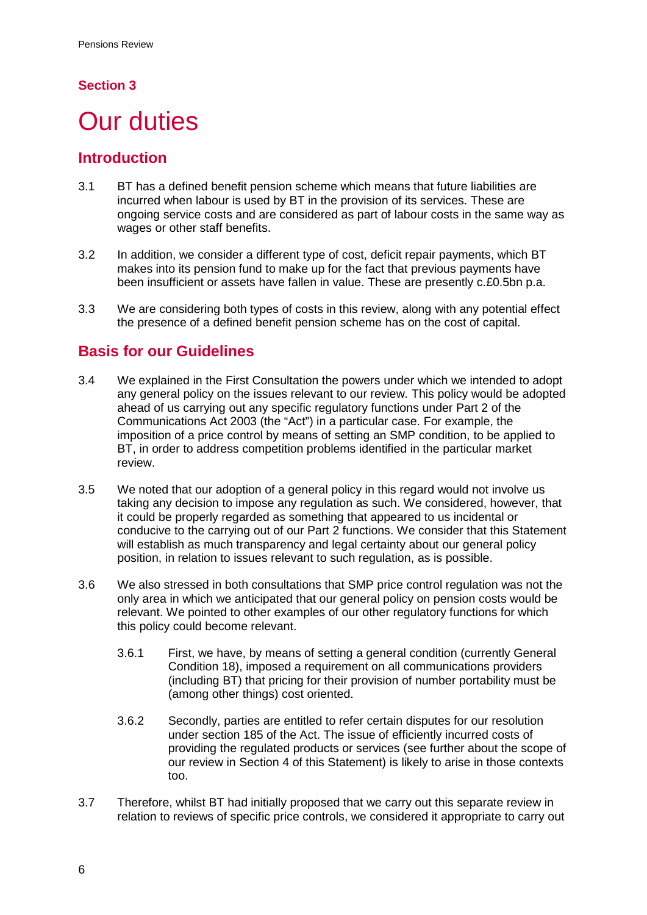## Section 3

# Our duties

## Introduction

3.1 BT has a defined benefit pension scheme which means that future liabilities are incurred when labour is used by BT in the provision of its services. These are ongoing service costs and are considered as part of labour costs in the same way as wages or other staff benefits.

3.2 In addition, we consider a different type of cost, deficit repair payments, which BT makes into its pension fund to make up for the fact that previous payments have been insufficient or assets have fallen in value. These are presently c.£0.5bn p.a.

3.3 We are considering both types of costs in this review, along with any potential effect the presence of a defined benefit pension scheme has on the cost of capital.

## Basis for our Guidelines

3.4 We explained in the First Consultation the powers under which we intended to adopt any general policy on the issues relevant to our review. This policy would be adopted ahead of us carrying out any specific regulatory functions under Part 2 of the Communications Act 2003 (the "Act") in a particular case. For example, the imposition of a price control by means of setting an SMP condition, to be applied to BT, in order to address competition problems identified in the particular market review.

3.5 We noted that our adoption of a general policy in this regard would not involve us taking any decision to impose any regulation as such. We considered, however, that it could be properly regarded as something that appeared to us incidental or conducive to the carrying out of our Part 2 functions. We consider that this Statement will establish as much transparency and legal certainty about our general policy position, in relation to issues relevant to such regulation, as is possible.

3.6 We also stressed in both consultations that SMP price control regulation was not the only area in which we anticipated that our general policy on pension costs would be relevant. We pointed to other examples of our other regulatory functions for which this policy could become relevant.

3.6.1 First, we have, by means of setting a general condition (currently General Condition 18), imposed a requirement on all communications providers (including BT) that pricing for their provision of number portability must be (among other things) cost oriented.

3.6.2 Secondly, parties are entitled to refer certain disputes for our resolution under section 185 of the Act. The issue of efficiently incurred costs of providing the regulated products or services (see further about the scope of our review in Section 4 of this Statement) is likely to arise in those contexts too.

3.7 Therefore, whilst BT had initially proposed that we carry out this separate review in relation to reviews of specific price controls, we considered it appropriate to carry out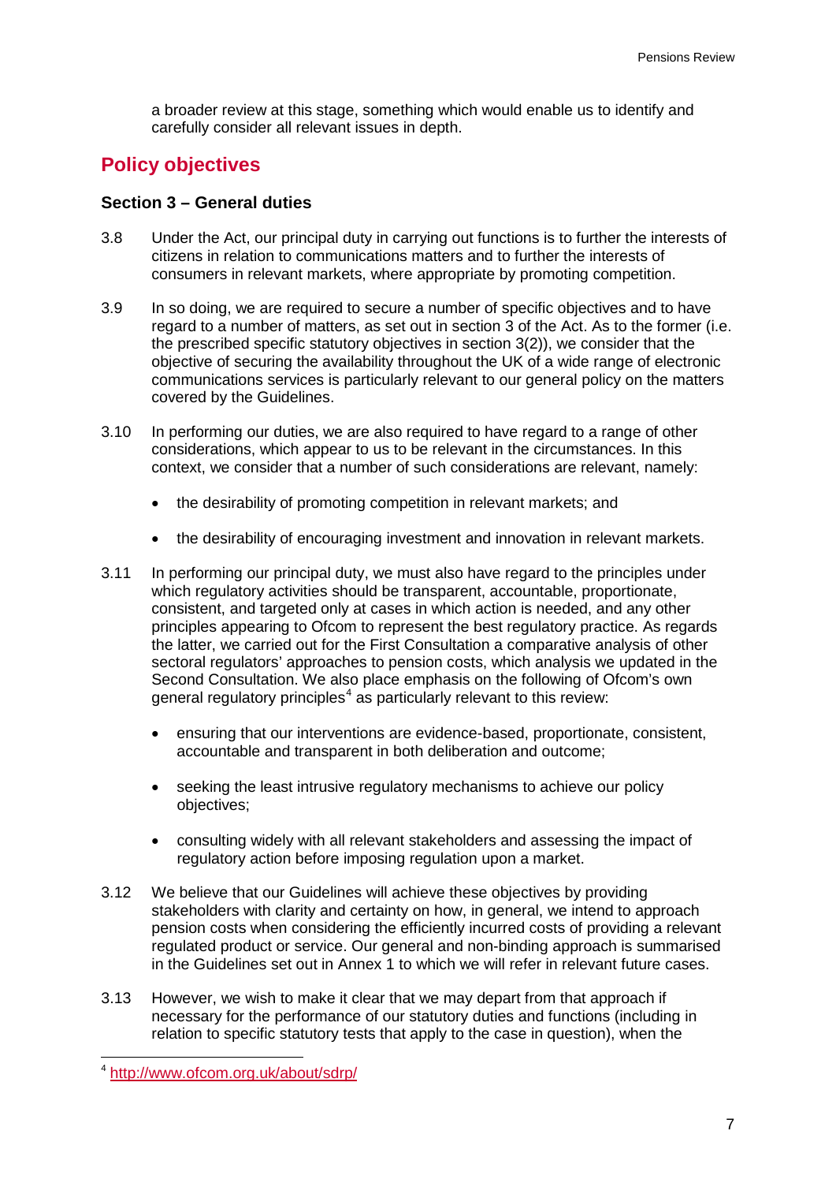a broader review at this stage, something which would enable us to identify and carefully consider all relevant issues in depth.

## Policy objectives

### Section 3 – General duties

3.8 Under the Act, our principal duty in carrying out functions is to further the interests of citizens in relation to communications matters and to further the interests of consumers in relevant markets, where appropriate by promoting competition.

3.9 In so doing, we are required to secure a number of specific objectives and to have regard to a number of matters, as set out in section 3 of the Act. As to the former (i.e. the prescribed specific statutory objectives in section 3(2)), we consider that the objective of securing the availability throughout the UK of a wide range of electronic communications services is particularly relevant to our general policy on the matters covered by the Guidelines.

3.10 In performing our duties, we are also required to have regard to a range of other considerations, which appear to us to be relevant in the circumstances. In this context, we consider that a number of such considerations are relevant, namely:

- the desirability of promoting competition in relevant markets; and
- the desirability of encouraging investment and innovation in relevant markets.

3.11 In performing our principal duty, we must also have regard to the principles under which regulatory activities should be transparent, accountable, proportionate, consistent, and targeted only at cases in which action is needed, and any other principles appearing to Ofcom to represent the best regulatory practice. As regards the latter, we carried out for the First Consultation a comparative analysis of other sectoral regulators' approaches to pension costs, which analysis we updated in the Second Consultation. We also place emphasis on the following of Ofcom's own general regulatory principles[4] as particularly relevant to this review:

- ensuring that our interventions are evidence-based, proportionate, consistent, accountable and transparent in both deliberation and outcome;
- seeking the least intrusive regulatory mechanisms to achieve our policy objectives;
- consulting widely with all relevant stakeholders and assessing the impact of regulatory action before imposing regulation upon a market.

3.12 We believe that our Guidelines will achieve these objectives by providing stakeholders with clarity and certainty on how, in general, we intend to approach pension costs when considering the efficiently incurred costs of providing a relevant regulated product or service. Our general and non-binding approach is summarised in the Guidelines set out in Annex 1 to which we will refer in relevant future cases.

3.13 However, we wish to make it clear that we may depart from that approach if necessary for the performance of our statutory duties and functions (including in relation to specific statutory tests that apply to the case in question), when the

[4] http://www.ofcom.org.uk/about/sdrp/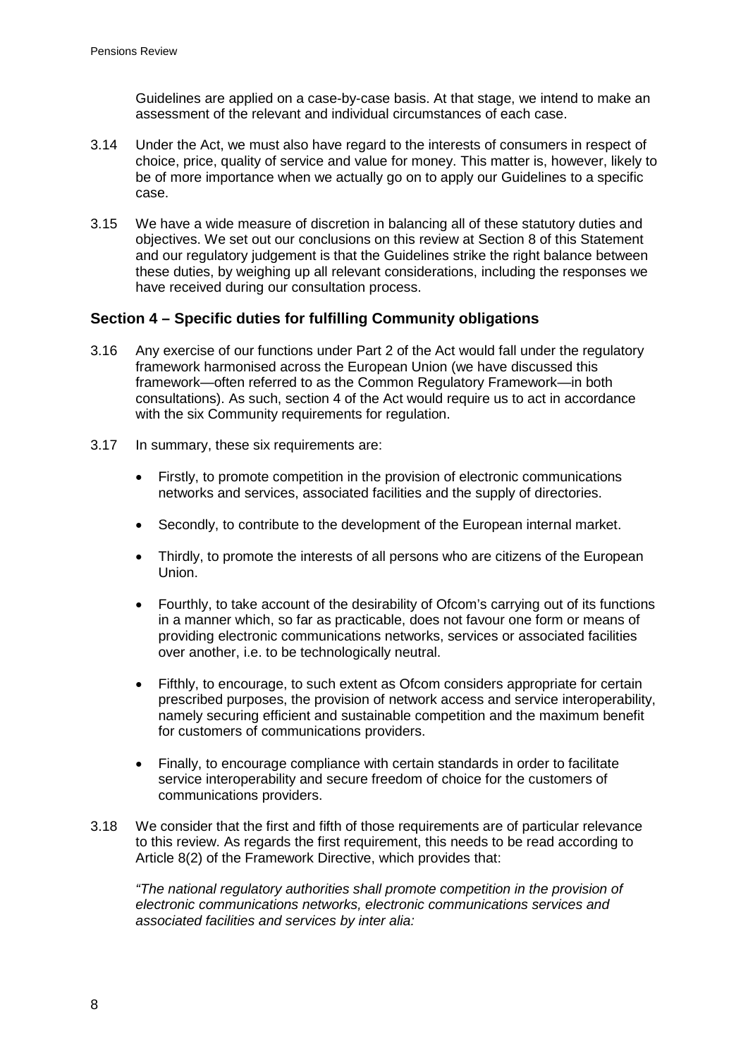Guidelines are applied on a case-by-case basis. At that stage, we intend to make an assessment of the relevant and individual circumstances of each case.

3.14 Under the Act, we must also have regard to the interests of consumers in respect of choice, price, quality of service and value for money. This matter is, however, likely to be of more importance when we actually go on to apply our Guidelines to a specific case.

3.15 We have a wide measure of discretion in balancing all of these statutory duties and objectives. We set out our conclusions on this review at Section 8 of this Statement and our regulatory judgement is that the Guidelines strike the right balance between these duties, by weighing up all relevant considerations, including the responses we have received during our consultation process.

### Section 4 – Specific duties for fulfilling Community obligations

3.16 Any exercise of our functions under Part 2 of the Act would fall under the regulatory framework harmonised across the European Union (we have discussed this framework—often referred to as the Common Regulatory Framework—in both consultations). As such, section 4 of the Act would require us to act in accordance with the six Community requirements for regulation.

3.17 In summary, these six requirements are:

- Firstly, to promote competition in the provision of electronic communications networks and services, associated facilities and the supply of directories.
- Secondly, to contribute to the development of the European internal market.
- Thirdly, to promote the interests of all persons who are citizens of the European Union.
- Fourthly, to take account of the desirability of Ofcom's carrying out of its functions in a manner which, so far as practicable, does not favour one form or means of providing electronic communications networks, services or associated facilities over another, i.e. to be technologically neutral.
- Fifthly, to encourage, to such extent as Ofcom considers appropriate for certain prescribed purposes, the provision of network access and service interoperability, namely securing efficient and sustainable competition and the maximum benefit for customers of communications providers.
- Finally, to encourage compliance with certain standards in order to facilitate service interoperability and secure freedom of choice for the customers of communications providers.

3.18 We consider that the first and fifth of those requirements are of particular relevance to this review. As regards the first requirement, this needs to be read according to Article 8(2) of the Framework Directive, which provides that:

*"The national regulatory authorities shall promote competition in the provision of electronic communications networks, electronic communications services and associated facilities and services by inter alia:*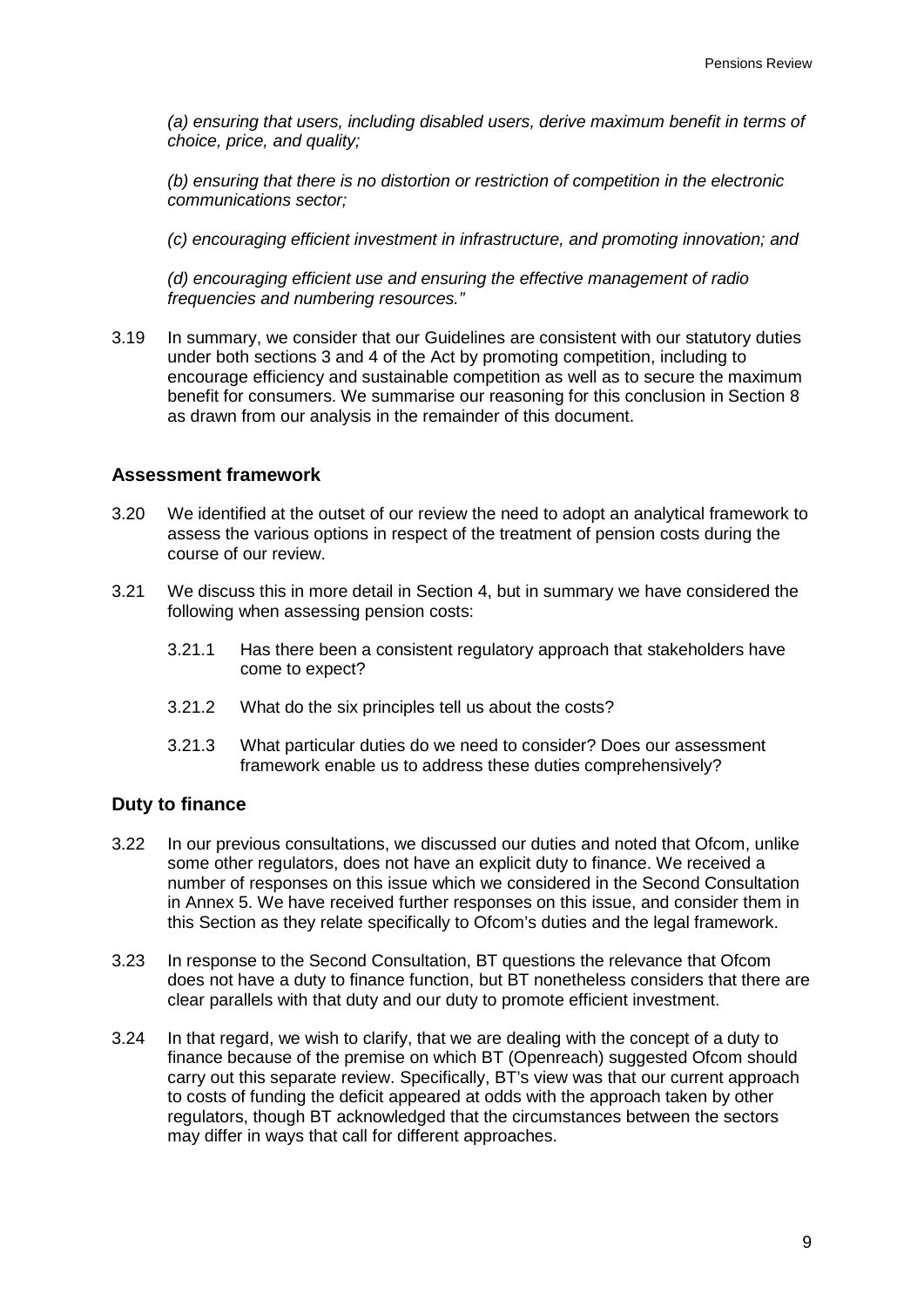*(a) ensuring that users, including disabled users, derive maximum benefit in terms of choice, price, and quality;*

*(b) ensuring that there is no distortion or restriction of competition in the electronic communications sector;*

*(c) encouraging efficient investment in infrastructure, and promoting innovation; and*

*(d) encouraging efficient use and ensuring the effective management of radio frequencies and numbering resources."*

3.19 In summary, we consider that our Guidelines are consistent with our statutory duties under both sections 3 and 4 of the Act by promoting competition, including to encourage efficiency and sustainable competition as well as to secure the maximum benefit for consumers. We summarise our reasoning for this conclusion in Section 8 as drawn from our analysis in the remainder of this document.

### Assessment framework

3.20 We identified at the outset of our review the need to adopt an analytical framework to assess the various options in respect of the treatment of pension costs during the course of our review.

3.21 We discuss this in more detail in Section 4, but in summary we have considered the following when assessing pension costs:

3.21.1 Has there been a consistent regulatory approach that stakeholders have come to expect?

3.21.2 What do the six principles tell us about the costs?

3.21.3 What particular duties do we need to consider? Does our assessment framework enable us to address these duties comprehensively?

### Duty to finance

3.22 In our previous consultations, we discussed our duties and noted that Ofcom, unlike some other regulators, does not have an explicit duty to finance. We received a number of responses on this issue which we considered in the Second Consultation in Annex 5. We have received further responses on this issue, and consider them in this Section as they relate specifically to Ofcom's duties and the legal framework.

3.23 In response to the Second Consultation, BT questions the relevance that Ofcom does not have a duty to finance function, but BT nonetheless considers that there are clear parallels with that duty and our duty to promote efficient investment.

3.24 In that regard, we wish to clarify, that we are dealing with the concept of a duty to finance because of the premise on which BT (Openreach) suggested Ofcom should carry out this separate review. Specifically, BT's view was that our current approach to costs of funding the deficit appeared at odds with the approach taken by other regulators, though BT acknowledged that the circumstances between the sectors may differ in ways that call for different approaches.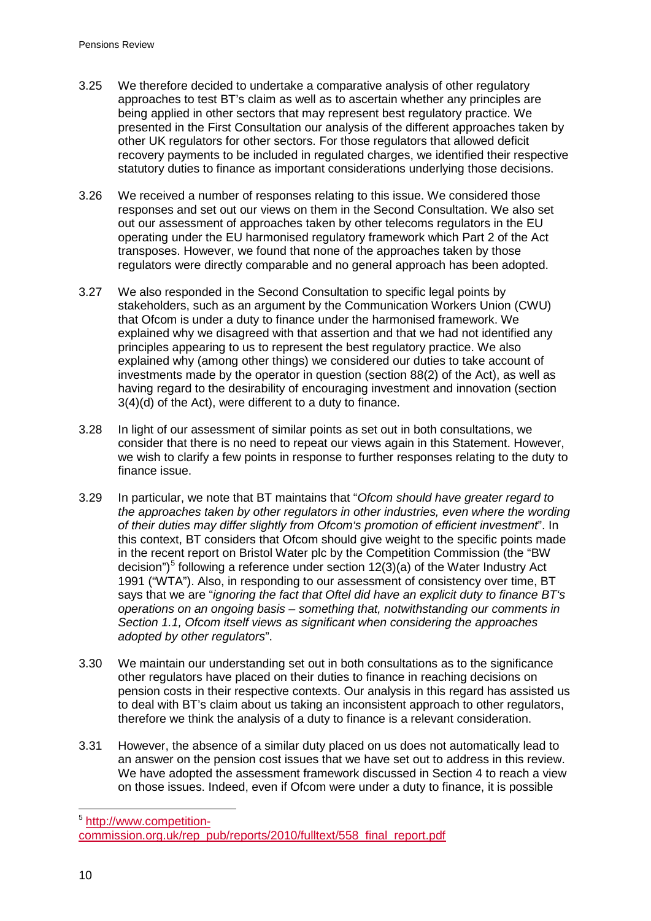3.25 We therefore decided to undertake a comparative analysis of other regulatory approaches to test BT's claim as well as to ascertain whether any principles are being applied in other sectors that may represent best regulatory practice. We presented in the First Consultation our analysis of the different approaches taken by other UK regulators for other sectors. For those regulators that allowed deficit recovery payments to be included in regulated charges, we identified their respective statutory duties to finance as important considerations underlying those decisions.

3.26 We received a number of responses relating to this issue. We considered those responses and set out our views on them in the Second Consultation. We also set out our assessment of approaches taken by other telecoms regulators in the EU operating under the EU harmonised regulatory framework which Part 2 of the Act transposes. However, we found that none of the approaches taken by those regulators were directly comparable and no general approach has been adopted.

3.27 We also responded in the Second Consultation to specific legal points by stakeholders, such as an argument by the Communication Workers Union (CWU) that Ofcom is under a duty to finance under the harmonised framework. We explained why we disagreed with that assertion and that we had not identified any principles appearing to us to represent the best regulatory practice. We also explained why (among other things) we considered our duties to take account of investments made by the operator in question (section 88(2) of the Act), as well as having regard to the desirability of encouraging investment and innovation (section 3(4)(d) of the Act), were different to a duty to finance.

3.28 In light of our assessment of similar points as set out in both consultations, we consider that there is no need to repeat our views again in this Statement. However, we wish to clarify a few points in response to further responses relating to the duty to finance issue.

3.29 In particular, we note that BT maintains that "*Ofcom should have greater regard to the approaches taken by other regulators in other industries, even where the wording of their duties may differ slightly from Ofcom's promotion of efficient investment*". In this context, BT considers that Ofcom should give weight to the specific points made in the recent report on Bristol Water plc by the Competition Commission (the "BW decision")[5] following a reference under section 12(3)(a) of the Water Industry Act 1991 ("WTA"). Also, in responding to our assessment of consistency over time, BT says that we are "*ignoring the fact that Oftel did have an explicit duty to finance BT's operations on an ongoing basis – something that, notwithstanding our comments in Section 1.1, Ofcom itself views as significant when considering the approaches adopted by other regulators*".

3.30 We maintain our understanding set out in both consultations as to the significance other regulators have placed on their duties to finance in reaching decisions on pension costs in their respective contexts. Our analysis in this regard has assisted us to deal with BT's claim about us taking an inconsistent approach to other regulators, therefore we think the analysis of a duty to finance is a relevant consideration.

3.31 However, the absence of a similar duty placed on us does not automatically lead to an answer on the pension cost issues that we have set out to address in this review. We have adopted the assessment framework discussed in Section 4 to reach a view on those issues. Indeed, even if Ofcom were under a duty to finance, it is possible

---

[5] http://www.competition-commission.org.uk/rep_pub/reports/2010/fulltext/558_final_report.pdf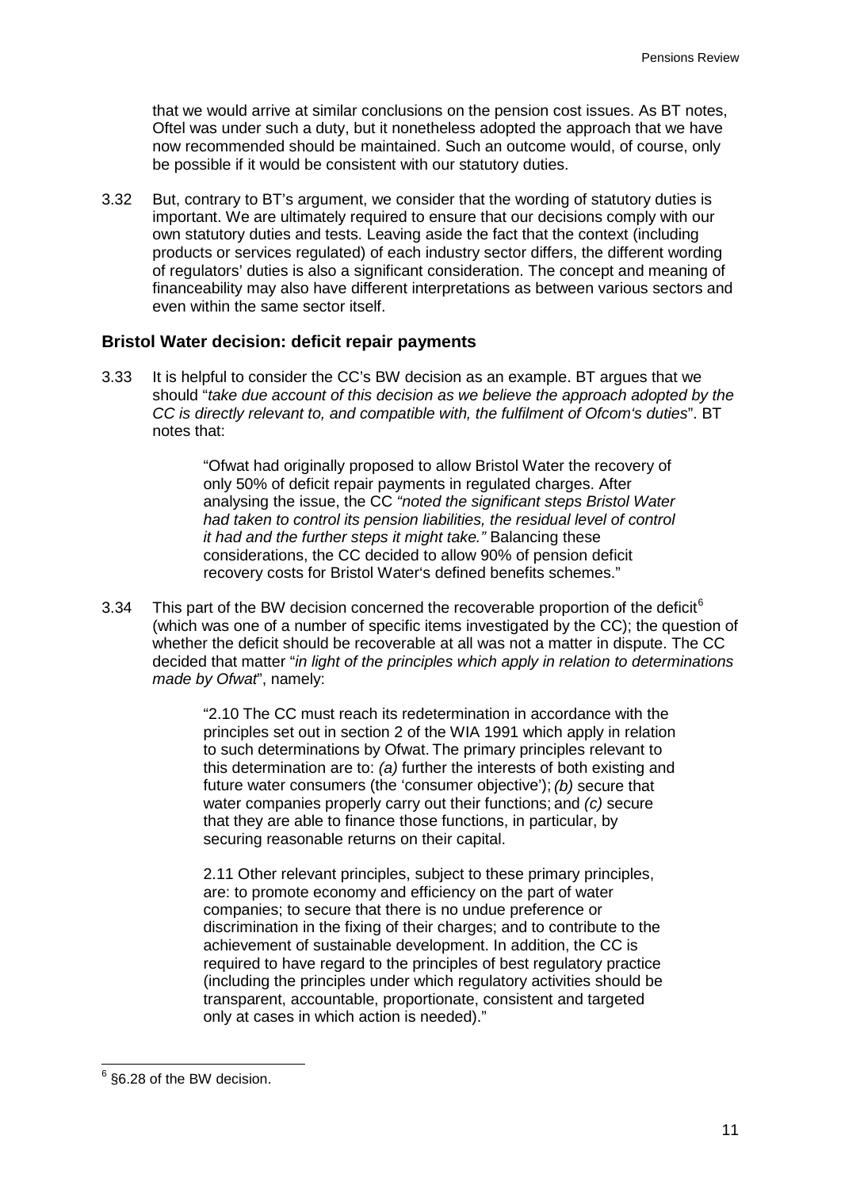that we would arrive at similar conclusions on the pension cost issues. As BT notes, Oftel was under such a duty, but it nonetheless adopted the approach that we have now recommended should be maintained. Such an outcome would, of course, only be possible if it would be consistent with our statutory duties.

3.32 But, contrary to BT's argument, we consider that the wording of statutory duties is important. We are ultimately required to ensure that our decisions comply with our own statutory duties and tests. Leaving aside the fact that the context (including products or services regulated) of each industry sector differs, the different wording of regulators' duties is also a significant consideration. The concept and meaning of financeability may also have different interpretations as between various sectors and even within the same sector itself.

### Bristol Water decision: deficit repair payments

3.33 It is helpful to consider the CC's BW decision as an example. BT argues that we should "*take due account of this decision as we believe the approach adopted by the CC is directly relevant to, and compatible with, the fulfilment of Ofcom's duties*". BT notes that:

> "Ofwat had originally proposed to allow Bristol Water the recovery of only 50% of deficit repair payments in regulated charges. After analysing the issue, the CC *"noted the significant steps Bristol Water had taken to control its pension liabilities, the residual level of control it had and the further steps it might take."* Balancing these considerations, the CC decided to allow 90% of pension deficit recovery costs for Bristol Water's defined benefits schemes."

3.34 This part of the BW decision concerned the recoverable proportion of the deficit[6] (which was one of a number of specific items investigated by the CC); the question of whether the deficit should be recoverable at all was not a matter in dispute. The CC decided that matter "*in light of the principles which apply in relation to determinations made by Ofwat*", namely:

> "2.10 The CC must reach its redetermination in accordance with the principles set out in section 2 of the WIA 1991 which apply in relation to such determinations by Ofwat. The primary principles relevant to this determination are to: *(a)* further the interests of both existing and future water consumers (the 'consumer objective'); *(b)* secure that water companies properly carry out their functions; and *(c)* secure that they are able to finance those functions, in particular, by securing reasonable returns on their capital.
>
> 2.11 Other relevant principles, subject to these primary principles, are: to promote economy and efficiency on the part of water companies; to secure that there is no undue preference or discrimination in the fixing of their charges; and to contribute to the achievement of sustainable development. In addition, the CC is required to have regard to the principles of best regulatory practice (including the principles under which regulatory activities should be transparent, accountable, proportionate, consistent and targeted only at cases in which action is needed)."

---

[6] §6.28 of the BW decision.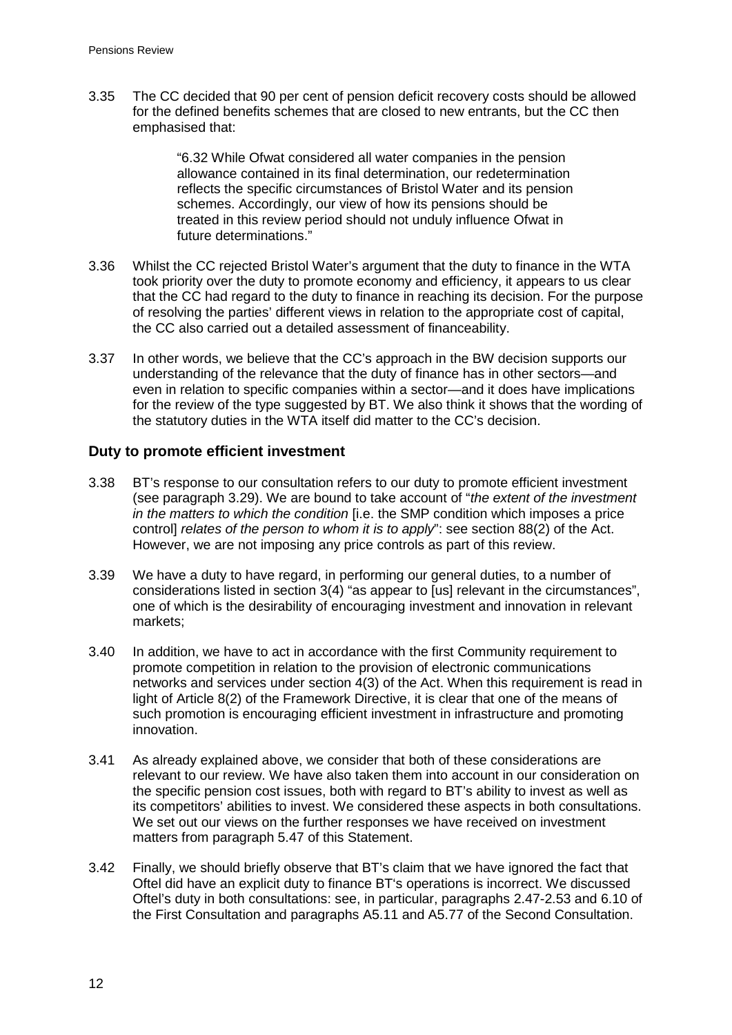3.35 The CC decided that 90 per cent of pension deficit recovery costs should be allowed for the defined benefits schemes that are closed to new entrants, but the CC then emphasised that:

> "6.32 While Ofwat considered all water companies in the pension allowance contained in its final determination, our redetermination reflects the specific circumstances of Bristol Water and its pension schemes. Accordingly, our view of how its pensions should be treated in this review period should not unduly influence Ofwat in future determinations."

3.36 Whilst the CC rejected Bristol Water's argument that the duty to finance in the WTA took priority over the duty to promote economy and efficiency, it appears to us clear that the CC had regard to the duty to finance in reaching its decision. For the purpose of resolving the parties' different views in relation to the appropriate cost of capital, the CC also carried out a detailed assessment of financeability.

3.37 In other words, we believe that the CC's approach in the BW decision supports our understanding of the relevance that the duty of finance has in other sectors—and even in relation to specific companies within a sector—and it does have implications for the review of the type suggested by BT. We also think it shows that the wording of the statutory duties in the WTA itself did matter to the CC's decision.

## Duty to promote efficient investment

3.38 BT's response to our consultation refers to our duty to promote efficient investment (see paragraph 3.29). We are bound to take account of "*the extent of the investment in the matters to which the condition* [i.e. the SMP condition which imposes a price control] *relates of the person to whom it is to apply*": see section 88(2) of the Act. However, we are not imposing any price controls as part of this review.

3.39 We have a duty to have regard, in performing our general duties, to a number of considerations listed in section 3(4) "as appear to [us] relevant in the circumstances", one of which is the desirability of encouraging investment and innovation in relevant markets;

3.40 In addition, we have to act in accordance with the first Community requirement to promote competition in relation to the provision of electronic communications networks and services under section 4(3) of the Act. When this requirement is read in light of Article 8(2) of the Framework Directive, it is clear that one of the means of such promotion is encouraging efficient investment in infrastructure and promoting innovation.

3.41 As already explained above, we consider that both of these considerations are relevant to our review. We have also taken them into account in our consideration on the specific pension cost issues, both with regard to BT's ability to invest as well as its competitors' abilities to invest. We considered these aspects in both consultations. We set out our views on the further responses we have received on investment matters from paragraph 5.47 of this Statement.

3.42 Finally, we should briefly observe that BT's claim that we have ignored the fact that Oftel did have an explicit duty to finance BT's operations is incorrect. We discussed Oftel's duty in both consultations: see, in particular, paragraphs 2.47-2.53 and 6.10 of the First Consultation and paragraphs A5.11 and A5.77 of the Second Consultation.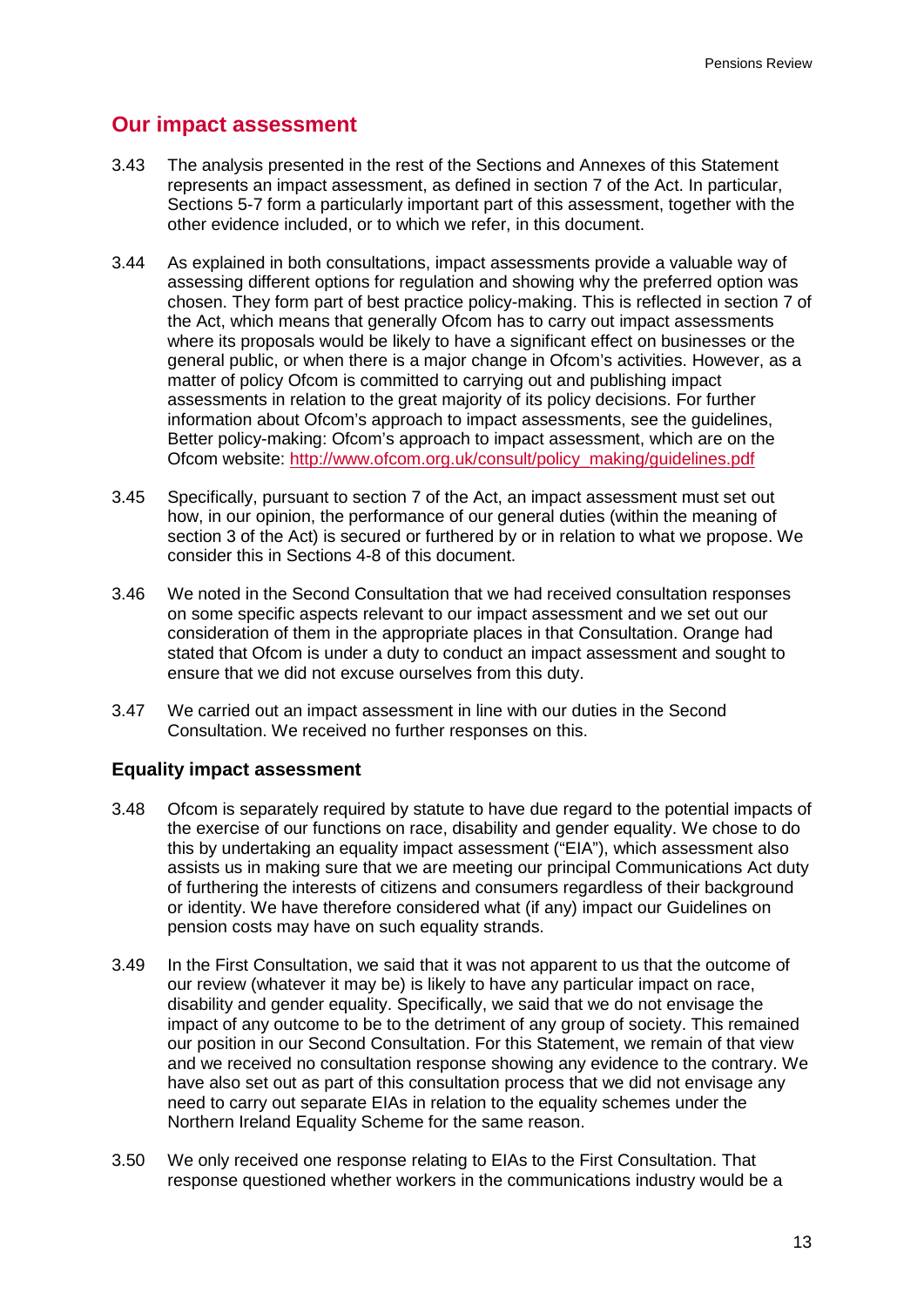## Our impact assessment

3.43 The analysis presented in the rest of the Sections and Annexes of this Statement represents an impact assessment, as defined in section 7 of the Act. In particular, Sections 5-7 form a particularly important part of this assessment, together with the other evidence included, or to which we refer, in this document.

3.44 As explained in both consultations, impact assessments provide a valuable way of assessing different options for regulation and showing why the preferred option was chosen. They form part of best practice policy-making. This is reflected in section 7 of the Act, which means that generally Ofcom has to carry out impact assessments where its proposals would be likely to have a significant effect on businesses or the general public, or when there is a major change in Ofcom's activities. However, as a matter of policy Ofcom is committed to carrying out and publishing impact assessments in relation to the great majority of its policy decisions. For further information about Ofcom's approach to impact assessments, see the guidelines, Better policy-making: Ofcom's approach to impact assessment, which are on the Ofcom website: http://www.ofcom.org.uk/consult/policy_making/guidelines.pdf

3.45 Specifically, pursuant to section 7 of the Act, an impact assessment must set out how, in our opinion, the performance of our general duties (within the meaning of section 3 of the Act) is secured or furthered by or in relation to what we propose. We consider this in Sections 4-8 of this document.

3.46 We noted in the Second Consultation that we had received consultation responses on some specific aspects relevant to our impact assessment and we set out our consideration of them in the appropriate places in that Consultation. Orange had stated that Ofcom is under a duty to conduct an impact assessment and sought to ensure that we did not excuse ourselves from this duty.

3.47 We carried out an impact assessment in line with our duties in the Second Consultation. We received no further responses on this.

### Equality impact assessment

3.48 Ofcom is separately required by statute to have due regard to the potential impacts of the exercise of our functions on race, disability and gender equality. We chose to do this by undertaking an equality impact assessment ("EIA"), which assessment also assists us in making sure that we are meeting our principal Communications Act duty of furthering the interests of citizens and consumers regardless of their background or identity. We have therefore considered what (if any) impact our Guidelines on pension costs may have on such equality strands.

3.49 In the First Consultation, we said that it was not apparent to us that the outcome of our review (whatever it may be) is likely to have any particular impact on race, disability and gender equality. Specifically, we said that we do not envisage the impact of any outcome to be to the detriment of any group of society. This remained our position in our Second Consultation. For this Statement, we remain of that view and we received no consultation response showing any evidence to the contrary. We have also set out as part of this consultation process that we did not envisage any need to carry out separate EIAs in relation to the equality schemes under the Northern Ireland Equality Scheme for the same reason.

3.50 We only received one response relating to EIAs to the First Consultation. That response questioned whether workers in the communications industry would be a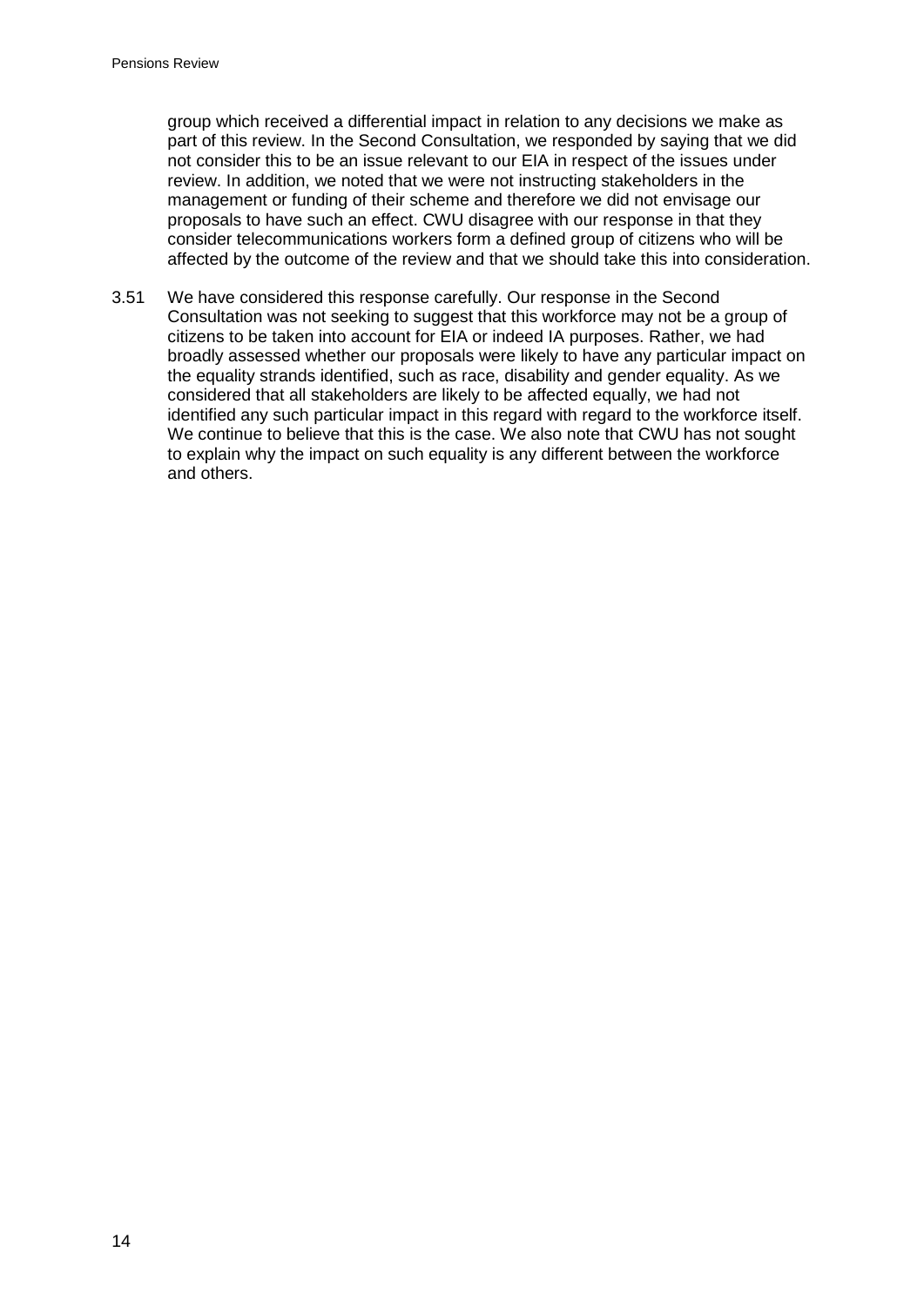group which received a differential impact in relation to any decisions we make as part of this review. In the Second Consultation, we responded by saying that we did not consider this to be an issue relevant to our EIA in respect of the issues under review. In addition, we noted that we were not instructing stakeholders in the management or funding of their scheme and therefore we did not envisage our proposals to have such an effect. CWU disagree with our response in that they consider telecommunications workers form a defined group of citizens who will be affected by the outcome of the review and that we should take this into consideration.

3.51 We have considered this response carefully. Our response in the Second Consultation was not seeking to suggest that this workforce may not be a group of citizens to be taken into account for EIA or indeed IA purposes. Rather, we had broadly assessed whether our proposals were likely to have any particular impact on the equality strands identified, such as race, disability and gender equality. As we considered that all stakeholders are likely to be affected equally, we had not identified any such particular impact in this regard with regard to the workforce itself. We continue to believe that this is the case. We also note that CWU has not sought to explain why the impact on such equality is any different between the workforce and others.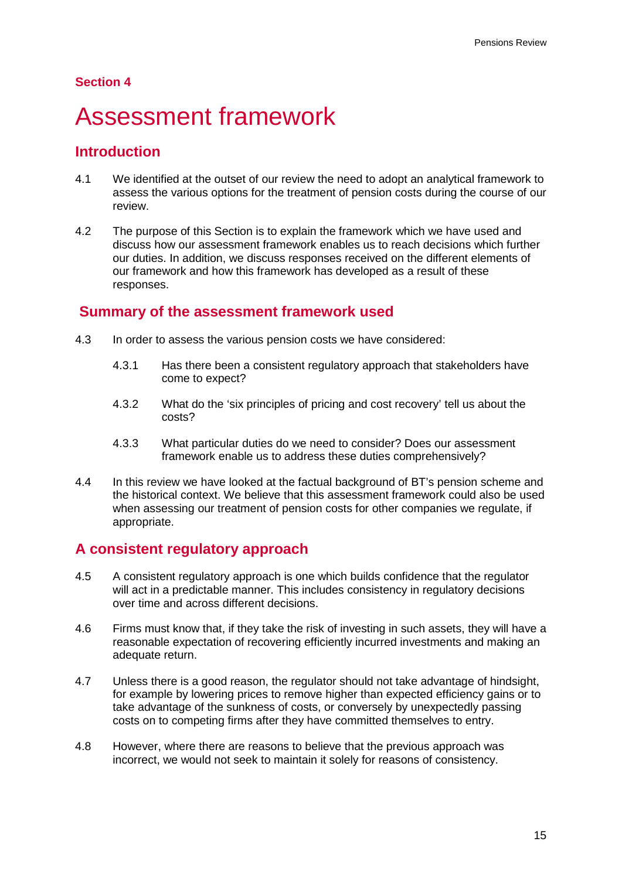## Section 4

# Assessment framework

## Introduction

4.1 We identified at the outset of our review the need to adopt an analytical framework to assess the various options for the treatment of pension costs during the course of our review.

4.2 The purpose of this Section is to explain the framework which we have used and discuss how our assessment framework enables us to reach decisions which further our duties. In addition, we discuss responses received on the different elements of our framework and how this framework has developed as a result of these responses.

## Summary of the assessment framework used

4.3 In order to assess the various pension costs we have considered:

4.3.1 Has there been a consistent regulatory approach that stakeholders have come to expect?

4.3.2 What do the 'six principles of pricing and cost recovery' tell us about the costs?

4.3.3 What particular duties do we need to consider? Does our assessment framework enable us to address these duties comprehensively?

4.4 In this review we have looked at the factual background of BT's pension scheme and the historical context. We believe that this assessment framework could also be used when assessing our treatment of pension costs for other companies we regulate, if appropriate.

## A consistent regulatory approach

4.5 A consistent regulatory approach is one which builds confidence that the regulator will act in a predictable manner. This includes consistency in regulatory decisions over time and across different decisions.

4.6 Firms must know that, if they take the risk of investing in such assets, they will have a reasonable expectation of recovering efficiently incurred investments and making an adequate return.

4.7 Unless there is a good reason, the regulator should not take advantage of hindsight, for example by lowering prices to remove higher than expected efficiency gains or to take advantage of the sunkness of costs, or conversely by unexpectedly passing costs on to competing firms after they have committed themselves to entry.

4.8 However, where there are reasons to believe that the previous approach was incorrect, we would not seek to maintain it solely for reasons of consistency.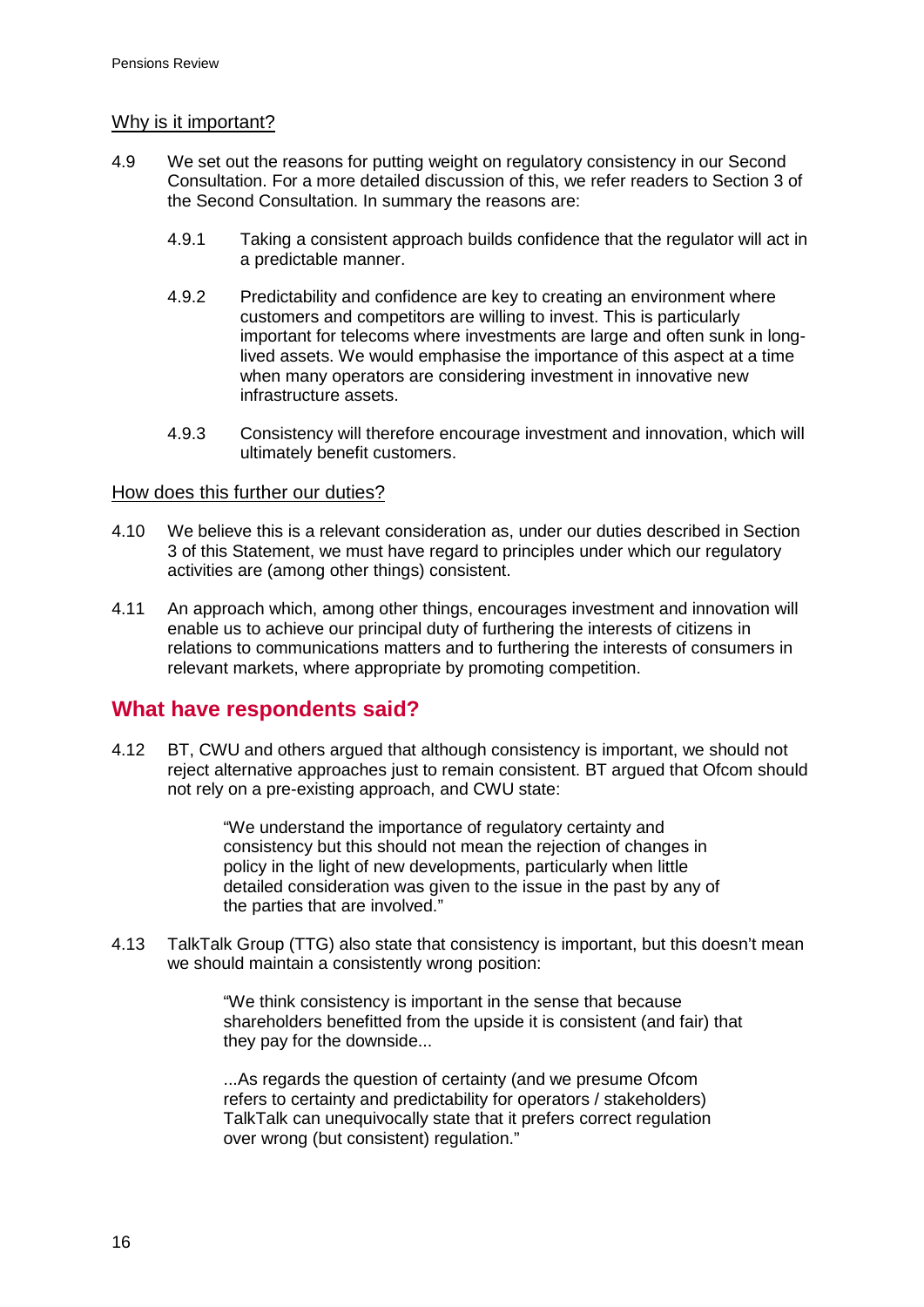Why is it important?

4.9 We set out the reasons for putting weight on regulatory consistency in our Second Consultation. For a more detailed discussion of this, we refer readers to Section 3 of the Second Consultation. In summary the reasons are:

4.9.1 Taking a consistent approach builds confidence that the regulator will act in a predictable manner.

4.9.2 Predictability and confidence are key to creating an environment where customers and competitors are willing to invest. This is particularly important for telecoms where investments are large and often sunk in long-lived assets. We would emphasise the importance of this aspect at a time when many operators are considering investment in innovative new infrastructure assets.

4.9.3 Consistency will therefore encourage investment and innovation, which will ultimately benefit customers.

How does this further our duties?

4.10 We believe this is a relevant consideration as, under our duties described in Section 3 of this Statement, we must have regard to principles under which our regulatory activities are (among other things) consistent.

4.11 An approach which, among other things, encourages investment and innovation will enable us to achieve our principal duty of furthering the interests of citizens in relations to communications matters and to furthering the interests of consumers in relevant markets, where appropriate by promoting competition.

## What have respondents said?

4.12 BT, CWU and others argued that although consistency is important, we should not reject alternative approaches just to remain consistent. BT argued that Ofcom should not rely on a pre-existing approach, and CWU state:

> "We understand the importance of regulatory certainty and consistency but this should not mean the rejection of changes in policy in the light of new developments, particularly when little detailed consideration was given to the issue in the past by any of the parties that are involved."

4.13 TalkTalk Group (TTG) also state that consistency is important, but this doesn't mean we should maintain a consistently wrong position:

> "We think consistency is important in the sense that because shareholders benefitted from the upside it is consistent (and fair) that they pay for the downside...
>
> ...As regards the question of certainty (and we presume Ofcom refers to certainty and predictability for operators / stakeholders) TalkTalk can unequivocally state that it prefers correct regulation over wrong (but consistent) regulation."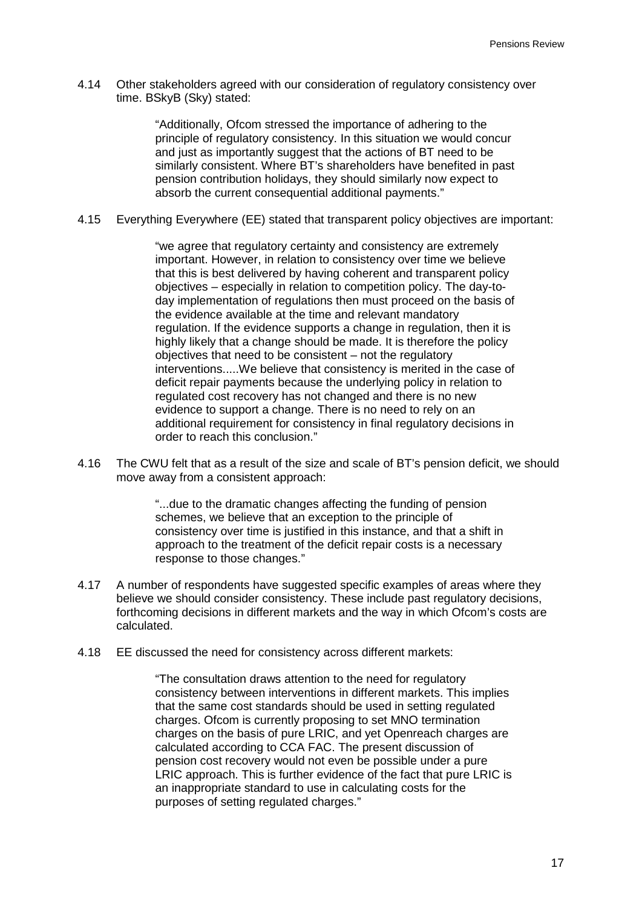4.14 Other stakeholders agreed with our consideration of regulatory consistency over time. BSkyB (Sky) stated:

> "Additionally, Ofcom stressed the importance of adhering to the principle of regulatory consistency. In this situation we would concur and just as importantly suggest that the actions of BT need to be similarly consistent. Where BT's shareholders have benefited in past pension contribution holidays, they should similarly now expect to absorb the current consequential additional payments."

4.15 Everything Everywhere (EE) stated that transparent policy objectives are important:

> "we agree that regulatory certainty and consistency are extremely important. However, in relation to consistency over time we believe that this is best delivered by having coherent and transparent policy objectives – especially in relation to competition policy. The day-to-day implementation of regulations then must proceed on the basis of the evidence available at the time and relevant mandatory regulation. If the evidence supports a change in regulation, then it is highly likely that a change should be made. It is therefore the policy objectives that need to be consistent – not the regulatory interventions.....We believe that consistency is merited in the case of deficit repair payments because the underlying policy in relation to regulated cost recovery has not changed and there is no new evidence to support a change. There is no need to rely on an additional requirement for consistency in final regulatory decisions in order to reach this conclusion."

4.16 The CWU felt that as a result of the size and scale of BT's pension deficit, we should move away from a consistent approach:

> "...due to the dramatic changes affecting the funding of pension schemes, we believe that an exception to the principle of consistency over time is justified in this instance, and that a shift in approach to the treatment of the deficit repair costs is a necessary response to those changes."

4.17 A number of respondents have suggested specific examples of areas where they believe we should consider consistency. These include past regulatory decisions, forthcoming decisions in different markets and the way in which Ofcom's costs are calculated.

4.18 EE discussed the need for consistency across different markets:

> "The consultation draws attention to the need for regulatory consistency between interventions in different markets. This implies that the same cost standards should be used in setting regulated charges. Ofcom is currently proposing to set MNO termination charges on the basis of pure LRIC, and yet Openreach charges are calculated according to CCA FAC. The present discussion of pension cost recovery would not even be possible under a pure LRIC approach. This is further evidence of the fact that pure LRIC is an inappropriate standard to use in calculating costs for the purposes of setting regulated charges."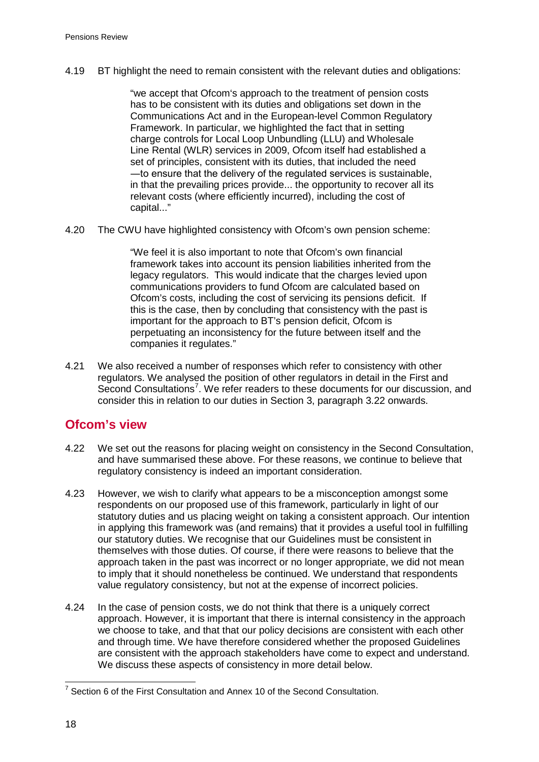4.19 BT highlight the need to remain consistent with the relevant duties and obligations:

> "we accept that Ofcom's approach to the treatment of pension costs has to be consistent with its duties and obligations set down in the Communications Act and in the European-level Common Regulatory Framework. In particular, we highlighted the fact that in setting charge controls for Local Loop Unbundling (LLU) and Wholesale Line Rental (WLR) services in 2009, Ofcom itself had established a set of principles, consistent with its duties, that included the need —to ensure that the delivery of the regulated services is sustainable, in that the prevailing prices provide... the opportunity to recover all its relevant costs (where efficiently incurred), including the cost of capital..."

4.20 The CWU have highlighted consistency with Ofcom's own pension scheme:

> "We feel it is also important to note that Ofcom's own financial framework takes into account its pension liabilities inherited from the legacy regulators. This would indicate that the charges levied upon communications providers to fund Ofcom are calculated based on Ofcom's costs, including the cost of servicing its pensions deficit. If this is the case, then by concluding that consistency with the past is important for the approach to BT's pension deficit, Ofcom is perpetuating an inconsistency for the future between itself and the companies it regulates."

4.21 We also received a number of responses which refer to consistency with other regulators. We analysed the position of other regulators in detail in the First and Second Consultations[7]. We refer readers to these documents for our discussion, and consider this in relation to our duties in Section 3, paragraph 3.22 onwards.

## Ofcom's view

4.22 We set out the reasons for placing weight on consistency in the Second Consultation, and have summarised these above. For these reasons, we continue to believe that regulatory consistency is indeed an important consideration.

4.23 However, we wish to clarify what appears to be a misconception amongst some respondents on our proposed use of this framework, particularly in light of our statutory duties and us placing weight on taking a consistent approach. Our intention in applying this framework was (and remains) that it provides a useful tool in fulfilling our statutory duties. We recognise that our Guidelines must be consistent in themselves with those duties. Of course, if there were reasons to believe that the approach taken in the past was incorrect or no longer appropriate, we did not mean to imply that it should nonetheless be continued. We understand that respondents value regulatory consistency, but not at the expense of incorrect policies.

4.24 In the case of pension costs, we do not think that there is a uniquely correct approach. However, it is important that there is internal consistency in the approach we choose to take, and that that our policy decisions are consistent with each other and through time. We have therefore considered whether the proposed Guidelines are consistent with the approach stakeholders have come to expect and understand. We discuss these aspects of consistency in more detail below.

[7] Section 6 of the First Consultation and Annex 10 of the Second Consultation.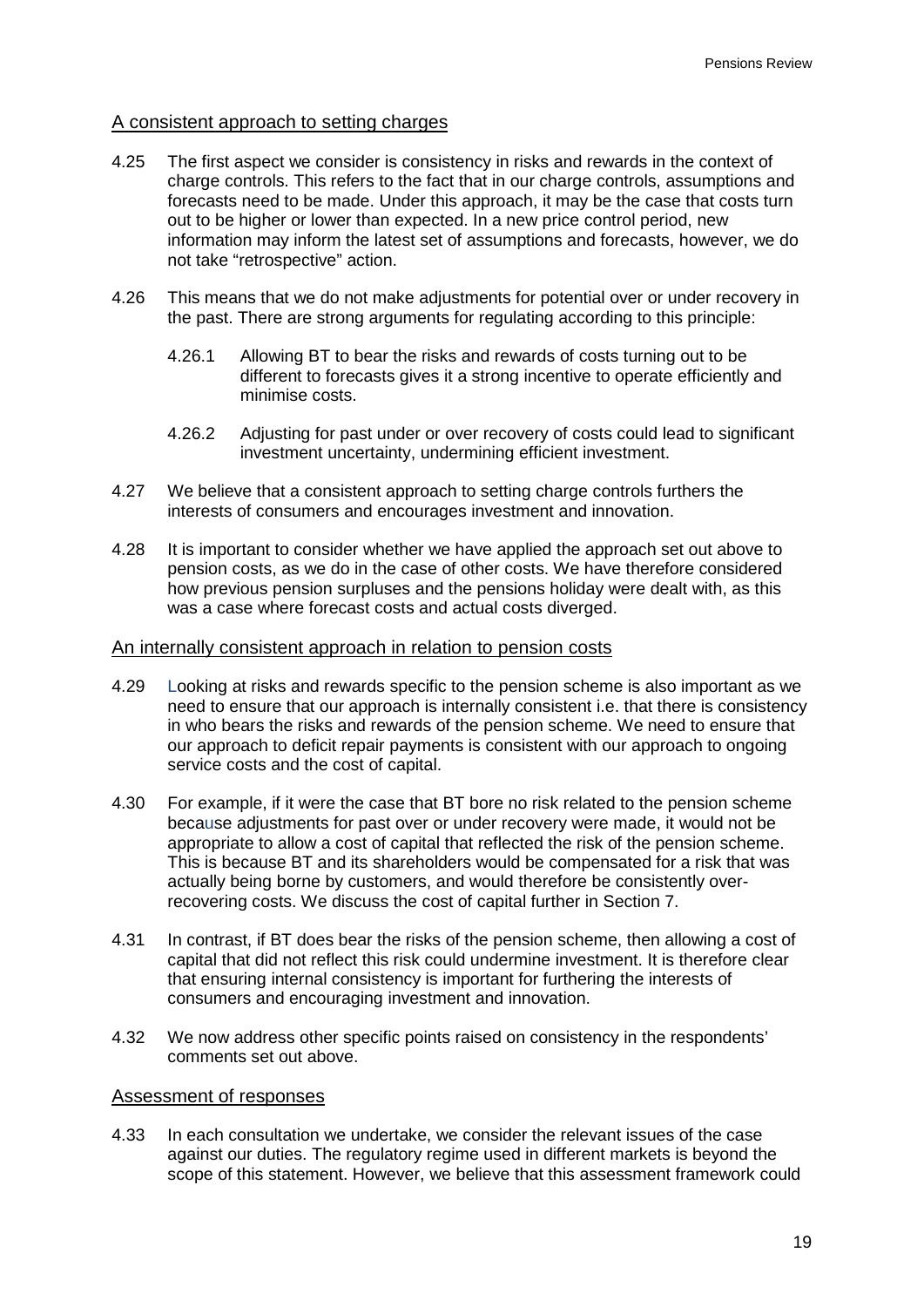A consistent approach to setting charges

4.25 The first aspect we consider is consistency in risks and rewards in the context of charge controls. This refers to the fact that in our charge controls, assumptions and forecasts need to be made. Under this approach, it may be the case that costs turn out to be higher or lower than expected. In a new price control period, new information may inform the latest set of assumptions and forecasts, however, we do not take "retrospective" action.

4.26 This means that we do not make adjustments for potential over or under recovery in the past. There are strong arguments for regulating according to this principle:

4.26.1 Allowing BT to bear the risks and rewards of costs turning out to be different to forecasts gives it a strong incentive to operate efficiently and minimise costs.

4.26.2 Adjusting for past under or over recovery of costs could lead to significant investment uncertainty, undermining efficient investment.

4.27 We believe that a consistent approach to setting charge controls furthers the interests of consumers and encourages investment and innovation.

4.28 It is important to consider whether we have applied the approach set out above to pension costs, as we do in the case of other costs. We have therefore considered how previous pension surpluses and the pensions holiday were dealt with, as this was a case where forecast costs and actual costs diverged.

An internally consistent approach in relation to pension costs

4.29 Looking at risks and rewards specific to the pension scheme is also important as we need to ensure that our approach is internally consistent i.e. that there is consistency in who bears the risks and rewards of the pension scheme. We need to ensure that our approach to deficit repair payments is consistent with our approach to ongoing service costs and the cost of capital.

4.30 For example, if it were the case that BT bore no risk related to the pension scheme because adjustments for past over or under recovery were made, it would not be appropriate to allow a cost of capital that reflected the risk of the pension scheme. This is because BT and its shareholders would be compensated for a risk that was actually being borne by customers, and would therefore be consistently over-recovering costs. We discuss the cost of capital further in Section 7.

4.31 In contrast, if BT does bear the risks of the pension scheme, then allowing a cost of capital that did not reflect this risk could undermine investment. It is therefore clear that ensuring internal consistency is important for furthering the interests of consumers and encouraging investment and innovation.

4.32 We now address other specific points raised on consistency in the respondents' comments set out above.

Assessment of responses

4.33 In each consultation we undertake, we consider the relevant issues of the case against our duties. The regulatory regime used in different markets is beyond the scope of this statement. However, we believe that this assessment framework could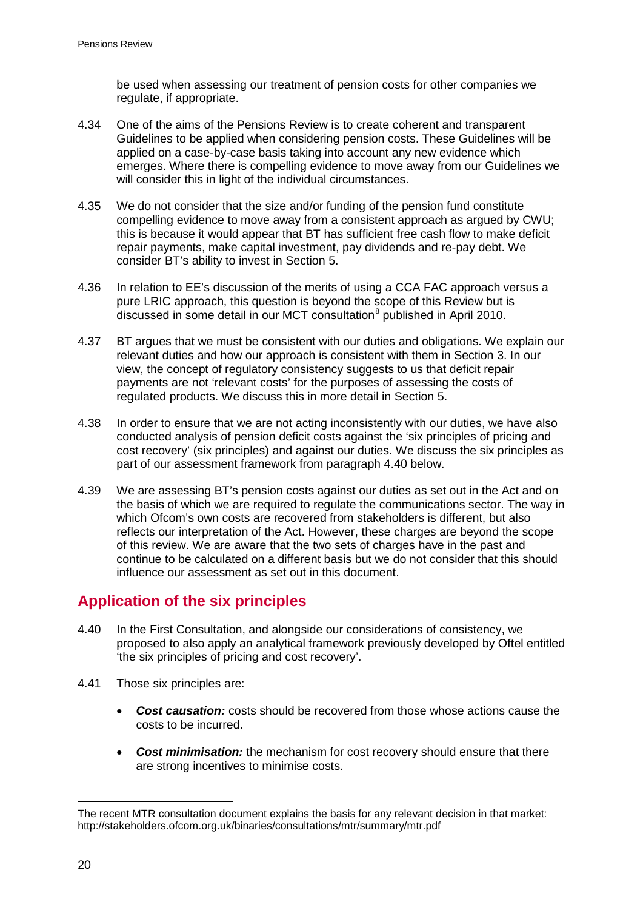be used when assessing our treatment of pension costs for other companies we regulate, if appropriate.

4.34 One of the aims of the Pensions Review is to create coherent and transparent Guidelines to be applied when considering pension costs. These Guidelines will be applied on a case-by-case basis taking into account any new evidence which emerges. Where there is compelling evidence to move away from our Guidelines we will consider this in light of the individual circumstances.

4.35 We do not consider that the size and/or funding of the pension fund constitute compelling evidence to move away from a consistent approach as argued by CWU; this is because it would appear that BT has sufficient free cash flow to make deficit repair payments, make capital investment, pay dividends and re-pay debt. We consider BT's ability to invest in Section 5.

4.36 In relation to EE's discussion of the merits of using a CCA FAC approach versus a pure LRIC approach, this question is beyond the scope of this Review but is discussed in some detail in our MCT consultation[8] published in April 2010.

4.37 BT argues that we must be consistent with our duties and obligations. We explain our relevant duties and how our approach is consistent with them in Section 3. In our view, the concept of regulatory consistency suggests to us that deficit repair payments are not 'relevant costs' for the purposes of assessing the costs of regulated products. We discuss this in more detail in Section 5.

4.38 In order to ensure that we are not acting inconsistently with our duties, we have also conducted analysis of pension deficit costs against the 'six principles of pricing and cost recovery' (six principles) and against our duties. We discuss the six principles as part of our assessment framework from paragraph 4.40 below.

4.39 We are assessing BT's pension costs against our duties as set out in the Act and on the basis of which we are required to regulate the communications sector. The way in which Ofcom's own costs are recovered from stakeholders is different, but also reflects our interpretation of the Act. However, these charges are beyond the scope of this review. We are aware that the two sets of charges have in the past and continue to be calculated on a different basis but we do not consider that this should influence our assessment as set out in this document.

## Application of the six principles

4.40 In the First Consultation, and alongside our considerations of consistency, we proposed to also apply an analytical framework previously developed by Oftel entitled 'the six principles of pricing and cost recovery'.

4.41 Those six principles are:

- ***Cost causation:*** costs should be recovered from those whose actions cause the costs to be incurred.
- ***Cost minimisation:*** the mechanism for cost recovery should ensure that there are strong incentives to minimise costs.

The recent MTR consultation document explains the basis for any relevant decision in that market: http://stakeholders.ofcom.org.uk/binaries/consultations/mtr/summary/mtr.pdf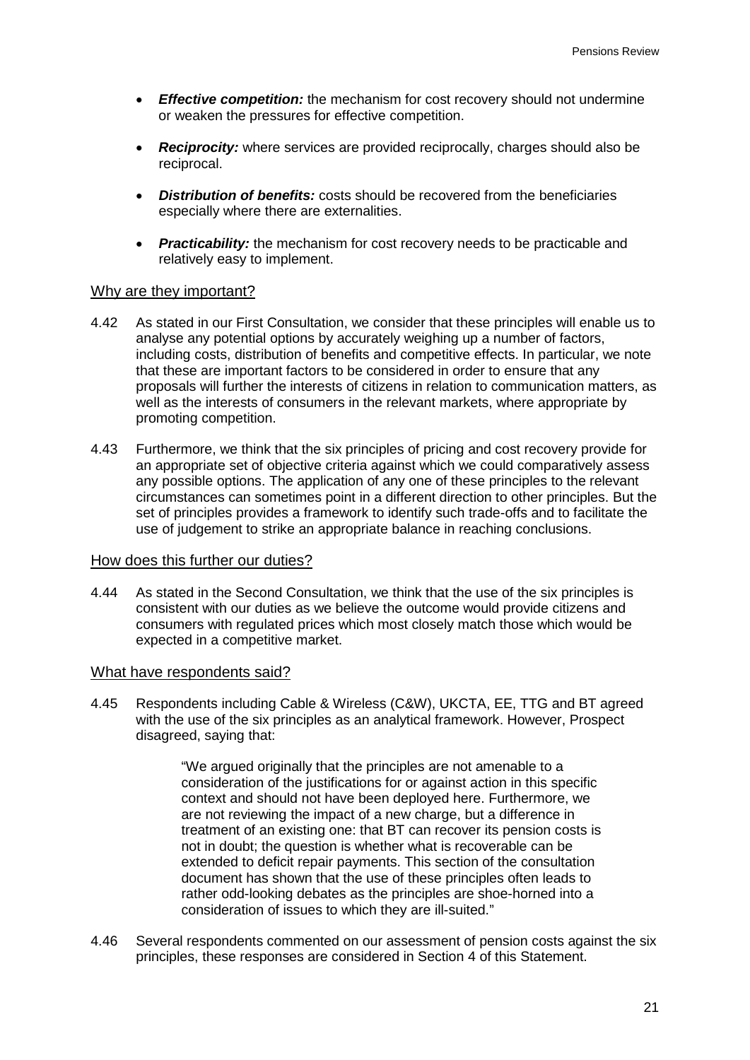- ***Effective competition:*** the mechanism for cost recovery should not undermine or weaken the pressures for effective competition.

- ***Reciprocity:*** where services are provided reciprocally, charges should also be reciprocal.

- ***Distribution of benefits:*** costs should be recovered from the beneficiaries especially where there are externalities.

- ***Practicability:*** the mechanism for cost recovery needs to be practicable and relatively easy to implement.

### Why are they important?

4.42 As stated in our First Consultation, we consider that these principles will enable us to analyse any potential options by accurately weighing up a number of factors, including costs, distribution of benefits and competitive effects. In particular, we note that these are important factors to be considered in order to ensure that any proposals will further the interests of citizens in relation to communication matters, as well as the interests of consumers in the relevant markets, where appropriate by promoting competition.

4.43 Furthermore, we think that the six principles of pricing and cost recovery provide for an appropriate set of objective criteria against which we could comparatively assess any possible options. The application of any one of these principles to the relevant circumstances can sometimes point in a different direction to other principles. But the set of principles provides a framework to identify such trade-offs and to facilitate the use of judgement to strike an appropriate balance in reaching conclusions.

### How does this further our duties?

4.44 As stated in the Second Consultation, we think that the use of the six principles is consistent with our duties as we believe the outcome would provide citizens and consumers with regulated prices which most closely match those which would be expected in a competitive market.

### What have respondents said?

4.45 Respondents including Cable & Wireless (C&W), UKCTA, EE, TTG and BT agreed with the use of the six principles as an analytical framework. However, Prospect disagreed, saying that:

> "We argued originally that the principles are not amenable to a consideration of the justifications for or against action in this specific context and should not have been deployed here. Furthermore, we are not reviewing the impact of a new charge, but a difference in treatment of an existing one: that BT can recover its pension costs is not in doubt; the question is whether what is recoverable can be extended to deficit repair payments. This section of the consultation document has shown that the use of these principles often leads to rather odd-looking debates as the principles are shoe-horned into a consideration of issues to which they are ill-suited."

4.46 Several respondents commented on our assessment of pension costs against the six principles, these responses are considered in Section 4 of this Statement.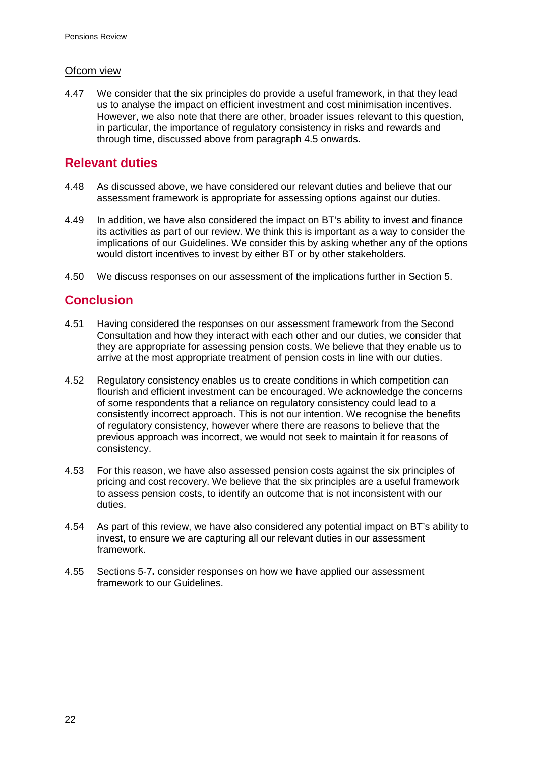Ofcom view

4.47 We consider that the six principles do provide a useful framework, in that they lead us to analyse the impact on efficient investment and cost minimisation incentives. However, we also note that there are other, broader issues relevant to this question, in particular, the importance of regulatory consistency in risks and rewards and through time, discussed above from paragraph 4.5 onwards.

## Relevant duties

4.48 As discussed above, we have considered our relevant duties and believe that our assessment framework is appropriate for assessing options against our duties.

4.49 In addition, we have also considered the impact on BT's ability to invest and finance its activities as part of our review. We think this is important as a way to consider the implications of our Guidelines. We consider this by asking whether any of the options would distort incentives to invest by either BT or by other stakeholders.

4.50 We discuss responses on our assessment of the implications further in Section 5.

## Conclusion

4.51 Having considered the responses on our assessment framework from the Second Consultation and how they interact with each other and our duties, we consider that they are appropriate for assessing pension costs. We believe that they enable us to arrive at the most appropriate treatment of pension costs in line with our duties.

4.52 Regulatory consistency enables us to create conditions in which competition can flourish and efficient investment can be encouraged. We acknowledge the concerns of some respondents that a reliance on regulatory consistency could lead to a consistently incorrect approach. This is not our intention. We recognise the benefits of regulatory consistency, however where there are reasons to believe that the previous approach was incorrect, we would not seek to maintain it for reasons of consistency.

4.53 For this reason, we have also assessed pension costs against the six principles of pricing and cost recovery. We believe that the six principles are a useful framework to assess pension costs, to identify an outcome that is not inconsistent with our duties.

4.54 As part of this review, we have also considered any potential impact on BT's ability to invest, to ensure we are capturing all our relevant duties in our assessment framework.

4.55 Sections 5-7**.** consider responses on how we have applied our assessment framework to our Guidelines.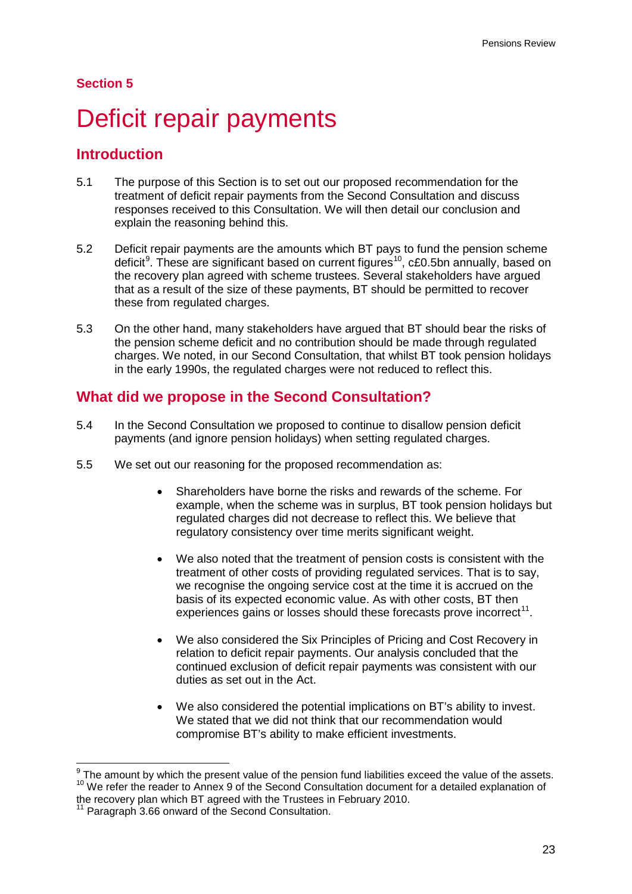**Section 5**

# Deficit repair payments

## Introduction

5.1 The purpose of this Section is to set out our proposed recommendation for the treatment of deficit repair payments from the Second Consultation and discuss responses received to this Consultation. We will then detail our conclusion and explain the reasoning behind this.

5.2 Deficit repair payments are the amounts which BT pays to fund the pension scheme deficit[9]. These are significant based on current figures[10], c£0.5bn annually, based on the recovery plan agreed with scheme trustees. Several stakeholders have argued that as a result of the size of these payments, BT should be permitted to recover these from regulated charges.

5.3 On the other hand, many stakeholders have argued that BT should bear the risks of the pension scheme deficit and no contribution should be made through regulated charges. We noted, in our Second Consultation, that whilst BT took pension holidays in the early 1990s, the regulated charges were not reduced to reflect this.

## What did we propose in the Second Consultation?

5.4 In the Second Consultation we proposed to continue to disallow pension deficit payments (and ignore pension holidays) when setting regulated charges.

5.5 We set out our reasoning for the proposed recommendation as:

- Shareholders have borne the risks and rewards of the scheme. For example, when the scheme was in surplus, BT took pension holidays but regulated charges did not decrease to reflect this. We believe that regulatory consistency over time merits significant weight.

- We also noted that the treatment of pension costs is consistent with the treatment of other costs of providing regulated services. That is to say, we recognise the ongoing service cost at the time it is accrued on the basis of its expected economic value. As with other costs, BT then experiences gains or losses should these forecasts prove incorrect[11].

- We also considered the Six Principles of Pricing and Cost Recovery in relation to deficit repair payments. Our analysis concluded that the continued exclusion of deficit repair payments was consistent with our duties as set out in the Act.

- We also considered the potential implications on BT's ability to invest. We stated that we did not think that our recommendation would compromise BT's ability to make efficient investments.

---

[9] The amount by which the present value of the pension fund liabilities exceed the value of the assets.

[10] We refer the reader to Annex 9 of the Second Consultation document for a detailed explanation of the recovery plan which BT agreed with the Trustees in February 2010.

[11] Paragraph 3.66 onward of the Second Consultation.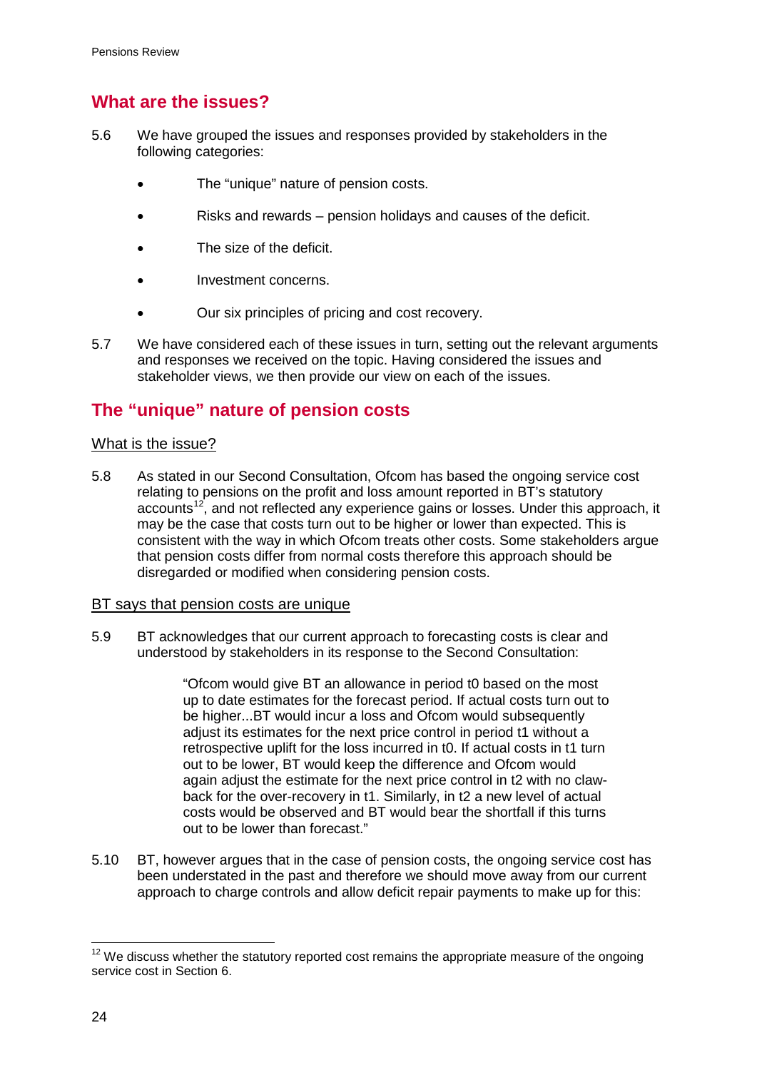## What are the issues?

5.6 We have grouped the issues and responses provided by stakeholders in the following categories:

- The "unique" nature of pension costs.
- Risks and rewards – pension holidays and causes of the deficit.
- The size of the deficit.
- Investment concerns.
- Our six principles of pricing and cost recovery.

5.7 We have considered each of these issues in turn, setting out the relevant arguments and responses we received on the topic. Having considered the issues and stakeholder views, we then provide our view on each of the issues.

## The "unique" nature of pension costs

What is the issue?

5.8 As stated in our Second Consultation, Ofcom has based the ongoing service cost relating to pensions on the profit and loss amount reported in BT's statutory accounts[12], and not reflected any experience gains or losses. Under this approach, it may be the case that costs turn out to be higher or lower than expected. This is consistent with the way in which Ofcom treats other costs. Some stakeholders argue that pension costs differ from normal costs therefore this approach should be disregarded or modified when considering pension costs.

BT says that pension costs are unique

5.9 BT acknowledges that our current approach to forecasting costs is clear and understood by stakeholders in its response to the Second Consultation:

> "Ofcom would give BT an allowance in period t0 based on the most up to date estimates for the forecast period. If actual costs turn out to be higher...BT would incur a loss and Ofcom would subsequently adjust its estimates for the next price control in period t1 without a retrospective uplift for the loss incurred in t0. If actual costs in t1 turn out to be lower, BT would keep the difference and Ofcom would again adjust the estimate for the next price control in t2 with no claw-back for the over-recovery in t1. Similarly, in t2 a new level of actual costs would be observed and BT would bear the shortfall if this turns out to be lower than forecast."

5.10 BT, however argues that in the case of pension costs, the ongoing service cost has been understated in the past and therefore we should move away from our current approach to charge controls and allow deficit repair payments to make up for this:

[12] We discuss whether the statutory reported cost remains the appropriate measure of the ongoing service cost in Section 6.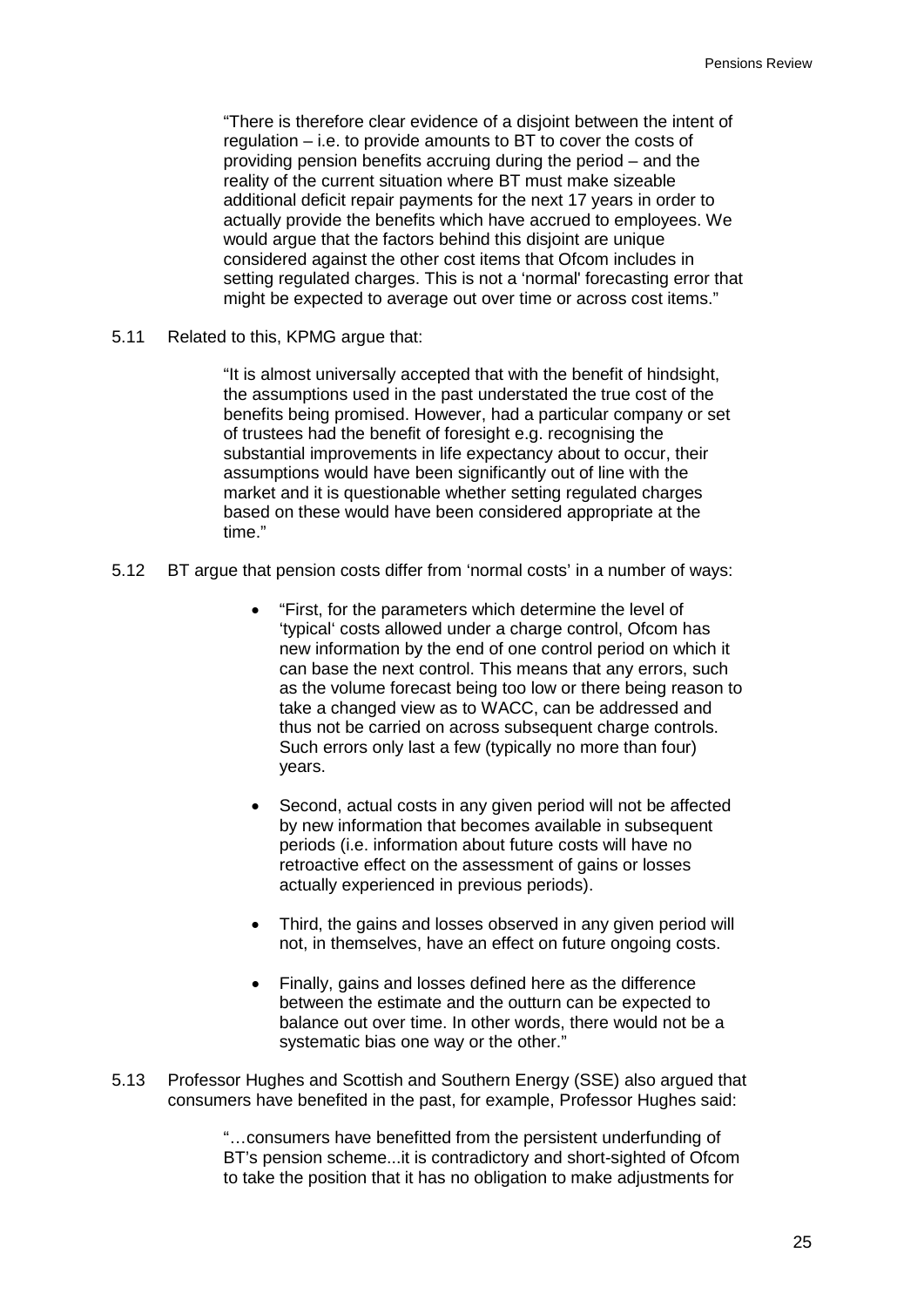"There is therefore clear evidence of a disjoint between the intent of regulation – i.e. to provide amounts to BT to cover the costs of providing pension benefits accruing during the period – and the reality of the current situation where BT must make sizeable additional deficit repair payments for the next 17 years in order to actually provide the benefits which have accrued to employees. We would argue that the factors behind this disjoint are unique considered against the other cost items that Ofcom includes in setting regulated charges. This is not a 'normal' forecasting error that might be expected to average out over time or across cost items."

5.11 Related to this, KPMG argue that:

> "It is almost universally accepted that with the benefit of hindsight, the assumptions used in the past understated the true cost of the benefits being promised. However, had a particular company or set of trustees had the benefit of foresight e.g. recognising the substantial improvements in life expectancy about to occur, their assumptions would have been significantly out of line with the market and it is questionable whether setting regulated charges based on these would have been considered appropriate at the time."

5.12 BT argue that pension costs differ from 'normal costs' in a number of ways:

- "First, for the parameters which determine the level of 'typical' costs allowed under a charge control, Ofcom has new information by the end of one control period on which it can base the next control. This means that any errors, such as the volume forecast being too low or there being reason to take a changed view as to WACC, can be addressed and thus not be carried on across subsequent charge controls. Such errors only last a few (typically no more than four) years.
- Second, actual costs in any given period will not be affected by new information that becomes available in subsequent periods (i.e. information about future costs will have no retroactive effect on the assessment of gains or losses actually experienced in previous periods).
- Third, the gains and losses observed in any given period will not, in themselves, have an effect on future ongoing costs.
- Finally, gains and losses defined here as the difference between the estimate and the outturn can be expected to balance out over time. In other words, there would not be a systematic bias one way or the other."

5.13 Professor Hughes and Scottish and Southern Energy (SSE) also argued that consumers have benefited in the past, for example, Professor Hughes said:

> "…consumers have benefitted from the persistent underfunding of BT's pension scheme...it is contradictory and short-sighted of Ofcom to take the position that it has no obligation to make adjustments for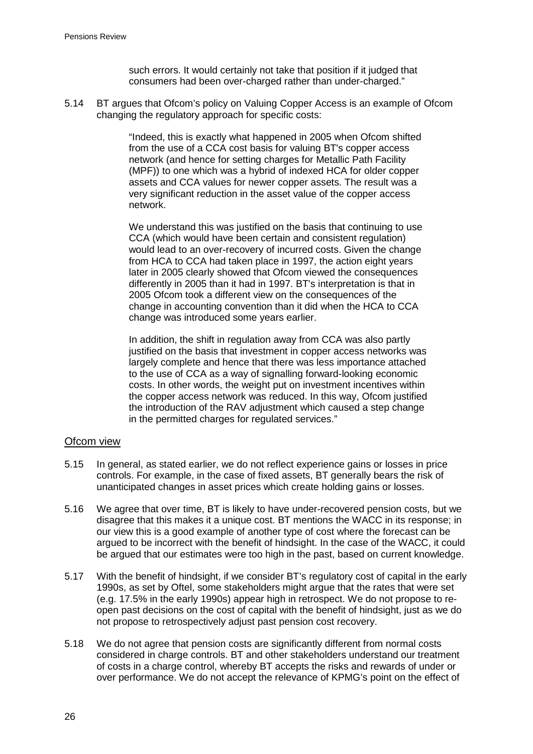such errors. It would certainly not take that position if it judged that consumers had been over-charged rather than under-charged."

5.14 BT argues that Ofcom's policy on Valuing Copper Access is an example of Ofcom changing the regulatory approach for specific costs:

> "Indeed, this is exactly what happened in 2005 when Ofcom shifted from the use of a CCA cost basis for valuing BT's copper access network (and hence for setting charges for Metallic Path Facility (MPF)) to one which was a hybrid of indexed HCA for older copper assets and CCA values for newer copper assets. The result was a very significant reduction in the asset value of the copper access network.
>
> We understand this was justified on the basis that continuing to use CCA (which would have been certain and consistent regulation) would lead to an over-recovery of incurred costs. Given the change from HCA to CCA had taken place in 1997, the action eight years later in 2005 clearly showed that Ofcom viewed the consequences differently in 2005 than it had in 1997. BT's interpretation is that in 2005 Ofcom took a different view on the consequences of the change in accounting convention than it did when the HCA to CCA change was introduced some years earlier.
>
> In addition, the shift in regulation away from CCA was also partly justified on the basis that investment in copper access networks was largely complete and hence that there was less importance attached to the use of CCA as a way of signalling forward-looking economic costs. In other words, the weight put on investment incentives within the copper access network was reduced. In this way, Ofcom justified the introduction of the RAV adjustment which caused a step change in the permitted charges for regulated services."

## Ofcom view

5.15 In general, as stated earlier, we do not reflect experience gains or losses in price controls. For example, in the case of fixed assets, BT generally bears the risk of unanticipated changes in asset prices which create holding gains or losses.

5.16 We agree that over time, BT is likely to have under-recovered pension costs, but we disagree that this makes it a unique cost. BT mentions the WACC in its response; in our view this is a good example of another type of cost where the forecast can be argued to be incorrect with the benefit of hindsight. In the case of the WACC, it could be argued that our estimates were too high in the past, based on current knowledge.

5.17 With the benefit of hindsight, if we consider BT's regulatory cost of capital in the early 1990s, as set by Oftel, some stakeholders might argue that the rates that were set (e.g. 17.5% in the early 1990s) appear high in retrospect. We do not propose to re-open past decisions on the cost of capital with the benefit of hindsight, just as we do not propose to retrospectively adjust past pension cost recovery.

5.18 We do not agree that pension costs are significantly different from normal costs considered in charge controls. BT and other stakeholders understand our treatment of costs in a charge control, whereby BT accepts the risks and rewards of under or over performance. We do not accept the relevance of KPMG's point on the effect of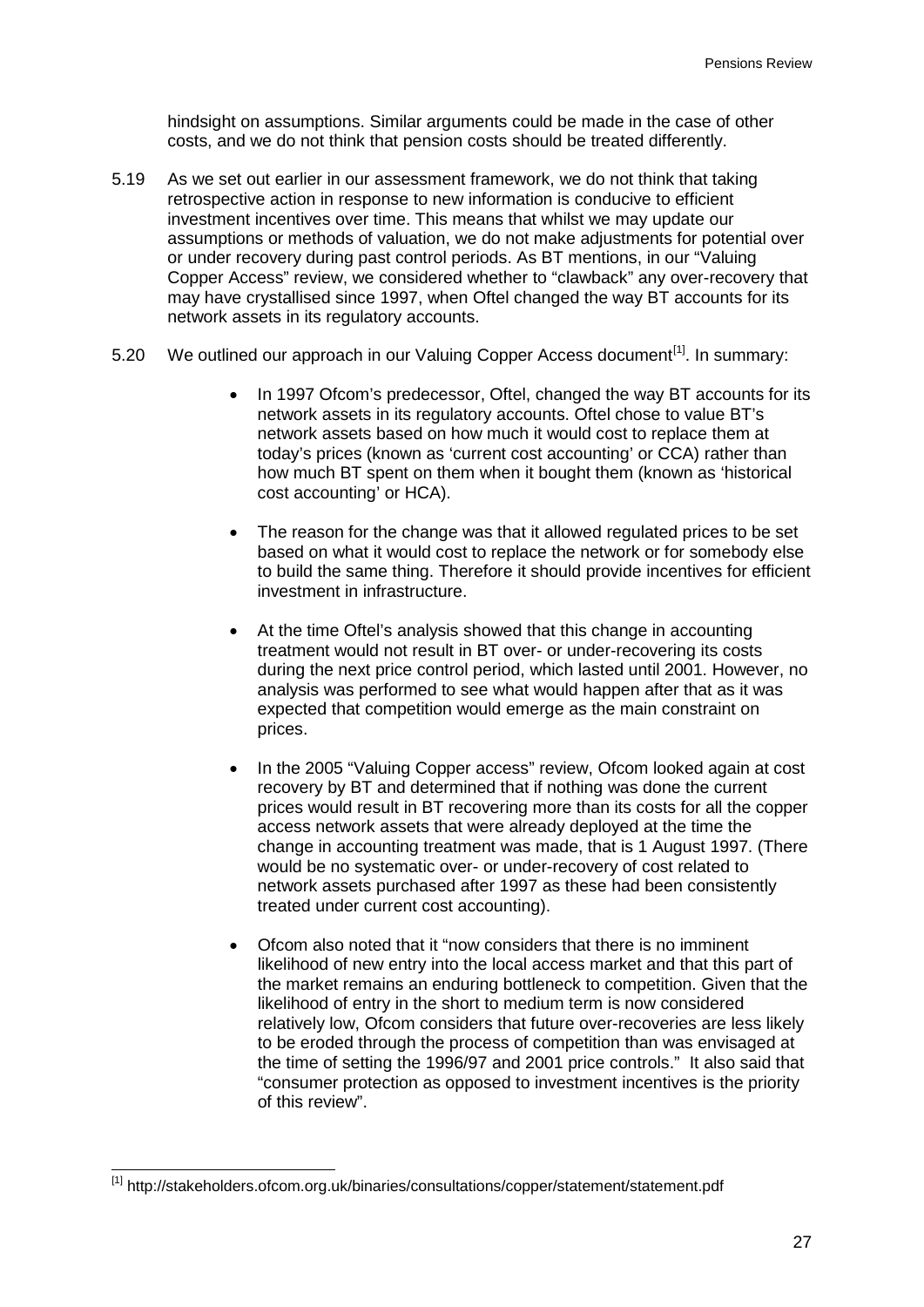hindsight on assumptions. Similar arguments could be made in the case of other costs, and we do not think that pension costs should be treated differently.

5.19 As we set out earlier in our assessment framework, we do not think that taking retrospective action in response to new information is conducive to efficient investment incentives over time. This means that whilst we may update our assumptions or methods of valuation, we do not make adjustments for potential over or under recovery during past control periods. As BT mentions, in our "Valuing Copper Access" review, we considered whether to "clawback" any over-recovery that may have crystallised since 1997, when Oftel changed the way BT accounts for its network assets in its regulatory accounts.

5.20 We outlined our approach in our Valuing Copper Access document[1]. In summary:

- In 1997 Ofcom's predecessor, Oftel, changed the way BT accounts for its network assets in its regulatory accounts. Oftel chose to value BT's network assets based on how much it would cost to replace them at today's prices (known as 'current cost accounting' or CCA) rather than how much BT spent on them when it bought them (known as 'historical cost accounting' or HCA).

- The reason for the change was that it allowed regulated prices to be set based on what it would cost to replace the network or for somebody else to build the same thing. Therefore it should provide incentives for efficient investment in infrastructure.

- At the time Oftel's analysis showed that this change in accounting treatment would not result in BT over- or under-recovering its costs during the next price control period, which lasted until 2001. However, no analysis was performed to see what would happen after that as it was expected that competition would emerge as the main constraint on prices.

- In the 2005 "Valuing Copper access" review, Ofcom looked again at cost recovery by BT and determined that if nothing was done the current prices would result in BT recovering more than its costs for all the copper access network assets that were already deployed at the time the change in accounting treatment was made, that is 1 August 1997. (There would be no systematic over- or under-recovery of cost related to network assets purchased after 1997 as these had been consistently treated under current cost accounting).

- Ofcom also noted that it "now considers that there is no imminent likelihood of new entry into the local access market and that this part of the market remains an enduring bottleneck to competition. Given that the likelihood of entry in the short to medium term is now considered relatively low, Ofcom considers that future over-recoveries are less likely to be eroded through the process of competition than was envisaged at the time of setting the 1996/97 and 2001 price controls." It also said that "consumer protection as opposed to investment incentives is the priority of this review".

---

[1] http://stakeholders.ofcom.org.uk/binaries/consultations/copper/statement/statement.pdf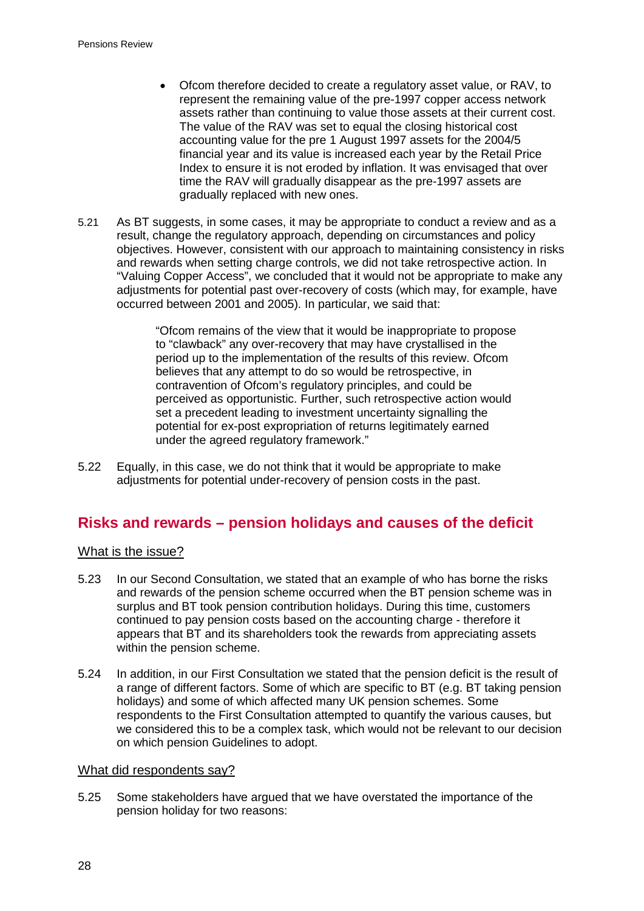- Ofcom therefore decided to create a regulatory asset value, or RAV, to represent the remaining value of the pre-1997 copper access network assets rather than continuing to value those assets at their current cost. The value of the RAV was set to equal the closing historical cost accounting value for the pre 1 August 1997 assets for the 2004/5 financial year and its value is increased each year by the Retail Price Index to ensure it is not eroded by inflation. It was envisaged that over time the RAV will gradually disappear as the pre-1997 assets are gradually replaced with new ones.

5.21 As BT suggests, in some cases, it may be appropriate to conduct a review and as a result, change the regulatory approach, depending on circumstances and policy objectives. However, consistent with our approach to maintaining consistency in risks and rewards when setting charge controls, we did not take retrospective action. In "Valuing Copper Access", we concluded that it would not be appropriate to make any adjustments for potential past over-recovery of costs (which may, for example, have occurred between 2001 and 2005). In particular, we said that:

> "Ofcom remains of the view that it would be inappropriate to propose to "clawback" any over-recovery that may have crystallised in the period up to the implementation of the results of this review. Ofcom believes that any attempt to do so would be retrospective, in contravention of Ofcom's regulatory principles, and could be perceived as opportunistic. Further, such retrospective action would set a precedent leading to investment uncertainty signalling the potential for ex-post expropriation of returns legitimately earned under the agreed regulatory framework."

5.22 Equally, in this case, we do not think that it would be appropriate to make adjustments for potential under-recovery of pension costs in the past.

## Risks and rewards – pension holidays and causes of the deficit

### What is the issue?

5.23 In our Second Consultation, we stated that an example of who has borne the risks and rewards of the pension scheme occurred when the BT pension scheme was in surplus and BT took pension contribution holidays. During this time, customers continued to pay pension costs based on the accounting charge - therefore it appears that BT and its shareholders took the rewards from appreciating assets within the pension scheme.

5.24 In addition, in our First Consultation we stated that the pension deficit is the result of a range of different factors. Some of which are specific to BT (e.g. BT taking pension holidays) and some of which affected many UK pension schemes. Some respondents to the First Consultation attempted to quantify the various causes, but we considered this to be a complex task, which would not be relevant to our decision on which pension Guidelines to adopt.

### What did respondents say?

5.25 Some stakeholders have argued that we have overstated the importance of the pension holiday for two reasons: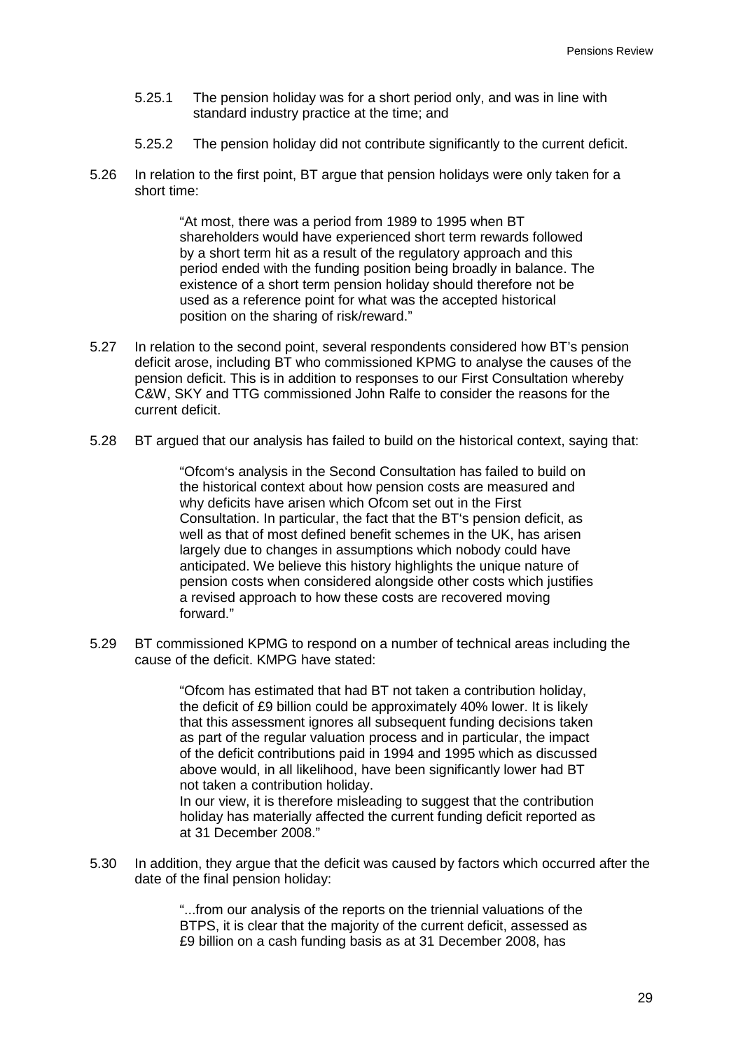5.25.1 The pension holiday was for a short period only, and was in line with standard industry practice at the time; and

5.25.2 The pension holiday did not contribute significantly to the current deficit.

5.26 In relation to the first point, BT argue that pension holidays were only taken for a short time:

> "At most, there was a period from 1989 to 1995 when BT shareholders would have experienced short term rewards followed by a short term hit as a result of the regulatory approach and this period ended with the funding position being broadly in balance. The existence of a short term pension holiday should therefore not be used as a reference point for what was the accepted historical position on the sharing of risk/reward."

5.27 In relation to the second point, several respondents considered how BT's pension deficit arose, including BT who commissioned KPMG to analyse the causes of the pension deficit. This is in addition to responses to our First Consultation whereby C&W, SKY and TTG commissioned John Ralfe to consider the reasons for the current deficit.

5.28 BT argued that our analysis has failed to build on the historical context, saying that:

> "Ofcom's analysis in the Second Consultation has failed to build on the historical context about how pension costs are measured and why deficits have arisen which Ofcom set out in the First Consultation. In particular, the fact that the BT's pension deficit, as well as that of most defined benefit schemes in the UK, has arisen largely due to changes in assumptions which nobody could have anticipated. We believe this history highlights the unique nature of pension costs when considered alongside other costs which justifies a revised approach to how these costs are recovered moving forward."

5.29 BT commissioned KPMG to respond on a number of technical areas including the cause of the deficit. KMPG have stated:

> "Ofcom has estimated that had BT not taken a contribution holiday, the deficit of £9 billion could be approximately 40% lower. It is likely that this assessment ignores all subsequent funding decisions taken as part of the regular valuation process and in particular, the impact of the deficit contributions paid in 1994 and 1995 which as discussed above would, in all likelihood, have been significantly lower had BT not taken a contribution holiday.
>
> In our view, it is therefore misleading to suggest that the contribution holiday has materially affected the current funding deficit reported as at 31 December 2008."

5.30 In addition, they argue that the deficit was caused by factors which occurred after the date of the final pension holiday:

> "...from our analysis of the reports on the triennial valuations of the BTPS, it is clear that the majority of the current deficit, assessed as £9 billion on a cash funding basis as at 31 December 2008, has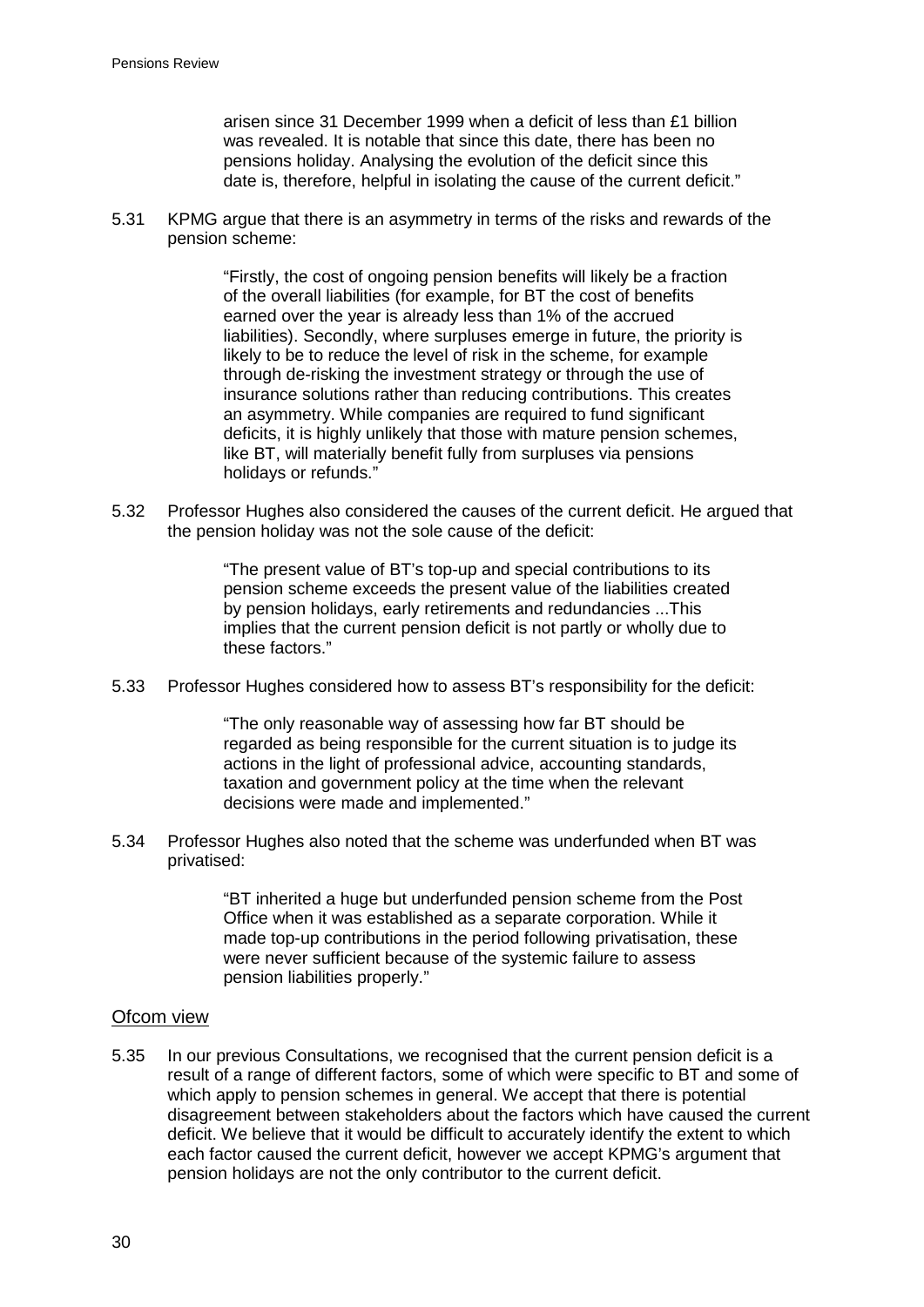arisen since 31 December 1999 when a deficit of less than £1 billion was revealed. It is notable that since this date, there has been no pensions holiday. Analysing the evolution of the deficit since this date is, therefore, helpful in isolating the cause of the current deficit."

5.31 KPMG argue that there is an asymmetry in terms of the risks and rewards of the pension scheme:

> "Firstly, the cost of ongoing pension benefits will likely be a fraction of the overall liabilities (for example, for BT the cost of benefits earned over the year is already less than 1% of the accrued liabilities). Secondly, where surpluses emerge in future, the priority is likely to be to reduce the level of risk in the scheme, for example through de-risking the investment strategy or through the use of insurance solutions rather than reducing contributions. This creates an asymmetry. While companies are required to fund significant deficits, it is highly unlikely that those with mature pension schemes, like BT, will materially benefit fully from surpluses via pensions holidays or refunds."

5.32 Professor Hughes also considered the causes of the current deficit. He argued that the pension holiday was not the sole cause of the deficit:

> "The present value of BT's top-up and special contributions to its pension scheme exceeds the present value of the liabilities created by pension holidays, early retirements and redundancies ...This implies that the current pension deficit is not partly or wholly due to these factors."

5.33 Professor Hughes considered how to assess BT's responsibility for the deficit:

> "The only reasonable way of assessing how far BT should be regarded as being responsible for the current situation is to judge its actions in the light of professional advice, accounting standards, taxation and government policy at the time when the relevant decisions were made and implemented."

5.34 Professor Hughes also noted that the scheme was underfunded when BT was privatised:

> "BT inherited a huge but underfunded pension scheme from the Post Office when it was established as a separate corporation. While it made top-up contributions in the period following privatisation, these were never sufficient because of the systemic failure to assess pension liabilities properly."

### Ofcom view

5.35 In our previous Consultations, we recognised that the current pension deficit is a result of a range of different factors, some of which were specific to BT and some of which apply to pension schemes in general. We accept that there is potential disagreement between stakeholders about the factors which have caused the current deficit. We believe that it would be difficult to accurately identify the extent to which each factor caused the current deficit, however we accept KPMG's argument that pension holidays are not the only contributor to the current deficit.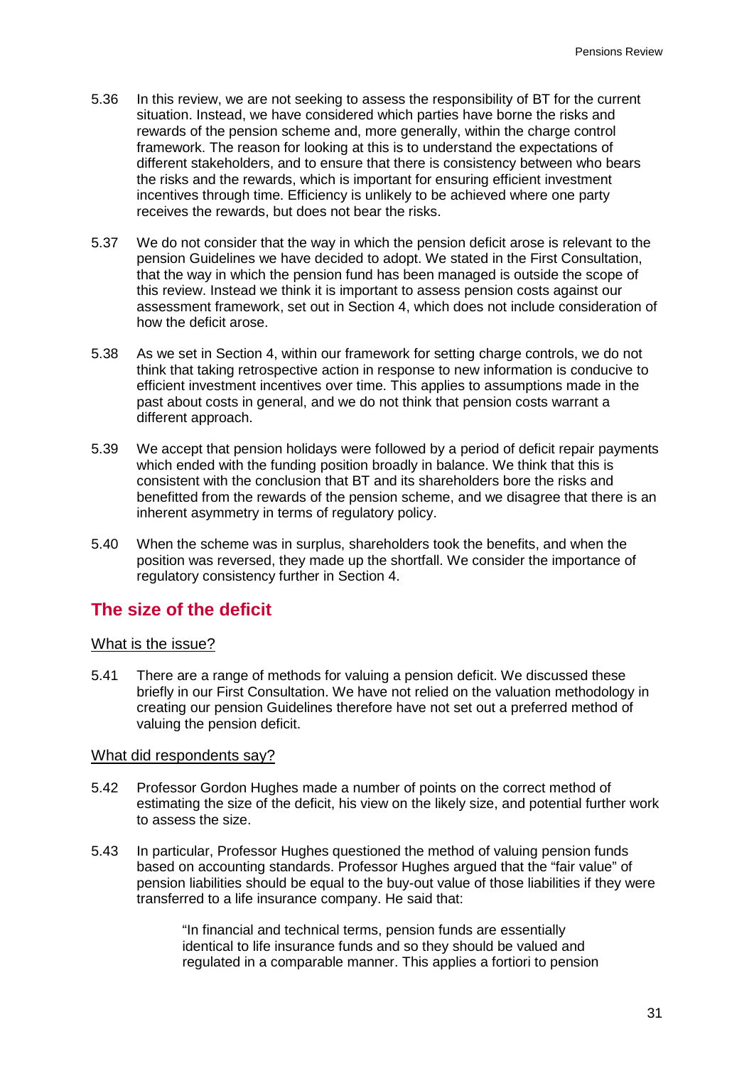5.36 In this review, we are not seeking to assess the responsibility of BT for the current situation. Instead, we have considered which parties have borne the risks and rewards of the pension scheme and, more generally, within the charge control framework. The reason for looking at this is to understand the expectations of different stakeholders, and to ensure that there is consistency between who bears the risks and the rewards, which is important for ensuring efficient investment incentives through time. Efficiency is unlikely to be achieved where one party receives the rewards, but does not bear the risks.

5.37 We do not consider that the way in which the pension deficit arose is relevant to the pension Guidelines we have decided to adopt. We stated in the First Consultation, that the way in which the pension fund has been managed is outside the scope of this review. Instead we think it is important to assess pension costs against our assessment framework, set out in Section 4, which does not include consideration of how the deficit arose.

5.38 As we set in Section 4, within our framework for setting charge controls, we do not think that taking retrospective action in response to new information is conducive to efficient investment incentives over time. This applies to assumptions made in the past about costs in general, and we do not think that pension costs warrant a different approach.

5.39 We accept that pension holidays were followed by a period of deficit repair payments which ended with the funding position broadly in balance. We think that this is consistent with the conclusion that BT and its shareholders bore the risks and benefitted from the rewards of the pension scheme, and we disagree that there is an inherent asymmetry in terms of regulatory policy.

5.40 When the scheme was in surplus, shareholders took the benefits, and when the position was reversed, they made up the shortfall. We consider the importance of regulatory consistency further in Section 4.

## The size of the deficit

### What is the issue?

5.41 There are a range of methods for valuing a pension deficit. We discussed these briefly in our First Consultation. We have not relied on the valuation methodology in creating our pension Guidelines therefore have not set out a preferred method of valuing the pension deficit.

### What did respondents say?

5.42 Professor Gordon Hughes made a number of points on the correct method of estimating the size of the deficit, his view on the likely size, and potential further work to assess the size.

5.43 In particular, Professor Hughes questioned the method of valuing pension funds based on accounting standards. Professor Hughes argued that the "fair value" of pension liabilities should be equal to the buy-out value of those liabilities if they were transferred to a life insurance company. He said that:

> "In financial and technical terms, pension funds are essentially identical to life insurance funds and so they should be valued and regulated in a comparable manner. This applies a fortiori to pension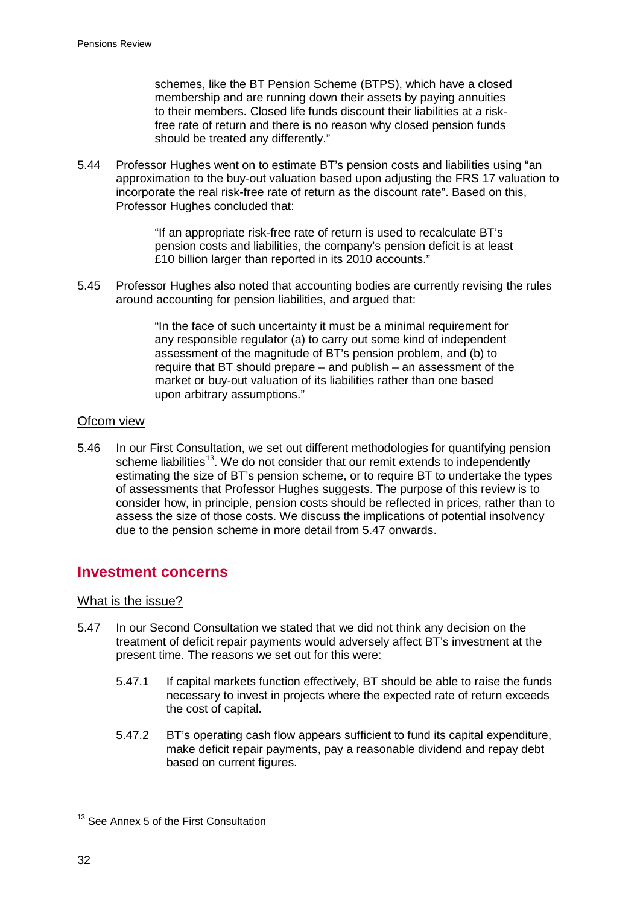> schemes, like the BT Pension Scheme (BTPS), which have a closed membership and are running down their assets by paying annuities to their members. Closed life funds discount their liabilities at a risk-free rate of return and there is no reason why closed pension funds should be treated any differently."

5.44 Professor Hughes went on to estimate BT's pension costs and liabilities using "an approximation to the buy-out valuation based upon adjusting the FRS 17 valuation to incorporate the real risk-free rate of return as the discount rate". Based on this, Professor Hughes concluded that:

> "If an appropriate risk-free rate of return is used to recalculate BT's pension costs and liabilities, the company's pension deficit is at least £10 billion larger than reported in its 2010 accounts."

5.45 Professor Hughes also noted that accounting bodies are currently revising the rules around accounting for pension liabilities, and argued that:

> "In the face of such uncertainty it must be a minimal requirement for any responsible regulator (a) to carry out some kind of independent assessment of the magnitude of BT's pension problem, and (b) to require that BT should prepare – and publish – an assessment of the market or buy-out valuation of its liabilities rather than one based upon arbitrary assumptions."

### Ofcom view

5.46 In our First Consultation, we set out different methodologies for quantifying pension scheme liabilities[13]. We do not consider that our remit extends to independently estimating the size of BT's pension scheme, or to require BT to undertake the types of assessments that Professor Hughes suggests. The purpose of this review is to consider how, in principle, pension costs should be reflected in prices, rather than to assess the size of those costs. We discuss the implications of potential insolvency due to the pension scheme in more detail from 5.47 onwards.

## Investment concerns

### What is the issue?

5.47 In our Second Consultation we stated that we did not think any decision on the treatment of deficit repair payments would adversely affect BT's investment at the present time. The reasons we set out for this were:

5.47.1 If capital markets function effectively, BT should be able to raise the funds necessary to invest in projects where the expected rate of return exceeds the cost of capital.

5.47.2 BT's operating cash flow appears sufficient to fund its capital expenditure, make deficit repair payments, pay a reasonable dividend and repay debt based on current figures.

---

[13] See Annex 5 of the First Consultation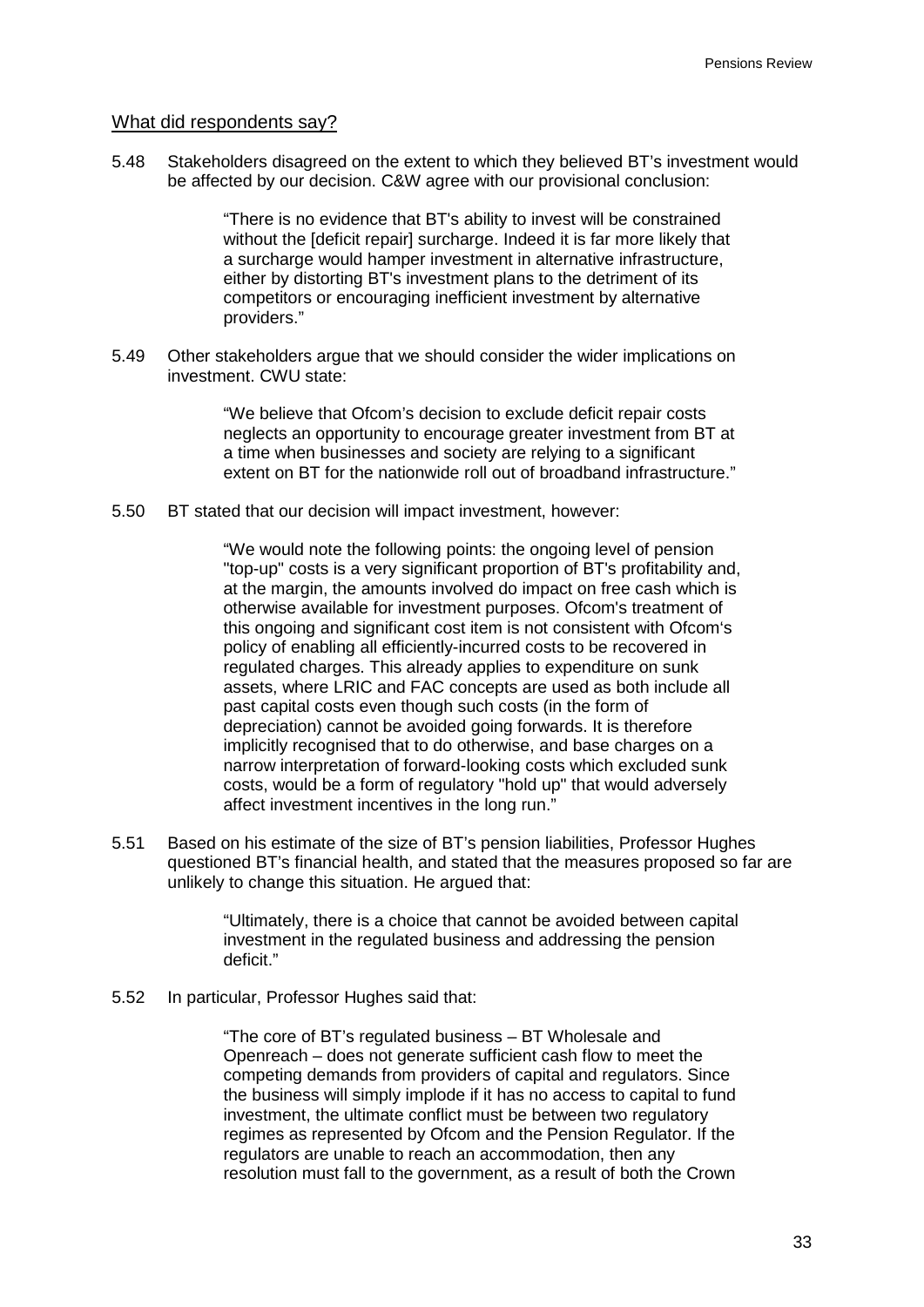What did respondents say?

5.48 Stakeholders disagreed on the extent to which they believed BT's investment would be affected by our decision. C&W agree with our provisional conclusion:

> "There is no evidence that BT's ability to invest will be constrained without the [deficit repair] surcharge. Indeed it is far more likely that a surcharge would hamper investment in alternative infrastructure, either by distorting BT's investment plans to the detriment of its competitors or encouraging inefficient investment by alternative providers."

5.49 Other stakeholders argue that we should consider the wider implications on investment. CWU state:

> "We believe that Ofcom's decision to exclude deficit repair costs neglects an opportunity to encourage greater investment from BT at a time when businesses and society are relying to a significant extent on BT for the nationwide roll out of broadband infrastructure."

5.50 BT stated that our decision will impact investment, however:

> "We would note the following points: the ongoing level of pension "top-up" costs is a very significant proportion of BT's profitability and, at the margin, the amounts involved do impact on free cash which is otherwise available for investment purposes. Ofcom's treatment of this ongoing and significant cost item is not consistent with Ofcom's policy of enabling all efficiently-incurred costs to be recovered in regulated charges. This already applies to expenditure on sunk assets, where LRIC and FAC concepts are used as both include all past capital costs even though such costs (in the form of depreciation) cannot be avoided going forwards. It is therefore implicitly recognised that to do otherwise, and base charges on a narrow interpretation of forward-looking costs which excluded sunk costs, would be a form of regulatory "hold up" that would adversely affect investment incentives in the long run."

5.51 Based on his estimate of the size of BT's pension liabilities, Professor Hughes questioned BT's financial health, and stated that the measures proposed so far are unlikely to change this situation. He argued that:

> "Ultimately, there is a choice that cannot be avoided between capital investment in the regulated business and addressing the pension deficit."

5.52 In particular, Professor Hughes said that:

> "The core of BT's regulated business – BT Wholesale and Openreach – does not generate sufficient cash flow to meet the competing demands from providers of capital and regulators. Since the business will simply implode if it has no access to capital to fund investment, the ultimate conflict must be between two regulatory regimes as represented by Ofcom and the Pension Regulator. If the regulators are unable to reach an accommodation, then any resolution must fall to the government, as a result of both the Crown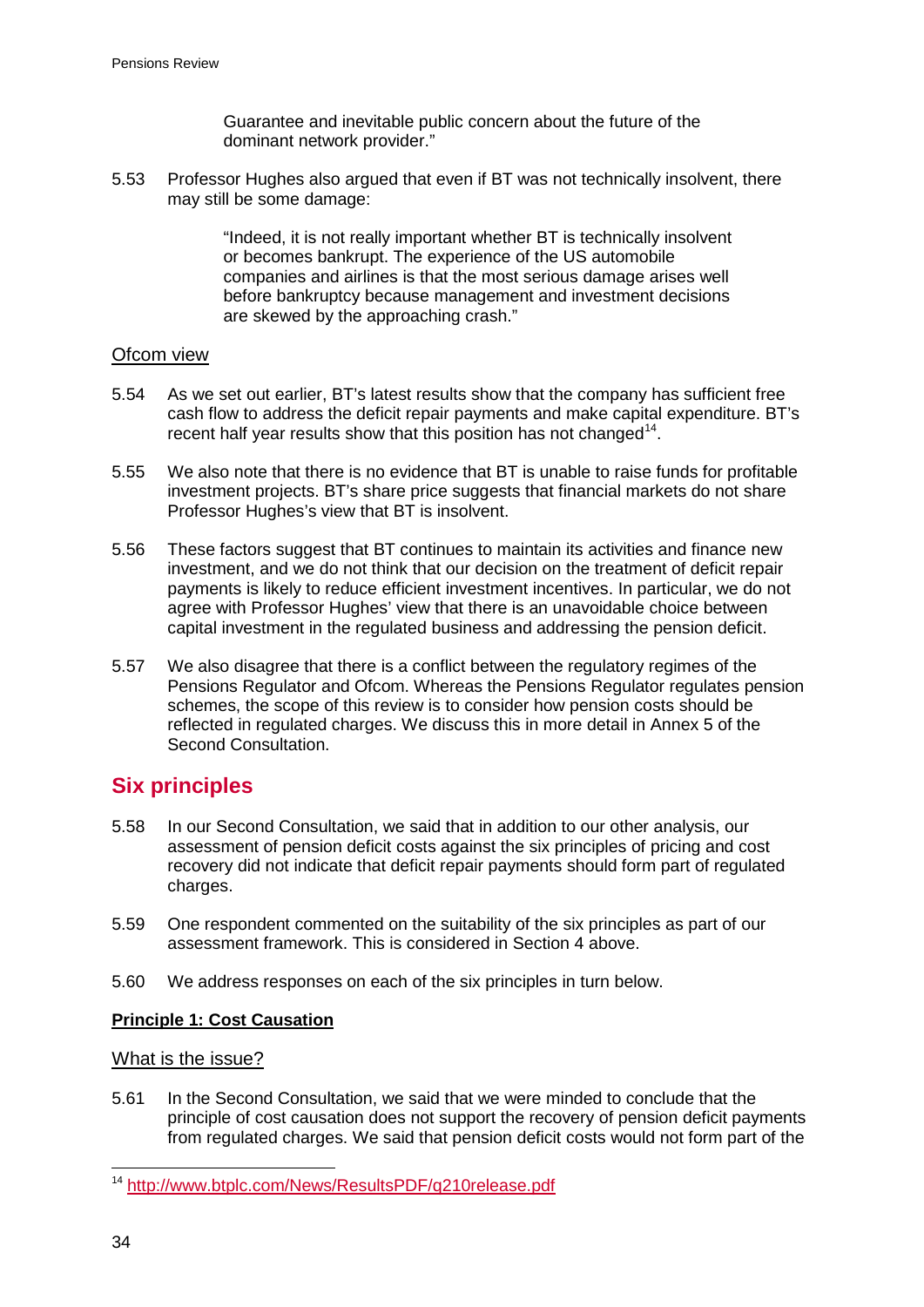> Guarantee and inevitable public concern about the future of the dominant network provider."

5.53 Professor Hughes also argued that even if BT was not technically insolvent, there may still be some damage:

> "Indeed, it is not really important whether BT is technically insolvent or becomes bankrupt. The experience of the US automobile companies and airlines is that the most serious damage arises well before bankruptcy because management and investment decisions are skewed by the approaching crash."

Ofcom view

5.54 As we set out earlier, BT's latest results show that the company has sufficient free cash flow to address the deficit repair payments and make capital expenditure. BT's recent half year results show that this position has not changed[14].

5.55 We also note that there is no evidence that BT is unable to raise funds for profitable investment projects. BT's share price suggests that financial markets do not share Professor Hughes's view that BT is insolvent.

5.56 These factors suggest that BT continues to maintain its activities and finance new investment, and we do not think that our decision on the treatment of deficit repair payments is likely to reduce efficient investment incentives. In particular, we do not agree with Professor Hughes' view that there is an unavoidable choice between capital investment in the regulated business and addressing the pension deficit.

5.57 We also disagree that there is a conflict between the regulatory regimes of the Pensions Regulator and Ofcom. Whereas the Pensions Regulator regulates pension schemes, the scope of this review is to consider how pension costs should be reflected in regulated charges. We discuss this in more detail in Annex 5 of the Second Consultation.

## Six principles

5.58 In our Second Consultation, we said that in addition to our other analysis, our assessment of pension deficit costs against the six principles of pricing and cost recovery did not indicate that deficit repair payments should form part of regulated charges.

5.59 One respondent commented on the suitability of the six principles as part of our assessment framework. This is considered in Section 4 above.

5.60 We address responses on each of the six principles in turn below.

**Principle 1: Cost Causation**

What is the issue?

5.61 In the Second Consultation, we said that we were minded to conclude that the principle of cost causation does not support the recovery of pension deficit payments from regulated charges. We said that pension deficit costs would not form part of the

---

[14] http://www.btplc.com/News/ResultsPDF/q210release.pdf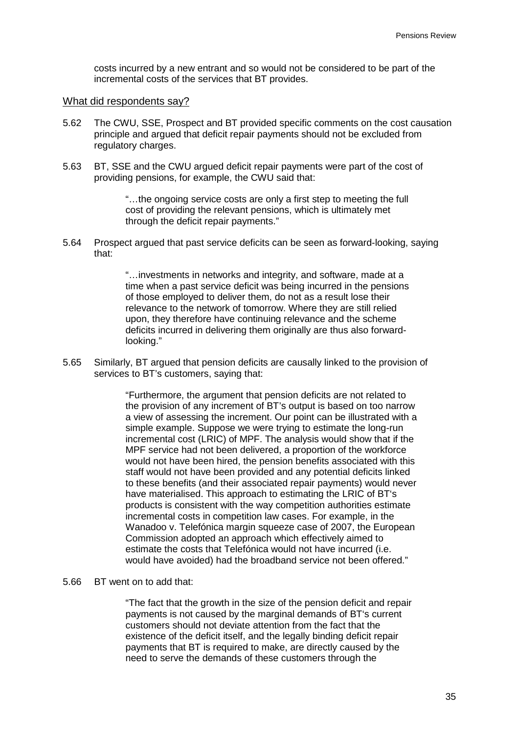costs incurred by a new entrant and so would not be considered to be part of the incremental costs of the services that BT provides.

### What did respondents say?

5.62 The CWU, SSE, Prospect and BT provided specific comments on the cost causation principle and argued that deficit repair payments should not be excluded from regulatory charges.

5.63 BT, SSE and the CWU argued deficit repair payments were part of the cost of providing pensions, for example, the CWU said that:

> "…the ongoing service costs are only a first step to meeting the full cost of providing the relevant pensions, which is ultimately met through the deficit repair payments."

5.64 Prospect argued that past service deficits can be seen as forward-looking, saying that:

> "…investments in networks and integrity, and software, made at a time when a past service deficit was being incurred in the pensions of those employed to deliver them, do not as a result lose their relevance to the network of tomorrow. Where they are still relied upon, they therefore have continuing relevance and the scheme deficits incurred in delivering them originally are thus also forward-looking."

5.65 Similarly, BT argued that pension deficits are causally linked to the provision of services to BT's customers, saying that:

> "Furthermore, the argument that pension deficits are not related to the provision of any increment of BT's output is based on too narrow a view of assessing the increment. Our point can be illustrated with a simple example. Suppose we were trying to estimate the long-run incremental cost (LRIC) of MPF. The analysis would show that if the MPF service had not been delivered, a proportion of the workforce would not have been hired, the pension benefits associated with this staff would not have been provided and any potential deficits linked to these benefits (and their associated repair payments) would never have materialised. This approach to estimating the LRIC of BT's products is consistent with the way competition authorities estimate incremental costs in competition law cases. For example, in the Wanadoo v. Telefónica margin squeeze case of 2007, the European Commission adopted an approach which effectively aimed to estimate the costs that Telefónica would not have incurred (i.e. would have avoided) had the broadband service not been offered."

5.66 BT went on to add that:

> "The fact that the growth in the size of the pension deficit and repair payments is not caused by the marginal demands of BT's current customers should not deviate attention from the fact that the existence of the deficit itself, and the legally binding deficit repair payments that BT is required to make, are directly caused by the need to serve the demands of these customers through the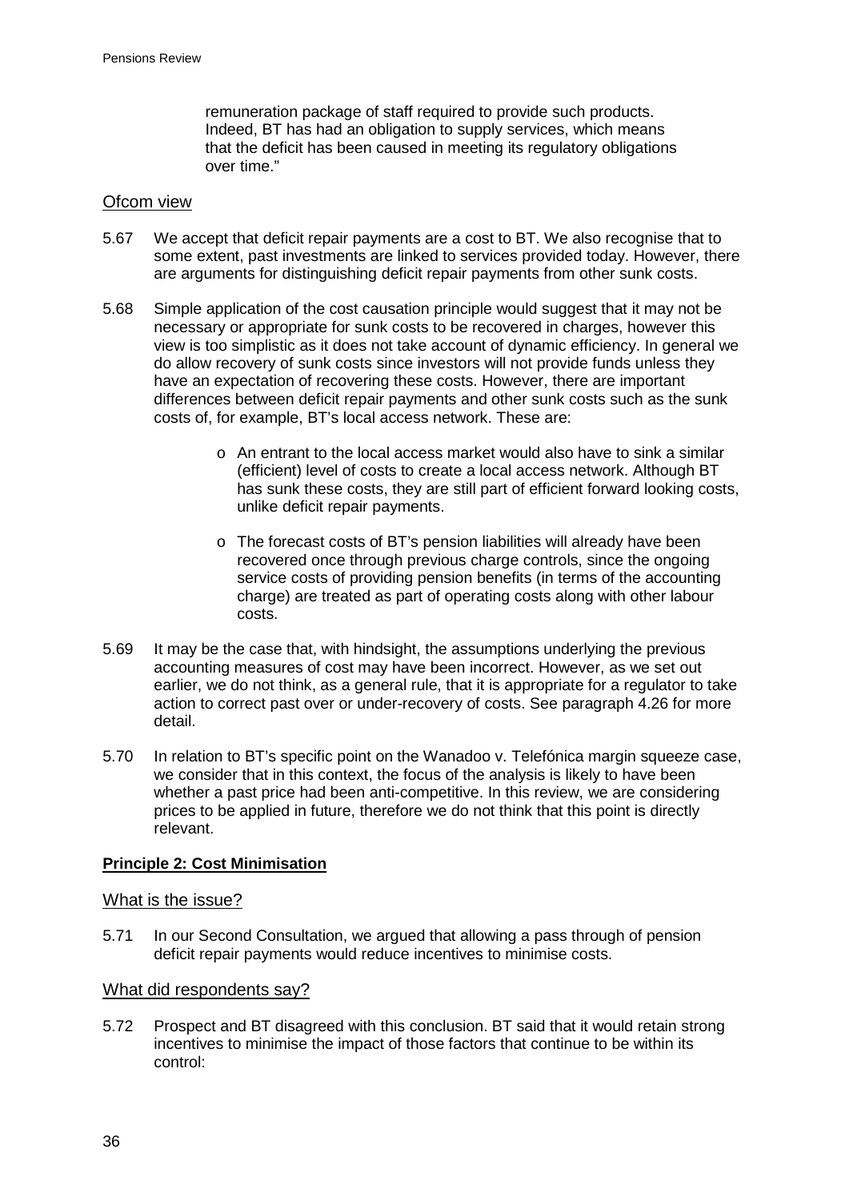> remuneration package of staff required to provide such products. Indeed, BT has had an obligation to supply services, which means that the deficit has been caused in meeting its regulatory obligations over time."

### Ofcom view

5.67 We accept that deficit repair payments are a cost to BT. We also recognise that to some extent, past investments are linked to services provided today. However, there are arguments for distinguishing deficit repair payments from other sunk costs.

5.68 Simple application of the cost causation principle would suggest that it may not be necessary or appropriate for sunk costs to be recovered in charges, however this view is too simplistic as it does not take account of dynamic efficiency. In general we do allow recovery of sunk costs since investors will not provide funds unless they have an expectation of recovering these costs. However, there are important differences between deficit repair payments and other sunk costs such as the sunk costs of, for example, BT's local access network. These are:

- An entrant to the local access market would also have to sink a similar (efficient) level of costs to create a local access network. Although BT has sunk these costs, they are still part of efficient forward looking costs, unlike deficit repair payments.
- The forecast costs of BT's pension liabilities will already have been recovered once through previous charge controls, since the ongoing service costs of providing pension benefits (in terms of the accounting charge) are treated as part of operating costs along with other labour costs.

5.69 It may be the case that, with hindsight, the assumptions underlying the previous accounting measures of cost may have been incorrect. However, as we set out earlier, we do not think, as a general rule, that it is appropriate for a regulator to take action to correct past over or under-recovery of costs. See paragraph 4.26 for more detail.

5.70 In relation to BT's specific point on the Wanadoo v. Telefónica margin squeeze case, we consider that in this context, the focus of the analysis is likely to have been whether a past price had been anti-competitive. In this review, we are considering prices to be applied in future, therefore we do not think that this point is directly relevant.

**Principle 2: Cost Minimisation**

### What is the issue?

5.71 In our Second Consultation, we argued that allowing a pass through of pension deficit repair payments would reduce incentives to minimise costs.

### What did respondents say?

5.72 Prospect and BT disagreed with this conclusion. BT said that it would retain strong incentives to minimise the impact of those factors that continue to be within its control: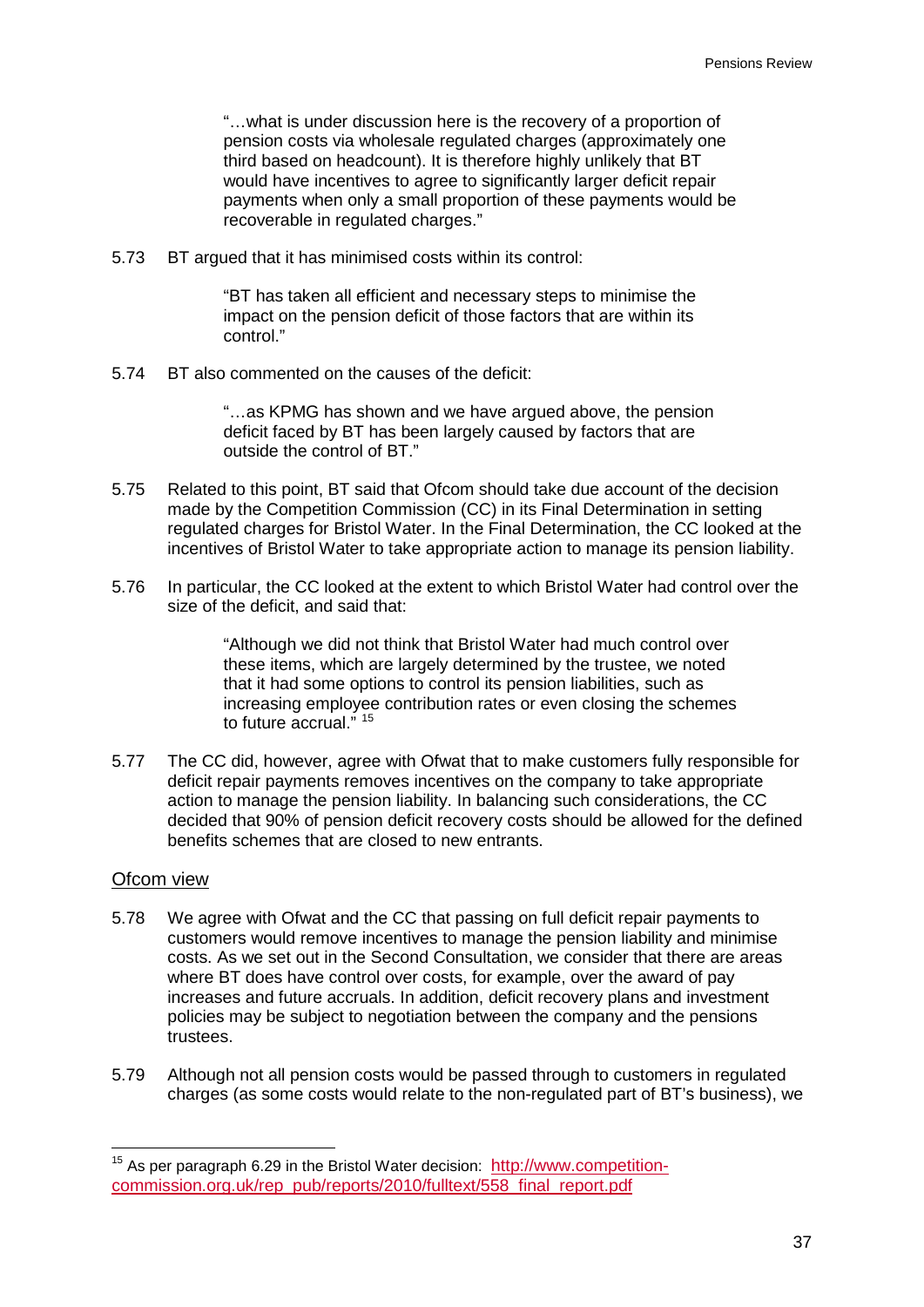> "…what is under discussion here is the recovery of a proportion of pension costs via wholesale regulated charges (approximately one third based on headcount). It is therefore highly unlikely that BT would have incentives to agree to significantly larger deficit repair payments when only a small proportion of these payments would be recoverable in regulated charges."

5.73 BT argued that it has minimised costs within its control:

> "BT has taken all efficient and necessary steps to minimise the impact on the pension deficit of those factors that are within its control."

5.74 BT also commented on the causes of the deficit:

> "…as KPMG has shown and we have argued above, the pension deficit faced by BT has been largely caused by factors that are outside the control of BT."

5.75 Related to this point, BT said that Ofcom should take due account of the decision made by the Competition Commission (CC) in its Final Determination in setting regulated charges for Bristol Water. In the Final Determination, the CC looked at the incentives of Bristol Water to take appropriate action to manage its pension liability.

5.76 In particular, the CC looked at the extent to which Bristol Water had control over the size of the deficit, and said that:

> "Although we did not think that Bristol Water had much control over these items, which are largely determined by the trustee, we noted that it had some options to control its pension liabilities, such as increasing employee contribution rates or even closing the schemes to future accrual." [15]

5.77 The CC did, however, agree with Ofwat that to make customers fully responsible for deficit repair payments removes incentives on the company to take appropriate action to manage the pension liability. In balancing such considerations, the CC decided that 90% of pension deficit recovery costs should be allowed for the defined benefits schemes that are closed to new entrants.

## Ofcom view

5.78 We agree with Ofwat and the CC that passing on full deficit repair payments to customers would remove incentives to manage the pension liability and minimise costs. As we set out in the Second Consultation, we consider that there are areas where BT does have control over costs, for example, over the award of pay increases and future accruals. In addition, deficit recovery plans and investment policies may be subject to negotiation between the company and the pensions trustees.

5.79 Although not all pension costs would be passed through to customers in regulated charges (as some costs would relate to the non-regulated part of BT's business), we

---

[15] As per paragraph 6.29 in the Bristol Water decision: http://www.competition-commission.org.uk/rep_pub/reports/2010/fulltext/558_final_report.pdf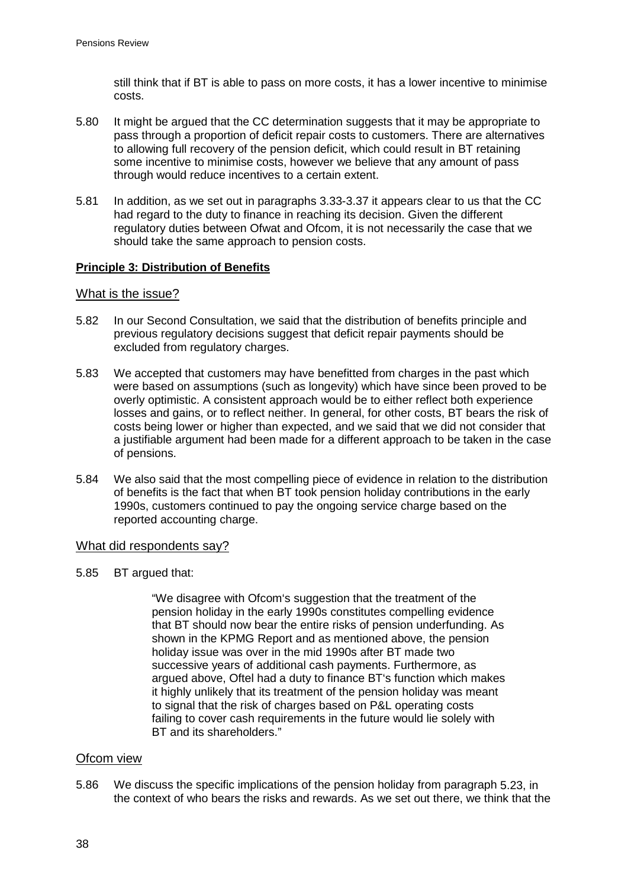still think that if BT is able to pass on more costs, it has a lower incentive to minimise costs.

5.80 It might be argued that the CC determination suggests that it may be appropriate to pass through a proportion of deficit repair costs to customers. There are alternatives to allowing full recovery of the pension deficit, which could result in BT retaining some incentive to minimise costs, however we believe that any amount of pass through would reduce incentives to a certain extent.

5.81 In addition, as we set out in paragraphs 3.33-3.37 it appears clear to us that the CC had regard to the duty to finance in reaching its decision. Given the different regulatory duties between Ofwat and Ofcom, it is not necessarily the case that we should take the same approach to pension costs.

**Principle 3: Distribution of Benefits**

### What is the issue?

5.82 In our Second Consultation, we said that the distribution of benefits principle and previous regulatory decisions suggest that deficit repair payments should be excluded from regulatory charges.

5.83 We accepted that customers may have benefitted from charges in the past which were based on assumptions (such as longevity) which have since been proved to be overly optimistic. A consistent approach would be to either reflect both experience losses and gains, or to reflect neither. In general, for other costs, BT bears the risk of costs being lower or higher than expected, and we said that we did not consider that a justifiable argument had been made for a different approach to be taken in the case of pensions.

5.84 We also said that the most compelling piece of evidence in relation to the distribution of benefits is the fact that when BT took pension holiday contributions in the early 1990s, customers continued to pay the ongoing service charge based on the reported accounting charge.

### What did respondents say?

5.85 BT argued that:

> "We disagree with Ofcom's suggestion that the treatment of the pension holiday in the early 1990s constitutes compelling evidence that BT should now bear the entire risks of pension underfunding. As shown in the KPMG Report and as mentioned above, the pension holiday issue was over in the mid 1990s after BT made two successive years of additional cash payments. Furthermore, as argued above, Oftel had a duty to finance BT's function which makes it highly unlikely that its treatment of the pension holiday was meant to signal that the risk of charges based on P&L operating costs failing to cover cash requirements in the future would lie solely with BT and its shareholders."

### Ofcom view

5.86 We discuss the specific implications of the pension holiday from paragraph 5.23, in the context of who bears the risks and rewards. As we set out there, we think that the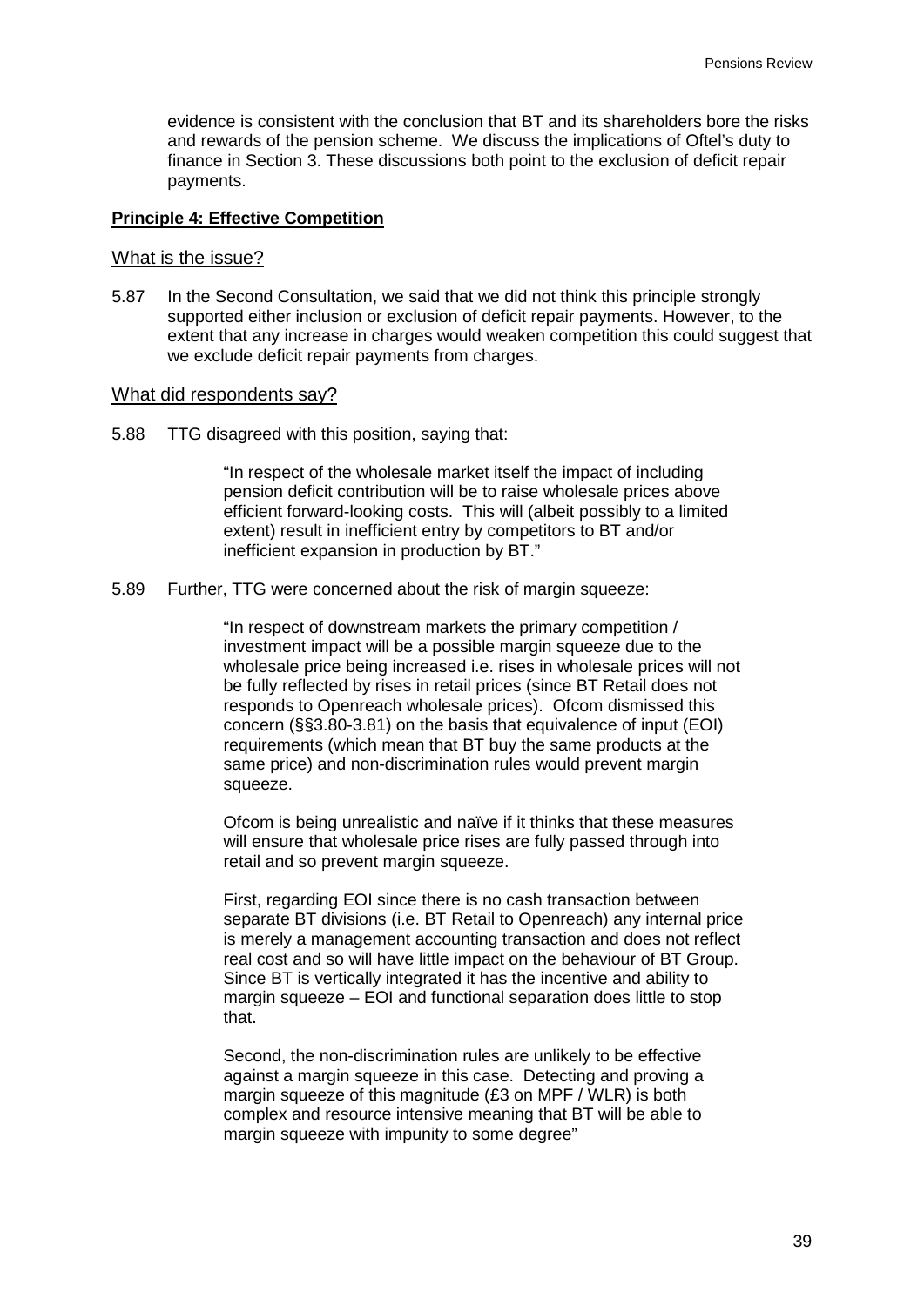evidence is consistent with the conclusion that BT and its shareholders bore the risks and rewards of the pension scheme. We discuss the implications of Oftel's duty to finance in Section 3. These discussions both point to the exclusion of deficit repair payments.

**Principle 4: Effective Competition**

## What is the issue?

5.87 In the Second Consultation, we said that we did not think this principle strongly supported either inclusion or exclusion of deficit repair payments. However, to the extent that any increase in charges would weaken competition this could suggest that we exclude deficit repair payments from charges.

## What did respondents say?

5.88 TTG disagreed with this position, saying that:

> "In respect of the wholesale market itself the impact of including pension deficit contribution will be to raise wholesale prices above efficient forward-looking costs. This will (albeit possibly to a limited extent) result in inefficient entry by competitors to BT and/or inefficient expansion in production by BT."

5.89 Further, TTG were concerned about the risk of margin squeeze:

> "In respect of downstream markets the primary competition / investment impact will be a possible margin squeeze due to the wholesale price being increased i.e. rises in wholesale prices will not be fully reflected by rises in retail prices (since BT Retail does not responds to Openreach wholesale prices). Ofcom dismissed this concern (§§3.80-3.81) on the basis that equivalence of input (EOI) requirements (which mean that BT buy the same products at the same price) and non-discrimination rules would prevent margin squeeze.
>
> Ofcom is being unrealistic and naïve if it thinks that these measures will ensure that wholesale price rises are fully passed through into retail and so prevent margin squeeze.
>
> First, regarding EOI since there is no cash transaction between separate BT divisions (i.e. BT Retail to Openreach) any internal price is merely a management accounting transaction and does not reflect real cost and so will have little impact on the behaviour of BT Group. Since BT is vertically integrated it has the incentive and ability to margin squeeze – EOI and functional separation does little to stop that.
>
> Second, the non-discrimination rules are unlikely to be effective against a margin squeeze in this case. Detecting and proving a margin squeeze of this magnitude (£3 on MPF / WLR) is both complex and resource intensive meaning that BT will be able to margin squeeze with impunity to some degree"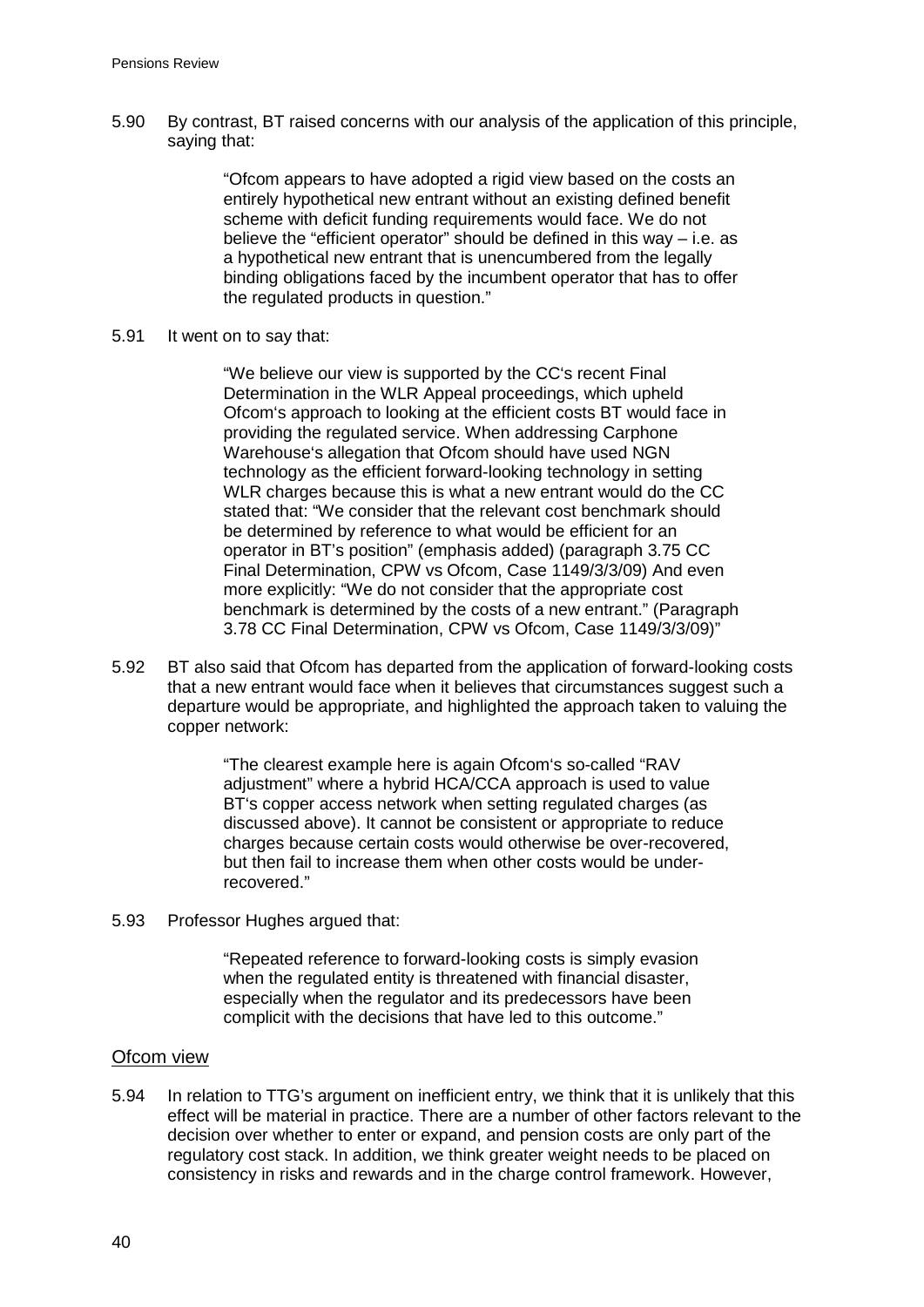5.90 By contrast, BT raised concerns with our analysis of the application of this principle, saying that:

> "Ofcom appears to have adopted a rigid view based on the costs an entirely hypothetical new entrant without an existing defined benefit scheme with deficit funding requirements would face. We do not believe the "efficient operator" should be defined in this way – i.e. as a hypothetical new entrant that is unencumbered from the legally binding obligations faced by the incumbent operator that has to offer the regulated products in question."

5.91 It went on to say that:

> "We believe our view is supported by the CC's recent Final Determination in the WLR Appeal proceedings, which upheld Ofcom's approach to looking at the efficient costs BT would face in providing the regulated service. When addressing Carphone Warehouse's allegation that Ofcom should have used NGN technology as the efficient forward-looking technology in setting WLR charges because this is what a new entrant would do the CC stated that: "We consider that the relevant cost benchmark should be determined by reference to what would be efficient for an operator in BT's position" (emphasis added) (paragraph 3.75 CC Final Determination, CPW vs Ofcom, Case 1149/3/3/09) And even more explicitly: "We do not consider that the appropriate cost benchmark is determined by the costs of a new entrant." (Paragraph 3.78 CC Final Determination, CPW vs Ofcom, Case 1149/3/3/09)"

5.92 BT also said that Ofcom has departed from the application of forward-looking costs that a new entrant would face when it believes that circumstances suggest such a departure would be appropriate, and highlighted the approach taken to valuing the copper network:

> "The clearest example here is again Ofcom's so-called "RAV adjustment" where a hybrid HCA/CCA approach is used to value BT's copper access network when setting regulated charges (as discussed above). It cannot be consistent or appropriate to reduce charges because certain costs would otherwise be over-recovered, but then fail to increase them when other costs would be under-recovered."

5.93 Professor Hughes argued that:

> "Repeated reference to forward-looking costs is simply evasion when the regulated entity is threatened with financial disaster, especially when the regulator and its predecessors have been complicit with the decisions that have led to this outcome."

### Ofcom view

5.94 In relation to TTG's argument on inefficient entry, we think that it is unlikely that this effect will be material in practice. There are a number of other factors relevant to the decision over whether to enter or expand, and pension costs are only part of the regulatory cost stack. In addition, we think greater weight needs to be placed on consistency in risks and rewards and in the charge control framework. However,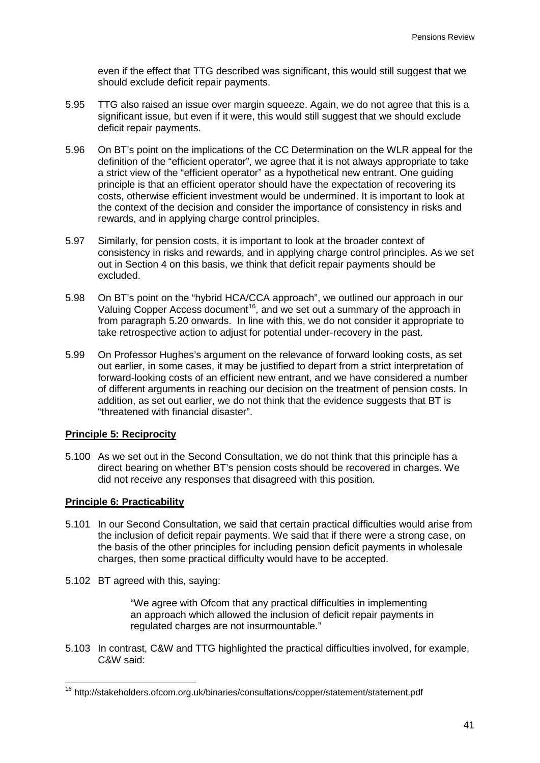even if the effect that TTG described was significant, this would still suggest that we should exclude deficit repair payments.

5.95 TTG also raised an issue over margin squeeze. Again, we do not agree that this is a significant issue, but even if it were, this would still suggest that we should exclude deficit repair payments.

5.96 On BT's point on the implications of the CC Determination on the WLR appeal for the definition of the "efficient operator", we agree that it is not always appropriate to take a strict view of the "efficient operator" as a hypothetical new entrant. One guiding principle is that an efficient operator should have the expectation of recovering its costs, otherwise efficient investment would be undermined. It is important to look at the context of the decision and consider the importance of consistency in risks and rewards, and in applying charge control principles.

5.97 Similarly, for pension costs, it is important to look at the broader context of consistency in risks and rewards, and in applying charge control principles. As we set out in Section 4 on this basis, we think that deficit repair payments should be excluded.

5.98 On BT's point on the "hybrid HCA/CCA approach", we outlined our approach in our Valuing Copper Access document[16], and we set out a summary of the approach in from paragraph 5.20 onwards. In line with this, we do not consider it appropriate to take retrospective action to adjust for potential under-recovery in the past.

5.99 On Professor Hughes's argument on the relevance of forward looking costs, as set out earlier, in some cases, it may be justified to depart from a strict interpretation of forward-looking costs of an efficient new entrant, and we have considered a number of different arguments in reaching our decision on the treatment of pension costs. In addition, as set out earlier, we do not think that the evidence suggests that BT is "threatened with financial disaster".

**Principle 5: Reciprocity**

5.100 As we set out in the Second Consultation, we do not think that this principle has a direct bearing on whether BT's pension costs should be recovered in charges. We did not receive any responses that disagreed with this position.

**Principle 6: Practicability**

5.101 In our Second Consultation, we said that certain practical difficulties would arise from the inclusion of deficit repair payments. We said that if there were a strong case, on the basis of the other principles for including pension deficit payments in wholesale charges, then some practical difficulty would have to be accepted.

5.102 BT agreed with this, saying:

> "We agree with Ofcom that any practical difficulties in implementing an approach which allowed the inclusion of deficit repair payments in regulated charges are not insurmountable."

5.103 In contrast, C&W and TTG highlighted the practical difficulties involved, for example, C&W said:

---

[16] http://stakeholders.ofcom.org.uk/binaries/consultations/copper/statement/statement.pdf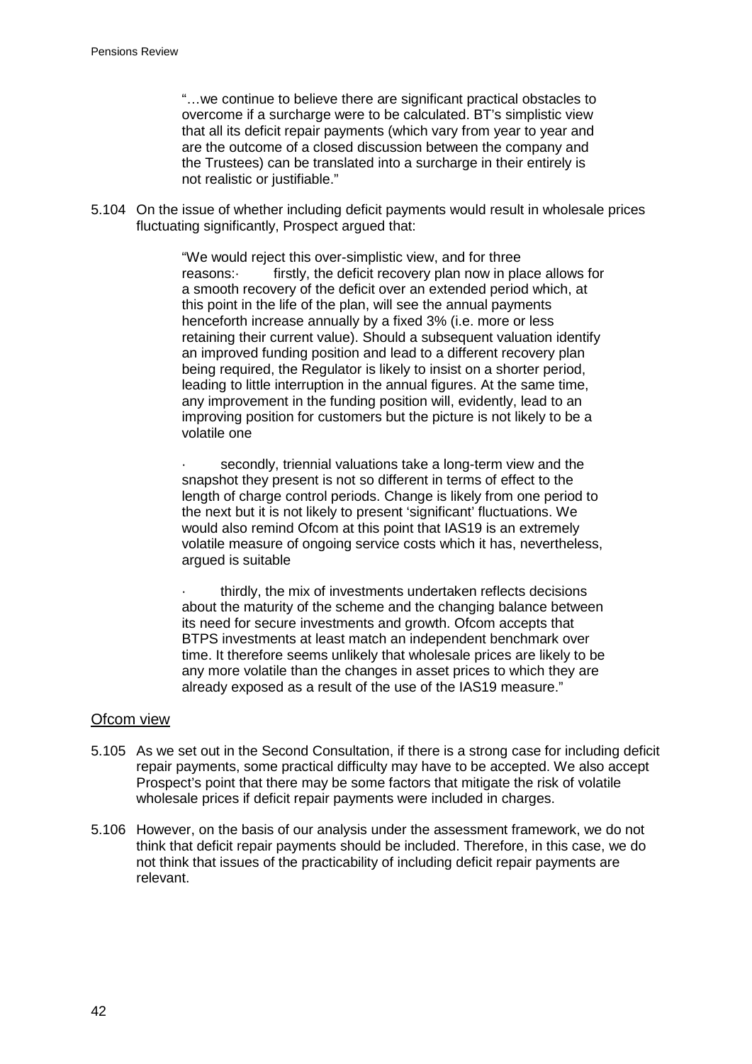> "…we continue to believe there are significant practical obstacles to overcome if a surcharge were to be calculated. BT's simplistic view that all its deficit repair payments (which vary from year to year and are the outcome of a closed discussion between the company and the Trustees) can be translated into a surcharge in their entirely is not realistic or justifiable."

5.104 On the issue of whether including deficit payments would result in wholesale prices fluctuating significantly, Prospect argued that:

> "We would reject this over-simplistic view, and for three reasons:· firstly, the deficit recovery plan now in place allows for a smooth recovery of the deficit over an extended period which, at this point in the life of the plan, will see the annual payments henceforth increase annually by a fixed 3% (i.e. more or less retaining their current value). Should a subsequent valuation identify an improved funding position and lead to a different recovery plan being required, the Regulator is likely to insist on a shorter period, leading to little interruption in the annual figures. At the same time, any improvement in the funding position will, evidently, lead to an improving position for customers but the picture is not likely to be a volatile one
>
> · secondly, triennial valuations take a long-term view and the snapshot they present is not so different in terms of effect to the length of charge control periods. Change is likely from one period to the next but it is not likely to present 'significant' fluctuations. We would also remind Ofcom at this point that IAS19 is an extremely volatile measure of ongoing service costs which it has, nevertheless, argued is suitable
>
> · thirdly, the mix of investments undertaken reflects decisions about the maturity of the scheme and the changing balance between its need for secure investments and growth. Ofcom accepts that BTPS investments at least match an independent benchmark over time. It therefore seems unlikely that wholesale prices are likely to be any more volatile than the changes in asset prices to which they are already exposed as a result of the use of the IAS19 measure."

## Ofcom view

5.105 As we set out in the Second Consultation, if there is a strong case for including deficit repair payments, some practical difficulty may have to be accepted. We also accept Prospect's point that there may be some factors that mitigate the risk of volatile wholesale prices if deficit repair payments were included in charges.

5.106 However, on the basis of our analysis under the assessment framework, we do not think that deficit repair payments should be included. Therefore, in this case, we do not think that issues of the practicability of including deficit repair payments are relevant.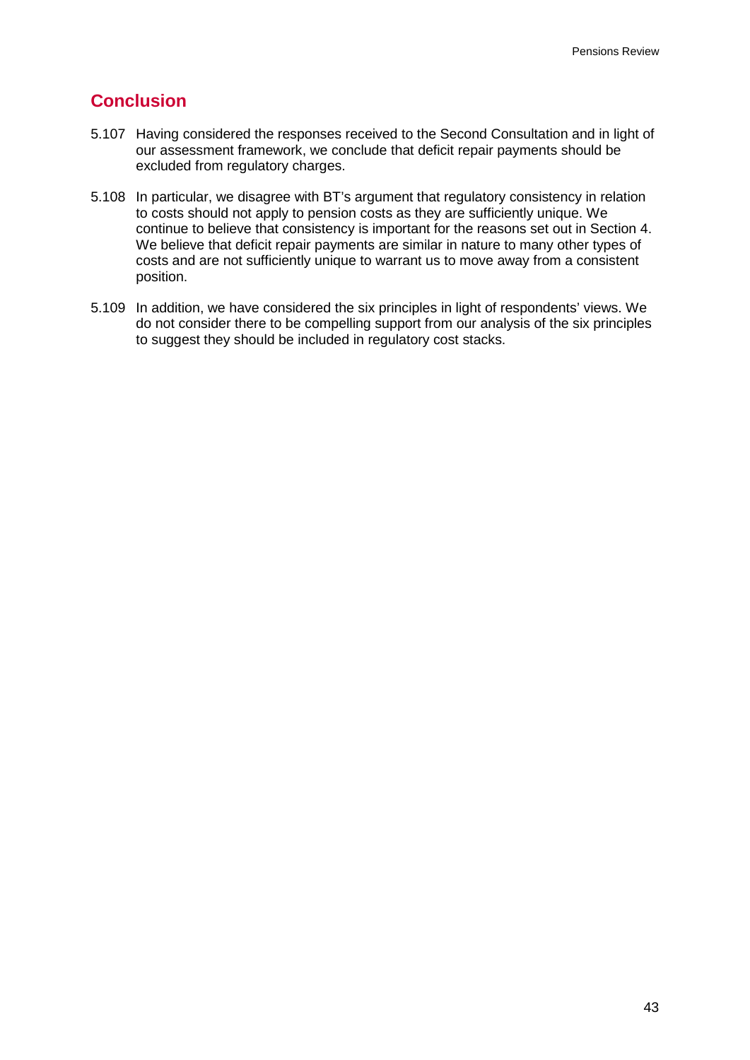## Conclusion

5.107 Having considered the responses received to the Second Consultation and in light of our assessment framework, we conclude that deficit repair payments should be excluded from regulatory charges.

5.108 In particular, we disagree with BT's argument that regulatory consistency in relation to costs should not apply to pension costs as they are sufficiently unique. We continue to believe that consistency is important for the reasons set out in Section 4. We believe that deficit repair payments are similar in nature to many other types of costs and are not sufficiently unique to warrant us to move away from a consistent position.

5.109 In addition, we have considered the six principles in light of respondents' views. We do not consider there to be compelling support from our analysis of the six principles to suggest they should be included in regulatory cost stacks.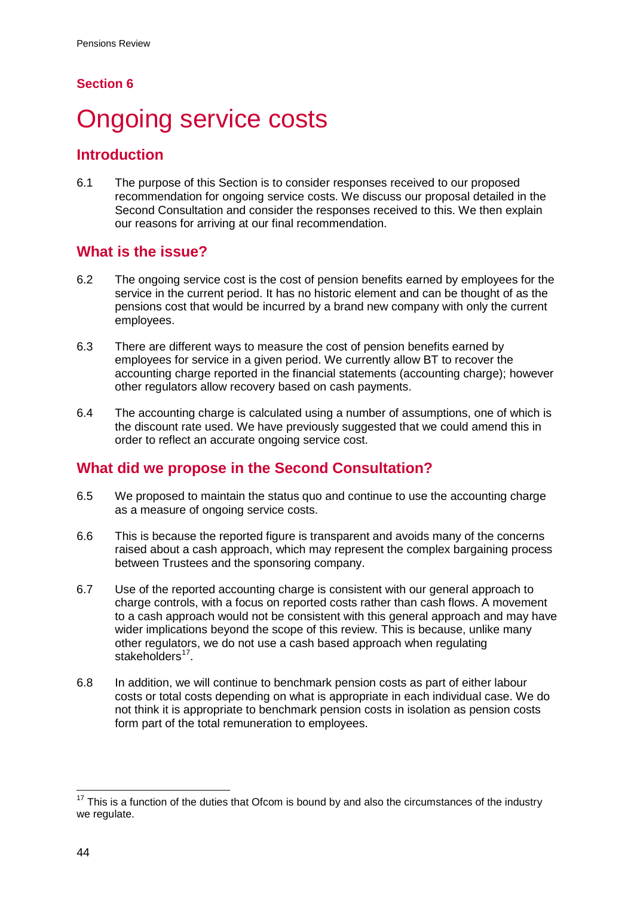## Section 6

# Ongoing service costs

## Introduction

6.1 The purpose of this Section is to consider responses received to our proposed recommendation for ongoing service costs. We discuss our proposal detailed in the Second Consultation and consider the responses received to this. We then explain our reasons for arriving at our final recommendation.

## What is the issue?

6.2 The ongoing service cost is the cost of pension benefits earned by employees for the service in the current period. It has no historic element and can be thought of as the pensions cost that would be incurred by a brand new company with only the current employees.

6.3 There are different ways to measure the cost of pension benefits earned by employees for service in a given period. We currently allow BT to recover the accounting charge reported in the financial statements (accounting charge); however other regulators allow recovery based on cash payments.

6.4 The accounting charge is calculated using a number of assumptions, one of which is the discount rate used. We have previously suggested that we could amend this in order to reflect an accurate ongoing service cost.

## What did we propose in the Second Consultation?

6.5 We proposed to maintain the status quo and continue to use the accounting charge as a measure of ongoing service costs.

6.6 This is because the reported figure is transparent and avoids many of the concerns raised about a cash approach, which may represent the complex bargaining process between Trustees and the sponsoring company.

6.7 Use of the reported accounting charge is consistent with our general approach to charge controls, with a focus on reported costs rather than cash flows. A movement to a cash approach would not be consistent with this general approach and may have wider implications beyond the scope of this review. This is because, unlike many other regulators, we do not use a cash based approach when regulating stakeholders[17].

6.8 In addition, we will continue to benchmark pension costs as part of either labour costs or total costs depending on what is appropriate in each individual case. We do not think it is appropriate to benchmark pension costs in isolation as pension costs form part of the total remuneration to employees.

[17] This is a function of the duties that Ofcom is bound by and also the circumstances of the industry we regulate.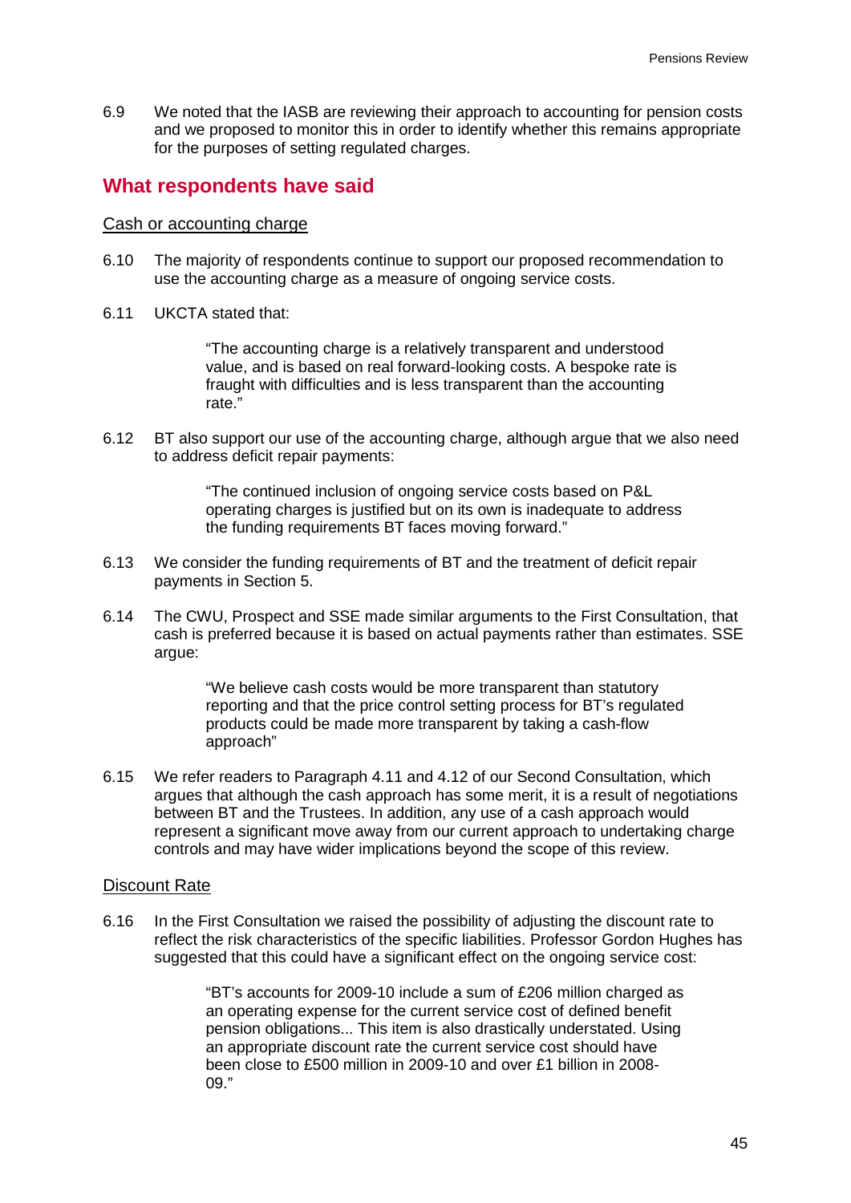6.9 We noted that the IASB are reviewing their approach to accounting for pension costs and we proposed to monitor this in order to identify whether this remains appropriate for the purposes of setting regulated charges.

## What respondents have said

### Cash or accounting charge

6.10 The majority of respondents continue to support our proposed recommendation to use the accounting charge as a measure of ongoing service costs.

6.11 UKCTA stated that:

> "The accounting charge is a relatively transparent and understood value, and is based on real forward-looking costs. A bespoke rate is fraught with difficulties and is less transparent than the accounting rate."

6.12 BT also support our use of the accounting charge, although argue that we also need to address deficit repair payments:

> "The continued inclusion of ongoing service costs based on P&L operating charges is justified but on its own is inadequate to address the funding requirements BT faces moving forward."

6.13 We consider the funding requirements of BT and the treatment of deficit repair payments in Section 5.

6.14 The CWU, Prospect and SSE made similar arguments to the First Consultation, that cash is preferred because it is based on actual payments rather than estimates. SSE argue:

> "We believe cash costs would be more transparent than statutory reporting and that the price control setting process for BT's regulated products could be made more transparent by taking a cash-flow approach"

6.15 We refer readers to Paragraph 4.11 and 4.12 of our Second Consultation, which argues that although the cash approach has some merit, it is a result of negotiations between BT and the Trustees. In addition, any use of a cash approach would represent a significant move away from our current approach to undertaking charge controls and may have wider implications beyond the scope of this review.

### Discount Rate

6.16 In the First Consultation we raised the possibility of adjusting the discount rate to reflect the risk characteristics of the specific liabilities. Professor Gordon Hughes has suggested that this could have a significant effect on the ongoing service cost:

> "BT's accounts for 2009-10 include a sum of £206 million charged as an operating expense for the current service cost of defined benefit pension obligations... This item is also drastically understated. Using an appropriate discount rate the current service cost should have been close to £500 million in 2009-10 and over £1 billion in 2008-09."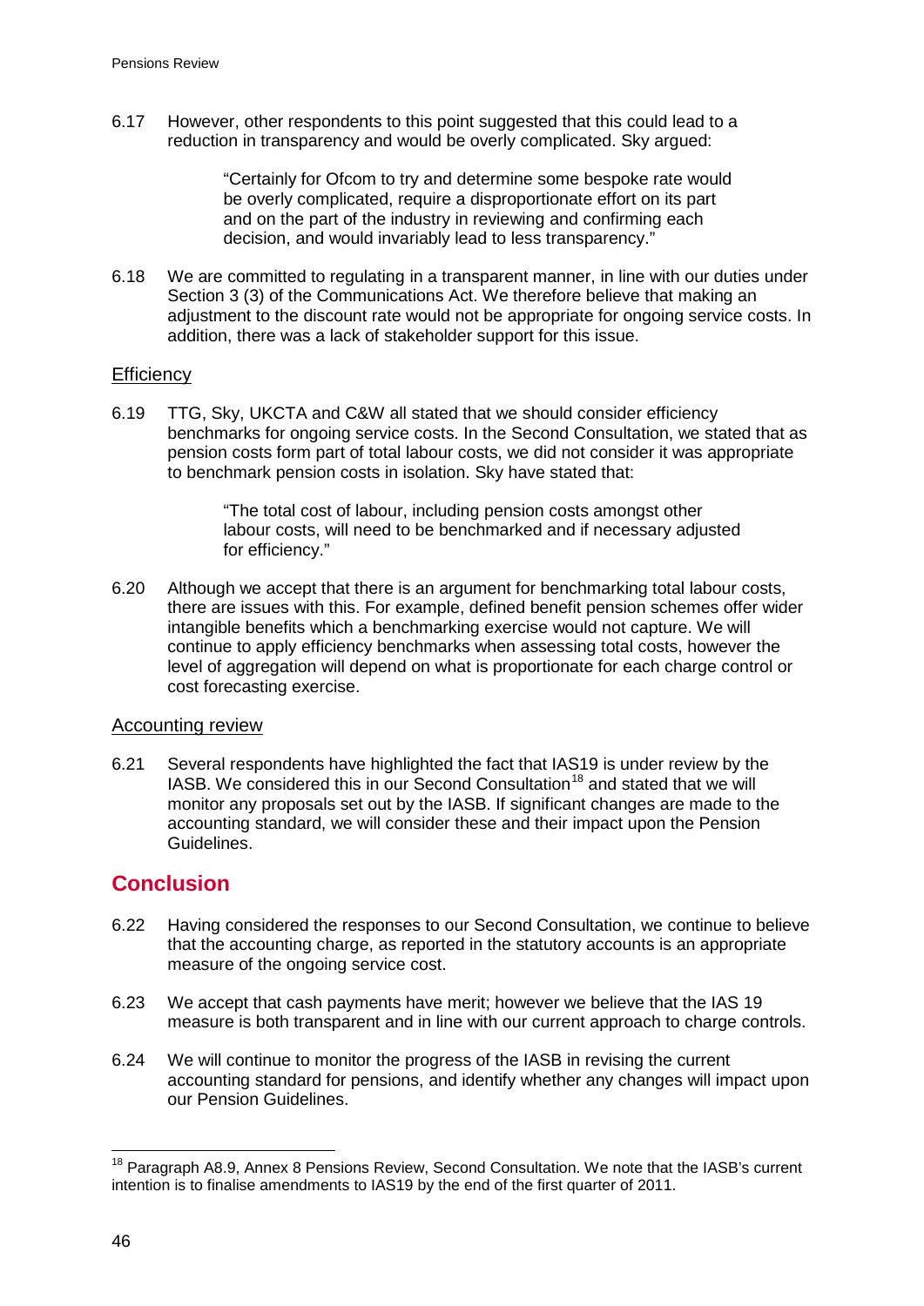6.17 However, other respondents to this point suggested that this could lead to a reduction in transparency and would be overly complicated. Sky argued:

> "Certainly for Ofcom to try and determine some bespoke rate would be overly complicated, require a disproportionate effort on its part and on the part of the industry in reviewing and confirming each decision, and would invariably lead to less transparency."

6.18 We are committed to regulating in a transparent manner, in line with our duties under Section 3 (3) of the Communications Act. We therefore believe that making an adjustment to the discount rate would not be appropriate for ongoing service costs. In addition, there was a lack of stakeholder support for this issue.

### Efficiency

6.19 TTG, Sky, UKCTA and C&W all stated that we should consider efficiency benchmarks for ongoing service costs. In the Second Consultation, we stated that as pension costs form part of total labour costs, we did not consider it was appropriate to benchmark pension costs in isolation. Sky have stated that:

> "The total cost of labour, including pension costs amongst other labour costs, will need to be benchmarked and if necessary adjusted for efficiency."

6.20 Although we accept that there is an argument for benchmarking total labour costs, there are issues with this. For example, defined benefit pension schemes offer wider intangible benefits which a benchmarking exercise would not capture. We will continue to apply efficiency benchmarks when assessing total costs, however the level of aggregation will depend on what is proportionate for each charge control or cost forecasting exercise.

### Accounting review

6.21 Several respondents have highlighted the fact that IAS19 is under review by the IASB. We considered this in our Second Consultation[18] and stated that we will monitor any proposals set out by the IASB. If significant changes are made to the accounting standard, we will consider these and their impact upon the Pension Guidelines.

## Conclusion

6.22 Having considered the responses to our Second Consultation, we continue to believe that the accounting charge, as reported in the statutory accounts is an appropriate measure of the ongoing service cost.

6.23 We accept that cash payments have merit; however we believe that the IAS 19 measure is both transparent and in line with our current approach to charge controls.

6.24 We will continue to monitor the progress of the IASB in revising the current accounting standard for pensions, and identify whether any changes will impact upon our Pension Guidelines.

---

[18] Paragraph A8.9, Annex 8 Pensions Review, Second Consultation. We note that the IASB's current intention is to finalise amendments to IAS19 by the end of the first quarter of 2011.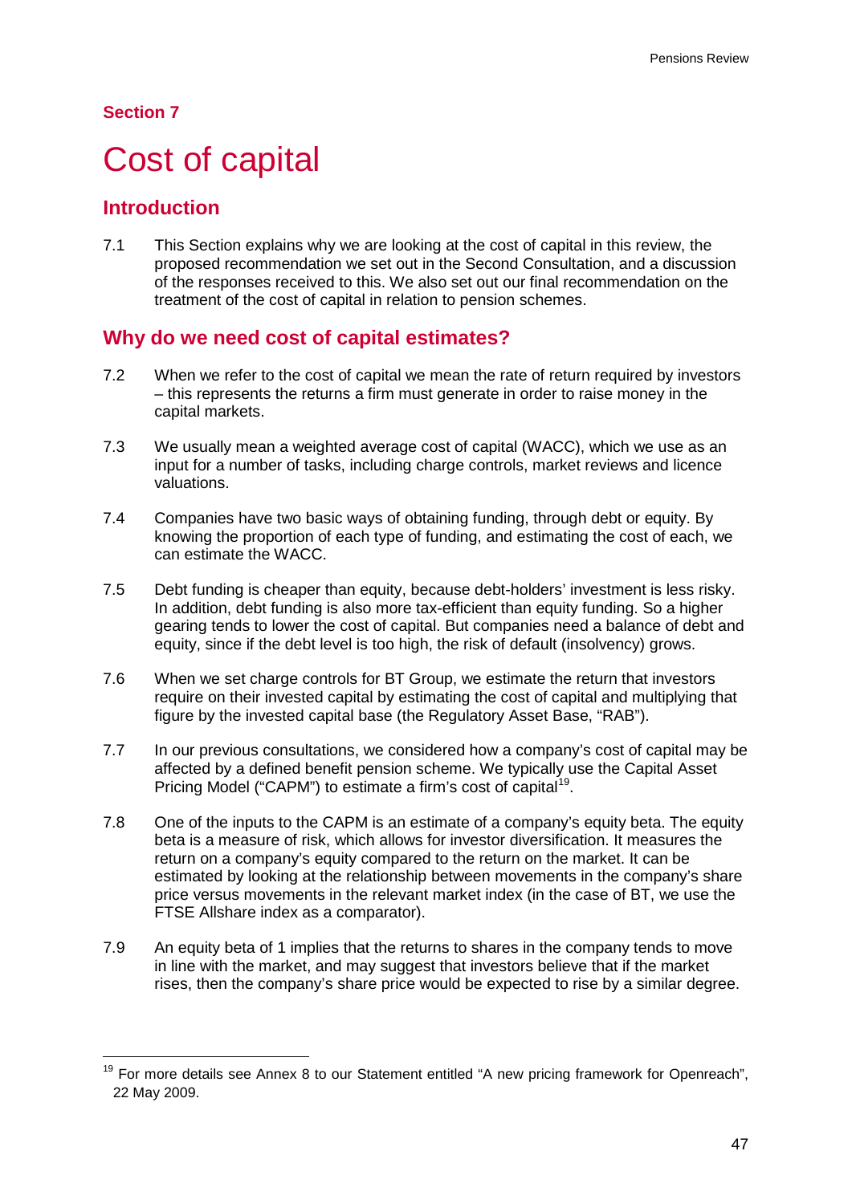**Section 7**

# Cost of capital

## Introduction

7.1 This Section explains why we are looking at the cost of capital in this review, the proposed recommendation we set out in the Second Consultation, and a discussion of the responses received to this. We also set out our final recommendation on the treatment of the cost of capital in relation to pension schemes.

## Why do we need cost of capital estimates?

7.2 When we refer to the cost of capital we mean the rate of return required by investors – this represents the returns a firm must generate in order to raise money in the capital markets.

7.3 We usually mean a weighted average cost of capital (WACC), which we use as an input for a number of tasks, including charge controls, market reviews and licence valuations.

7.4 Companies have two basic ways of obtaining funding, through debt or equity. By knowing the proportion of each type of funding, and estimating the cost of each, we can estimate the WACC.

7.5 Debt funding is cheaper than equity, because debt-holders' investment is less risky. In addition, debt funding is also more tax-efficient than equity funding. So a higher gearing tends to lower the cost of capital. But companies need a balance of debt and equity, since if the debt level is too high, the risk of default (insolvency) grows.

7.6 When we set charge controls for BT Group, we estimate the return that investors require on their invested capital by estimating the cost of capital and multiplying that figure by the invested capital base (the Regulatory Asset Base, "RAB").

7.7 In our previous consultations, we considered how a company's cost of capital may be affected by a defined benefit pension scheme. We typically use the Capital Asset Pricing Model ("CAPM") to estimate a firm's cost of capital[19].

7.8 One of the inputs to the CAPM is an estimate of a company's equity beta. The equity beta is a measure of risk, which allows for investor diversification. It measures the return on a company's equity compared to the return on the market. It can be estimated by looking at the relationship between movements in the company's share price versus movements in the relevant market index (in the case of BT, we use the FTSE Allshare index as a comparator).

7.9 An equity beta of 1 implies that the returns to shares in the company tends to move in line with the market, and may suggest that investors believe that if the market rises, then the company's share price would be expected to rise by a similar degree.

---

[19] For more details see Annex 8 to our Statement entitled "A new pricing framework for Openreach", 22 May 2009.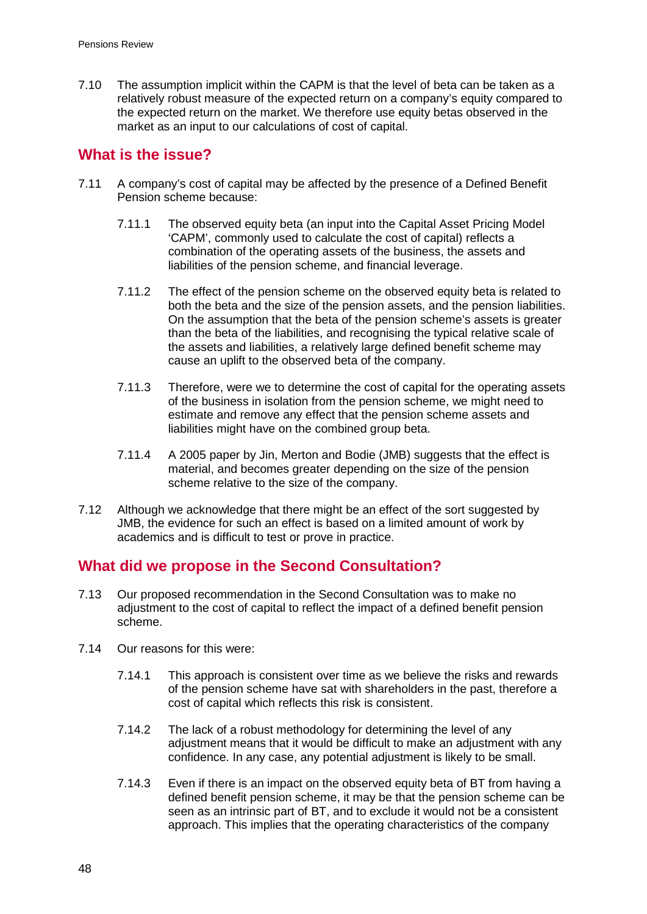7.10 The assumption implicit within the CAPM is that the level of beta can be taken as a relatively robust measure of the expected return on a company's equity compared to the expected return on the market. We therefore use equity betas observed in the market as an input to our calculations of cost of capital.

## What is the issue?

7.11 A company's cost of capital may be affected by the presence of a Defined Benefit Pension scheme because:

7.11.1 The observed equity beta (an input into the Capital Asset Pricing Model 'CAPM', commonly used to calculate the cost of capital) reflects a combination of the operating assets of the business, the assets and liabilities of the pension scheme, and financial leverage.

7.11.2 The effect of the pension scheme on the observed equity beta is related to both the beta and the size of the pension assets, and the pension liabilities. On the assumption that the beta of the pension scheme's assets is greater than the beta of the liabilities, and recognising the typical relative scale of the assets and liabilities, a relatively large defined benefit scheme may cause an uplift to the observed beta of the company.

7.11.3 Therefore, were we to determine the cost of capital for the operating assets of the business in isolation from the pension scheme, we might need to estimate and remove any effect that the pension scheme assets and liabilities might have on the combined group beta.

7.11.4 A 2005 paper by Jin, Merton and Bodie (JMB) suggests that the effect is material, and becomes greater depending on the size of the pension scheme relative to the size of the company.

7.12 Although we acknowledge that there might be an effect of the sort suggested by JMB, the evidence for such an effect is based on a limited amount of work by academics and is difficult to test or prove in practice.

## What did we propose in the Second Consultation?

7.13 Our proposed recommendation in the Second Consultation was to make no adjustment to the cost of capital to reflect the impact of a defined benefit pension scheme.

7.14 Our reasons for this were:

7.14.1 This approach is consistent over time as we believe the risks and rewards of the pension scheme have sat with shareholders in the past, therefore a cost of capital which reflects this risk is consistent.

7.14.2 The lack of a robust methodology for determining the level of any adjustment means that it would be difficult to make an adjustment with any confidence. In any case, any potential adjustment is likely to be small.

7.14.3 Even if there is an impact on the observed equity beta of BT from having a defined benefit pension scheme, it may be that the pension scheme can be seen as an intrinsic part of BT, and to exclude it would not be a consistent approach. This implies that the operating characteristics of the company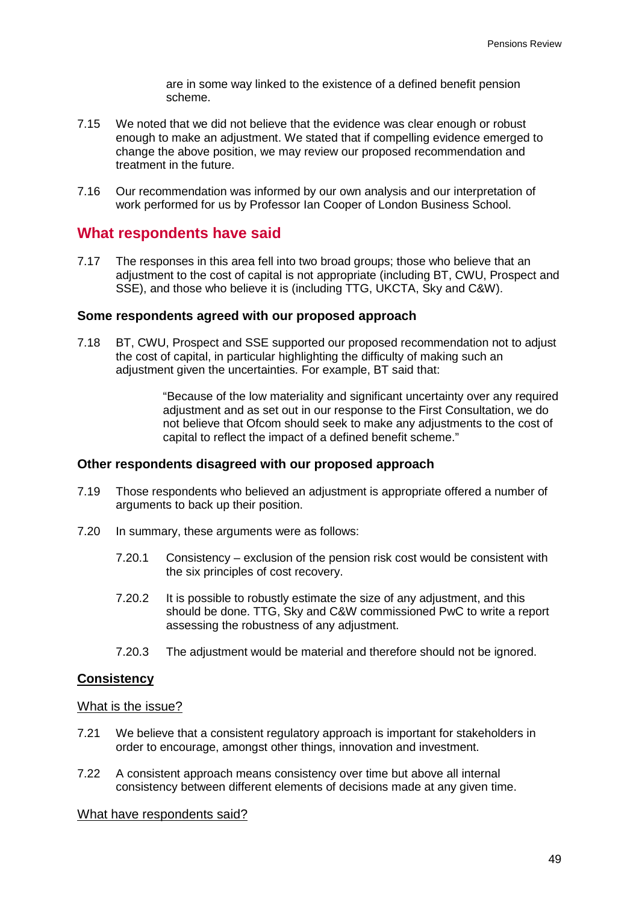are in some way linked to the existence of a defined benefit pension scheme.

7.15 We noted that we did not believe that the evidence was clear enough or robust enough to make an adjustment. We stated that if compelling evidence emerged to change the above position, we may review our proposed recommendation and treatment in the future.

7.16 Our recommendation was informed by our own analysis and our interpretation of work performed for us by Professor Ian Cooper of London Business School.

## What respondents have said

7.17 The responses in this area fell into two broad groups; those who believe that an adjustment to the cost of capital is not appropriate (including BT, CWU, Prospect and SSE), and those who believe it is (including TTG, UKCTA, Sky and C&W).

### Some respondents agreed with our proposed approach

7.18 BT, CWU, Prospect and SSE supported our proposed recommendation not to adjust the cost of capital, in particular highlighting the difficulty of making such an adjustment given the uncertainties. For example, BT said that:

> "Because of the low materiality and significant uncertainty over any required adjustment and as set out in our response to the First Consultation, we do not believe that Ofcom should seek to make any adjustments to the cost of capital to reflect the impact of a defined benefit scheme."

### Other respondents disagreed with our proposed approach

7.19 Those respondents who believed an adjustment is appropriate offered a number of arguments to back up their position.

7.20 In summary, these arguments were as follows:

7.20.1 Consistency – exclusion of the pension risk cost would be consistent with the six principles of cost recovery.

7.20.2 It is possible to robustly estimate the size of any adjustment, and this should be done. TTG, Sky and C&W commissioned PwC to write a report assessing the robustness of any adjustment.

7.20.3 The adjustment would be material and therefore should not be ignored.

#### <u>Consistency</u>

<u>What is the issue?</u>

7.21 We believe that a consistent regulatory approach is important for stakeholders in order to encourage, amongst other things, innovation and investment.

7.22 A consistent approach means consistency over time but above all internal consistency between different elements of decisions made at any given time.

<u>What have respondents said?</u>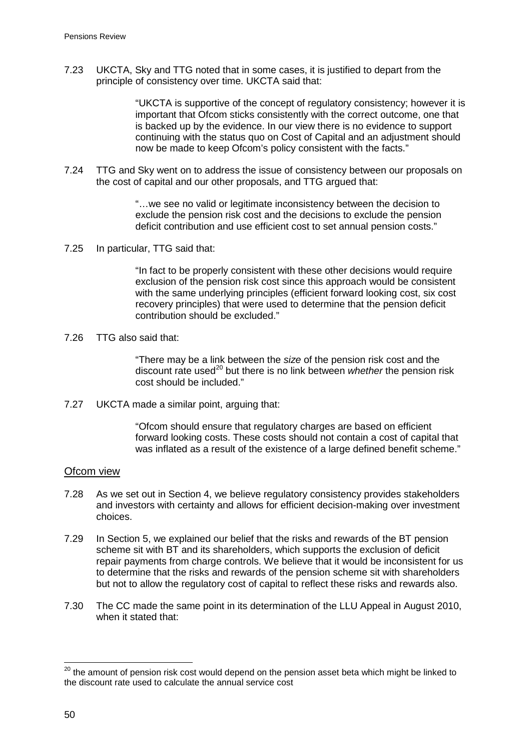7.23 UKCTA, Sky and TTG noted that in some cases, it is justified to depart from the principle of consistency over time. UKCTA said that:

> "UKCTA is supportive of the concept of regulatory consistency; however it is important that Ofcom sticks consistently with the correct outcome, one that is backed up by the evidence. In our view there is no evidence to support continuing with the status quo on Cost of Capital and an adjustment should now be made to keep Ofcom's policy consistent with the facts."

7.24 TTG and Sky went on to address the issue of consistency between our proposals on the cost of capital and our other proposals, and TTG argued that:

> "…we see no valid or legitimate inconsistency between the decision to exclude the pension risk cost and the decisions to exclude the pension deficit contribution and use efficient cost to set annual pension costs."

7.25 In particular, TTG said that:

> "In fact to be properly consistent with these other decisions would require exclusion of the pension risk cost since this approach would be consistent with the same underlying principles (efficient forward looking cost, six cost recovery principles) that were used to determine that the pension deficit contribution should be excluded."

7.26 TTG also said that:

> "There may be a link between the *size* of the pension risk cost and the discount rate used[20] but there is no link between *whether* the pension risk cost should be included."

7.27 UKCTA made a similar point, arguing that:

> "Ofcom should ensure that regulatory charges are based on efficient forward looking costs. These costs should not contain a cost of capital that was inflated as a result of the existence of a large defined benefit scheme."

## Ofcom view

7.28 As we set out in Section 4, we believe regulatory consistency provides stakeholders and investors with certainty and allows for efficient decision-making over investment choices.

7.29 In Section 5, we explained our belief that the risks and rewards of the BT pension scheme sit with BT and its shareholders, which supports the exclusion of deficit repair payments from charge controls. We believe that it would be inconsistent for us to determine that the risks and rewards of the pension scheme sit with shareholders but not to allow the regulatory cost of capital to reflect these risks and rewards also.

7.30 The CC made the same point in its determination of the LLU Appeal in August 2010, when it stated that:

---

[20] the amount of pension risk cost would depend on the pension asset beta which might be linked to the discount rate used to calculate the annual service cost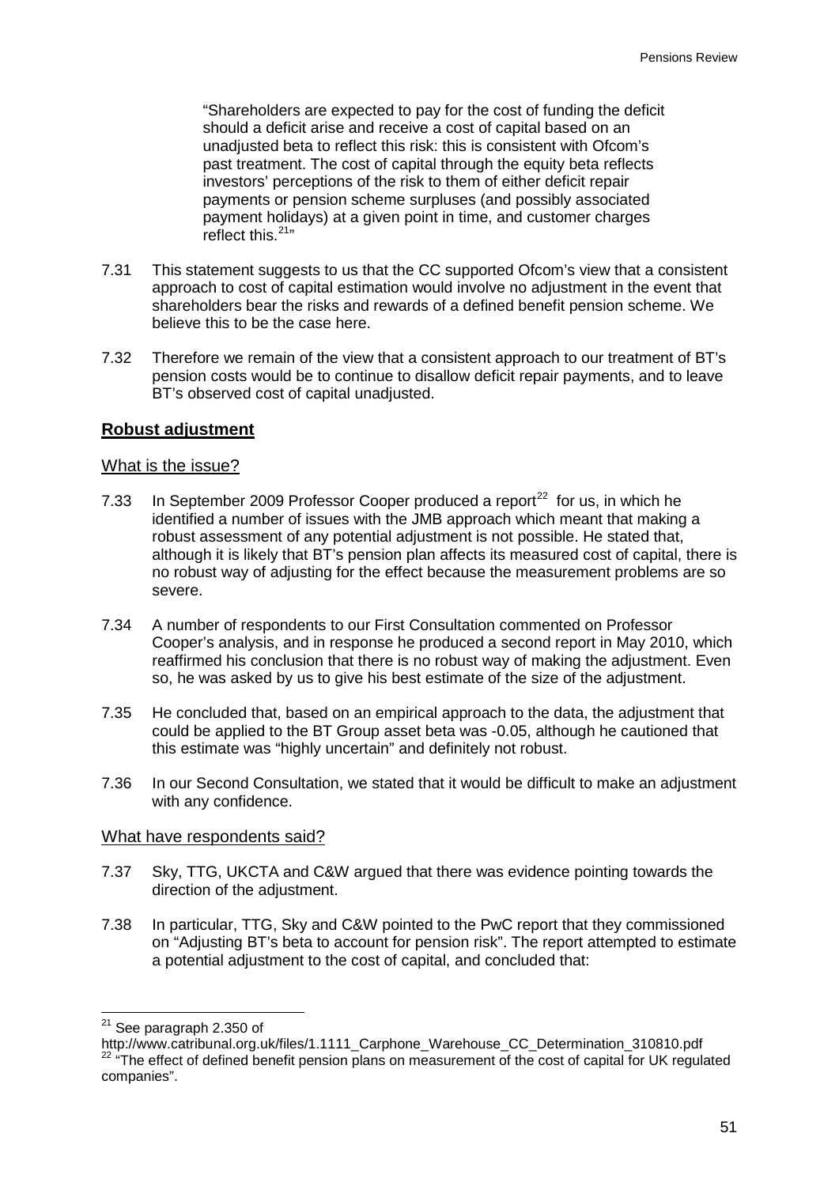"Shareholders are expected to pay for the cost of funding the deficit should a deficit arise and receive a cost of capital based on an unadjusted beta to reflect this risk: this is consistent with Ofcom's past treatment. The cost of capital through the equity beta reflects investors' perceptions of the risk to them of either deficit repair payments or pension scheme surpluses (and possibly associated payment holidays) at a given point in time, and customer charges reflect this.[21]"

7.31 This statement suggests to us that the CC supported Ofcom's view that a consistent approach to cost of capital estimation would involve no adjustment in the event that shareholders bear the risks and rewards of a defined benefit pension scheme. We believe this to be the case here.

7.32 Therefore we remain of the view that a consistent approach to our treatment of BT's pension costs would be to continue to disallow deficit repair payments, and to leave BT's observed cost of capital unadjusted.

## Robust adjustment

### What is the issue?

7.33 In September 2009 Professor Cooper produced a report[22] for us, in which he identified a number of issues with the JMB approach which meant that making a robust assessment of any potential adjustment is not possible. He stated that, although it is likely that BT's pension plan affects its measured cost of capital, there is no robust way of adjusting for the effect because the measurement problems are so severe.

7.34 A number of respondents to our First Consultation commented on Professor Cooper's analysis, and in response he produced a second report in May 2010, which reaffirmed his conclusion that there is no robust way of making the adjustment. Even so, he was asked by us to give his best estimate of the size of the adjustment.

7.35 He concluded that, based on an empirical approach to the data, the adjustment that could be applied to the BT Group asset beta was -0.05, although he cautioned that this estimate was "highly uncertain" and definitely not robust.

7.36 In our Second Consultation, we stated that it would be difficult to make an adjustment with any confidence.

### What have respondents said?

7.37 Sky, TTG, UKCTA and C&W argued that there was evidence pointing towards the direction of the adjustment.

7.38 In particular, TTG, Sky and C&W pointed to the PwC report that they commissioned on "Adjusting BT's beta to account for pension risk". The report attempted to estimate a potential adjustment to the cost of capital, and concluded that:

---

[21] See paragraph 2.350 of http://www.catribunal.org.uk/files/1.1111_Carphone_Warehouse_CC_Determination_310810.pdf

[22] "The effect of defined benefit pension plans on measurement of the cost of capital for UK regulated companies".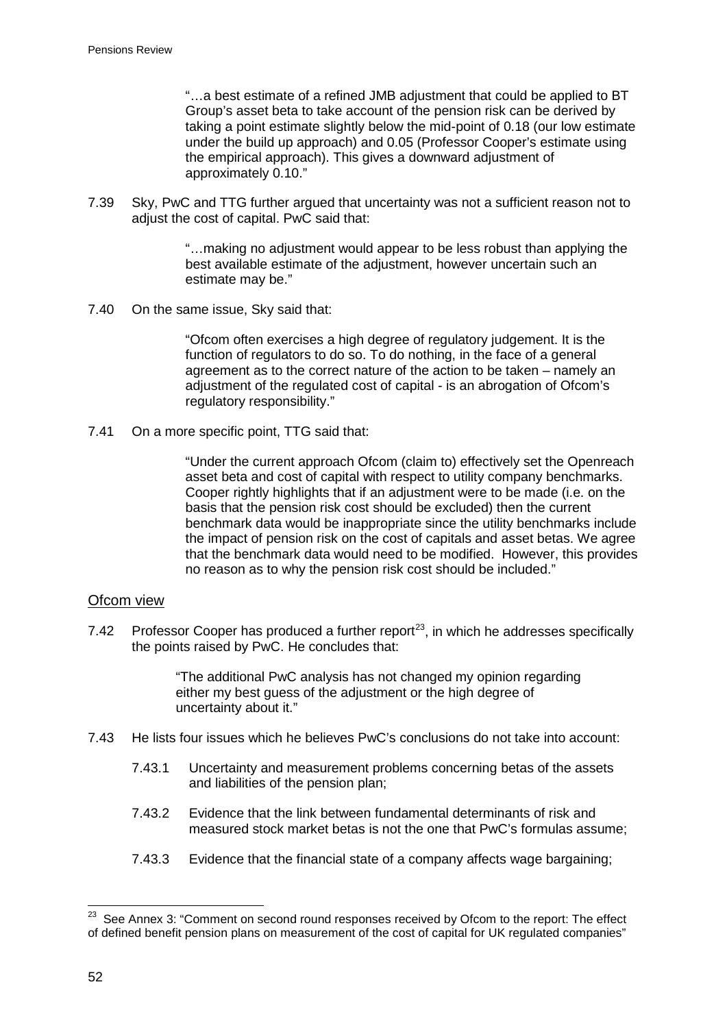> "…a best estimate of a refined JMB adjustment that could be applied to BT Group's asset beta to take account of the pension risk can be derived by taking a point estimate slightly below the mid-point of 0.18 (our low estimate under the build up approach) and 0.05 (Professor Cooper's estimate using the empirical approach). This gives a downward adjustment of approximately 0.10."

7.39 Sky, PwC and TTG further argued that uncertainty was not a sufficient reason not to adjust the cost of capital. PwC said that:

> "…making no adjustment would appear to be less robust than applying the best available estimate of the adjustment, however uncertain such an estimate may be."

7.40 On the same issue, Sky said that:

> "Ofcom often exercises a high degree of regulatory judgement. It is the function of regulators to do so. To do nothing, in the face of a general agreement as to the correct nature of the action to be taken – namely an adjustment of the regulated cost of capital - is an abrogation of Ofcom's regulatory responsibility."

7.41 On a more specific point, TTG said that:

> "Under the current approach Ofcom (claim to) effectively set the Openreach asset beta and cost of capital with respect to utility company benchmarks. Cooper rightly highlights that if an adjustment were to be made (i.e. on the basis that the pension risk cost should be excluded) then the current benchmark data would be inappropriate since the utility benchmarks include the impact of pension risk on the cost of capitals and asset betas. We agree that the benchmark data would need to be modified. However, this provides no reason as to why the pension risk cost should be included."

## Ofcom view

7.42 Professor Cooper has produced a further report[23], in which he addresses specifically the points raised by PwC. He concludes that:

> "The additional PwC analysis has not changed my opinion regarding either my best guess of the adjustment or the high degree of uncertainty about it."

7.43 He lists four issues which he believes PwC's conclusions do not take into account:

7.43.1 Uncertainty and measurement problems concerning betas of the assets and liabilities of the pension plan;

7.43.2 Evidence that the link between fundamental determinants of risk and measured stock market betas is not the one that PwC's formulas assume;

7.43.3 Evidence that the financial state of a company affects wage bargaining;

[23] See Annex 3: "Comment on second round responses received by Ofcom to the report: The effect of defined benefit pension plans on measurement of the cost of capital for UK regulated companies"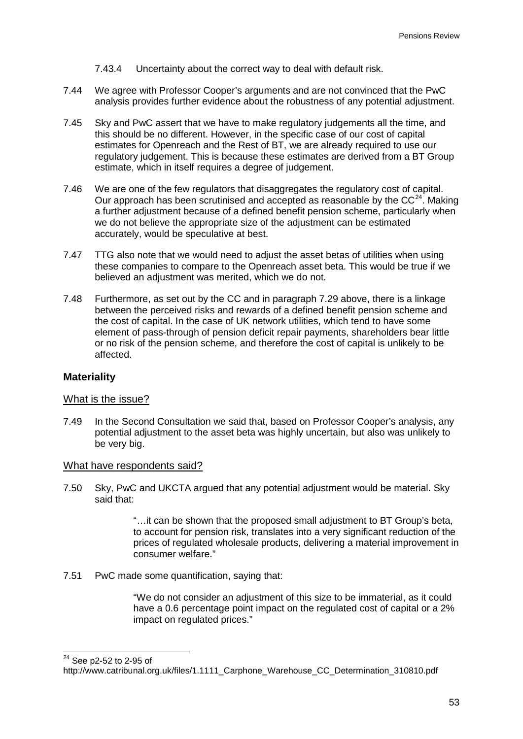7.43.4 Uncertainty about the correct way to deal with default risk.

7.44 We agree with Professor Cooper's arguments and are not convinced that the PwC analysis provides further evidence about the robustness of any potential adjustment.

7.45 Sky and PwC assert that we have to make regulatory judgements all the time, and this should be no different. However, in the specific case of our cost of capital estimates for Openreach and the Rest of BT, we are already required to use our regulatory judgement. This is because these estimates are derived from a BT Group estimate, which in itself requires a degree of judgement.

7.46 We are one of the few regulators that disaggregates the regulatory cost of capital. Our approach has been scrutinised and accepted as reasonable by the CC[24]. Making a further adjustment because of a defined benefit pension scheme, particularly when we do not believe the appropriate size of the adjustment can be estimated accurately, would be speculative at best.

7.47 TTG also note that we would need to adjust the asset betas of utilities when using these companies to compare to the Openreach asset beta. This would be true if we believed an adjustment was merited, which we do not.

7.48 Furthermore, as set out by the CC and in paragraph 7.29 above, there is a linkage between the perceived risks and rewards of a defined benefit pension scheme and the cost of capital. In the case of UK network utilities, which tend to have some element of pass-through of pension deficit repair payments, shareholders bear little or no risk of the pension scheme, and therefore the cost of capital is unlikely to be affected.

### Materiality

#### What is the issue?

7.49 In the Second Consultation we said that, based on Professor Cooper's analysis, any potential adjustment to the asset beta was highly uncertain, but also was unlikely to be very big.

#### What have respondents said?

7.50 Sky, PwC and UKCTA argued that any potential adjustment would be material. Sky said that:

> "…it can be shown that the proposed small adjustment to BT Group's beta, to account for pension risk, translates into a very significant reduction of the prices of regulated wholesale products, delivering a material improvement in consumer welfare."

7.51 PwC made some quantification, saying that:

> "We do not consider an adjustment of this size to be immaterial, as it could have a 0.6 percentage point impact on the regulated cost of capital or a 2% impact on regulated prices."

---

[24] See p2-52 to 2-95 of http://www.catribunal.org.uk/files/1.1111_Carphone_Warehouse_CC_Determination_310810.pdf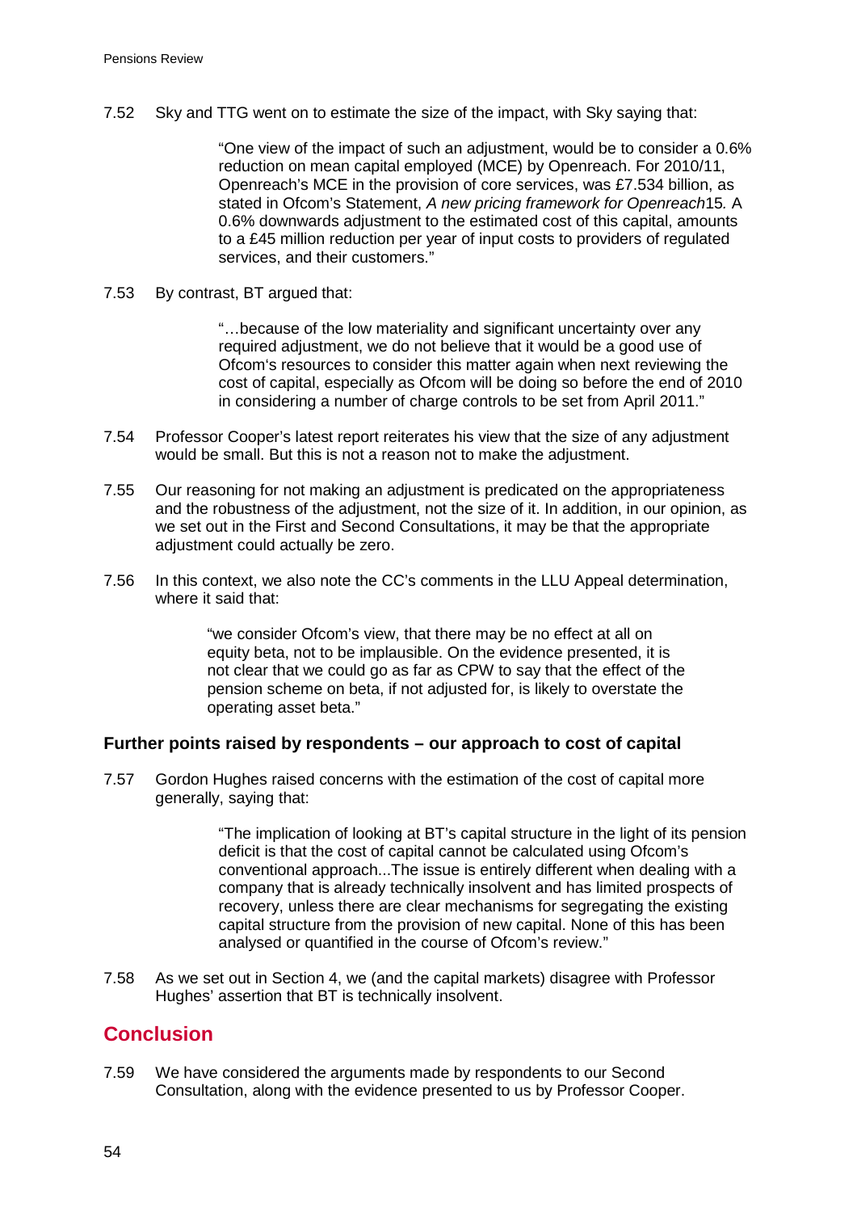7.52 Sky and TTG went on to estimate the size of the impact, with Sky saying that:

> "One view of the impact of such an adjustment, would be to consider a 0.6% reduction on mean capital employed (MCE) by Openreach. For 2010/11, Openreach's MCE in the provision of core services, was £7.534 billion, as stated in Ofcom's Statement, *A new pricing framework for Openreach*15*.* A 0.6% downwards adjustment to the estimated cost of this capital, amounts to a £45 million reduction per year of input costs to providers of regulated services, and their customers."

7.53 By contrast, BT argued that:

> "…because of the low materiality and significant uncertainty over any required adjustment, we do not believe that it would be a good use of Ofcom's resources to consider this matter again when next reviewing the cost of capital, especially as Ofcom will be doing so before the end of 2010 in considering a number of charge controls to be set from April 2011."

7.54 Professor Cooper's latest report reiterates his view that the size of any adjustment would be small. But this is not a reason not to make the adjustment.

7.55 Our reasoning for not making an adjustment is predicated on the appropriateness and the robustness of the adjustment, not the size of it. In addition, in our opinion, as we set out in the First and Second Consultations, it may be that the appropriate adjustment could actually be zero.

7.56 In this context, we also note the CC's comments in the LLU Appeal determination, where it said that:

> "we consider Ofcom's view, that there may be no effect at all on equity beta, not to be implausible. On the evidence presented, it is not clear that we could go as far as CPW to say that the effect of the pension scheme on beta, if not adjusted for, is likely to overstate the operating asset beta."

### Further points raised by respondents – our approach to cost of capital

7.57 Gordon Hughes raised concerns with the estimation of the cost of capital more generally, saying that:

> "The implication of looking at BT's capital structure in the light of its pension deficit is that the cost of capital cannot be calculated using Ofcom's conventional approach...The issue is entirely different when dealing with a company that is already technically insolvent and has limited prospects of recovery, unless there are clear mechanisms for segregating the existing capital structure from the provision of new capital. None of this has been analysed or quantified in the course of Ofcom's review."

7.58 As we set out in Section 4, we (and the capital markets) disagree with Professor Hughes' assertion that BT is technically insolvent.

## Conclusion

7.59 We have considered the arguments made by respondents to our Second Consultation, along with the evidence presented to us by Professor Cooper.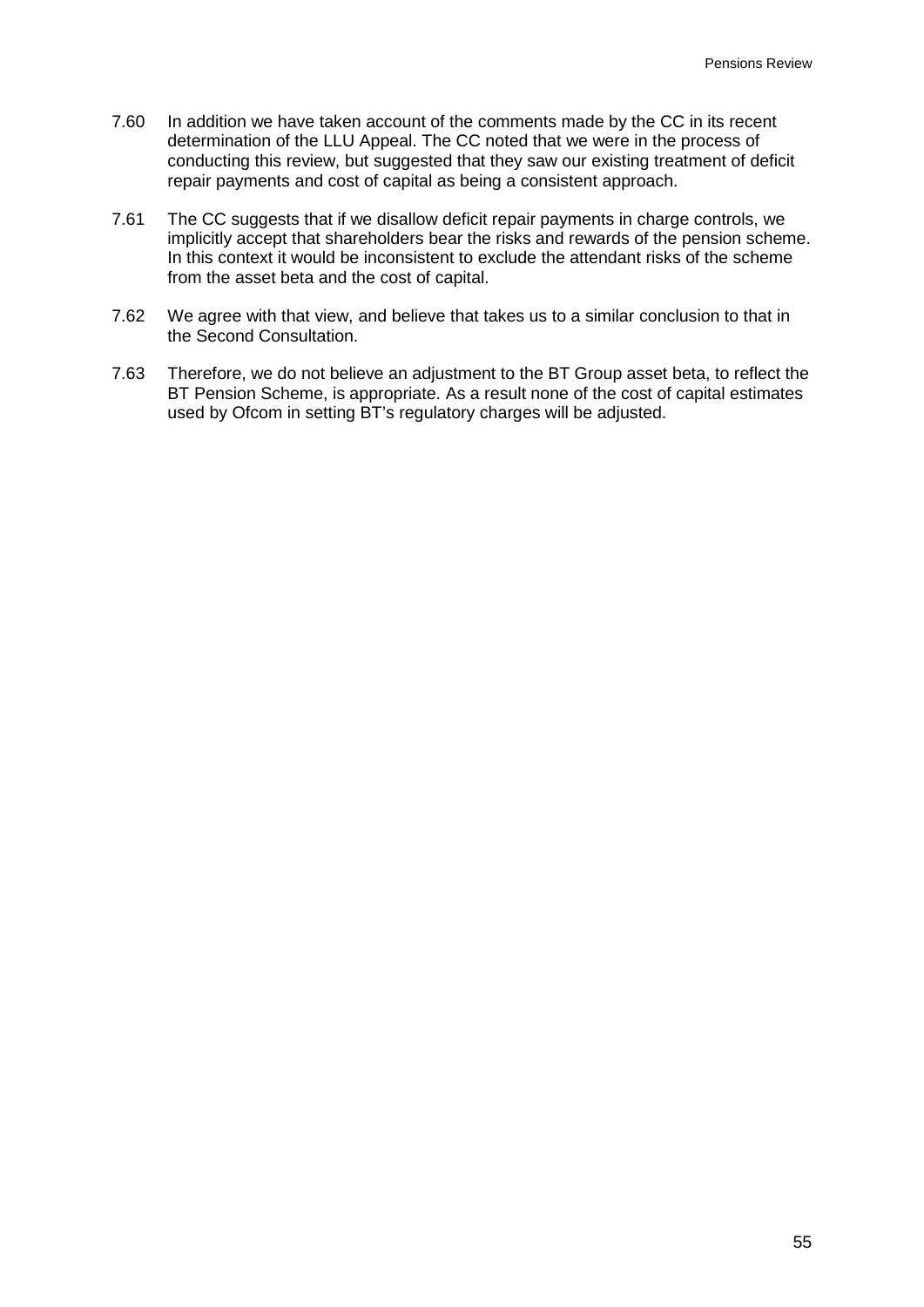7.60 In addition we have taken account of the comments made by the CC in its recent determination of the LLU Appeal. The CC noted that we were in the process of conducting this review, but suggested that they saw our existing treatment of deficit repair payments and cost of capital as being a consistent approach.

7.61 The CC suggests that if we disallow deficit repair payments in charge controls, we implicitly accept that shareholders bear the risks and rewards of the pension scheme. In this context it would be inconsistent to exclude the attendant risks of the scheme from the asset beta and the cost of capital.

7.62 We agree with that view, and believe that takes us to a similar conclusion to that in the Second Consultation.

7.63 Therefore, we do not believe an adjustment to the BT Group asset beta, to reflect the BT Pension Scheme, is appropriate. As a result none of the cost of capital estimates used by Ofcom in setting BT's regulatory charges will be adjusted.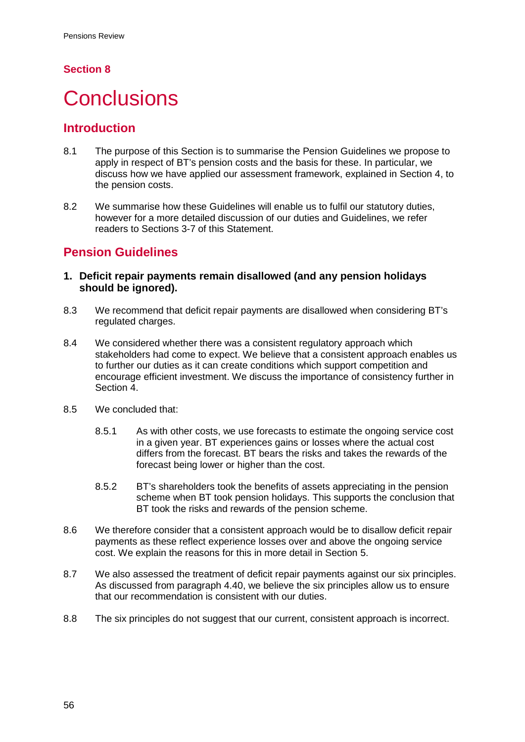## Section 8

# Conclusions

## Introduction

8.1 The purpose of this Section is to summarise the Pension Guidelines we propose to apply in respect of BT's pension costs and the basis for these. In particular, we discuss how we have applied our assessment framework, explained in Section 4, to the pension costs.

8.2 We summarise how these Guidelines will enable us to fulfil our statutory duties, however for a more detailed discussion of our duties and Guidelines, we refer readers to Sections 3-7 of this Statement.

## Pension Guidelines

### 1. Deficit repair payments remain disallowed (and any pension holidays should be ignored).

8.3 We recommend that deficit repair payments are disallowed when considering BT's regulated charges.

8.4 We considered whether there was a consistent regulatory approach which stakeholders had come to expect. We believe that a consistent approach enables us to further our duties as it can create conditions which support competition and encourage efficient investment. We discuss the importance of consistency further in Section 4.

8.5 We concluded that:

8.5.1 As with other costs, we use forecasts to estimate the ongoing service cost in a given year. BT experiences gains or losses where the actual cost differs from the forecast. BT bears the risks and takes the rewards of the forecast being lower or higher than the cost.

8.5.2 BT's shareholders took the benefits of assets appreciating in the pension scheme when BT took pension holidays. This supports the conclusion that BT took the risks and rewards of the pension scheme.

8.6 We therefore consider that a consistent approach would be to disallow deficit repair payments as these reflect experience losses over and above the ongoing service cost. We explain the reasons for this in more detail in Section 5.

8.7 We also assessed the treatment of deficit repair payments against our six principles. As discussed from paragraph 4.40, we believe the six principles allow us to ensure that our recommendation is consistent with our duties.

8.8 The six principles do not suggest that our current, consistent approach is incorrect.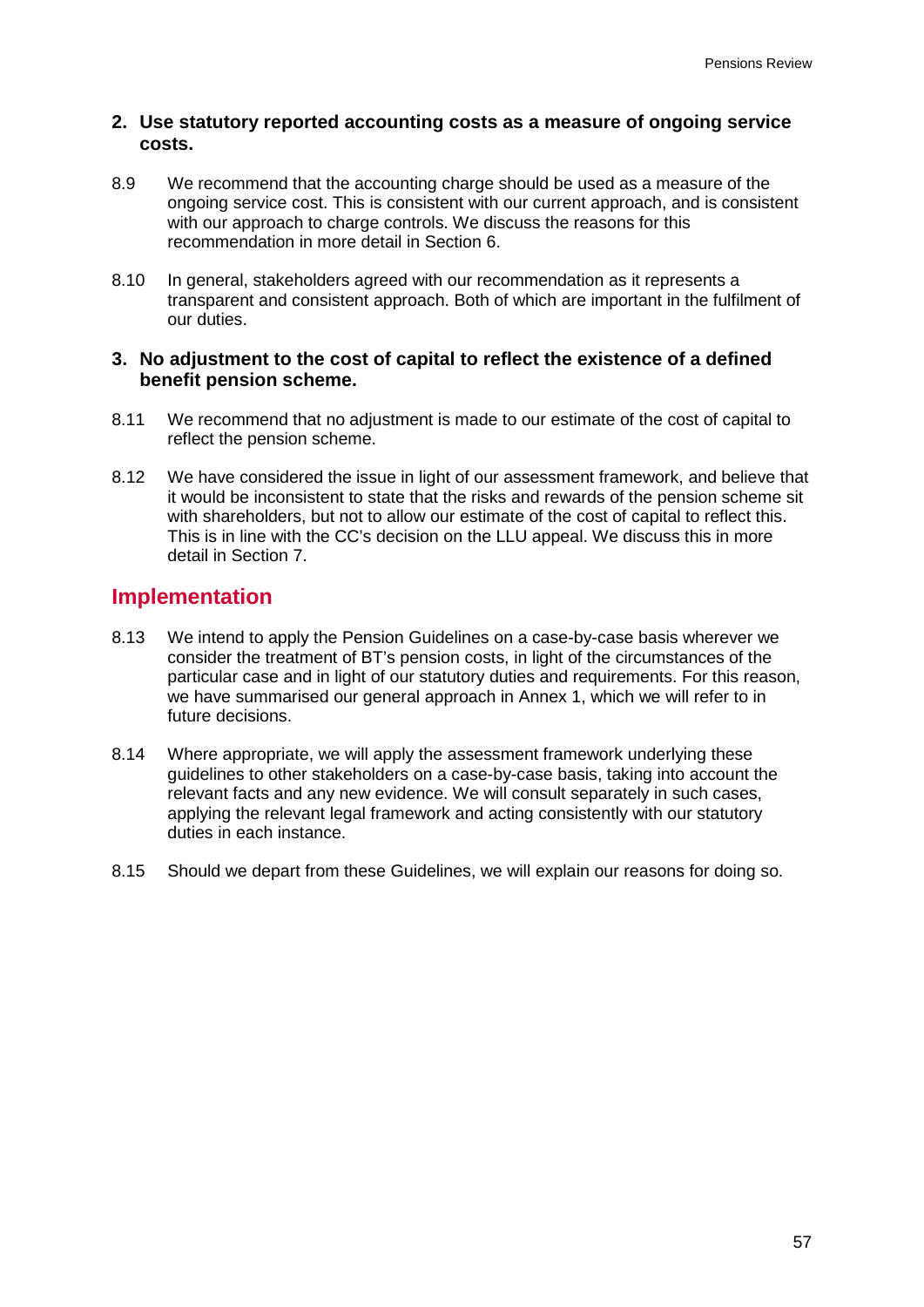**2. Use statutory reported accounting costs as a measure of ongoing service costs.**

8.9 We recommend that the accounting charge should be used as a measure of the ongoing service cost. This is consistent with our current approach, and is consistent with our approach to charge controls. We discuss the reasons for this recommendation in more detail in Section 6.

8.10 In general, stakeholders agreed with our recommendation as it represents a transparent and consistent approach. Both of which are important in the fulfilment of our duties.

**3. No adjustment to the cost of capital to reflect the existence of a defined benefit pension scheme.**

8.11 We recommend that no adjustment is made to our estimate of the cost of capital to reflect the pension scheme.

8.12 We have considered the issue in light of our assessment framework, and believe that it would be inconsistent to state that the risks and rewards of the pension scheme sit with shareholders, but not to allow our estimate of the cost of capital to reflect this. This is in line with the CC's decision on the LLU appeal. We discuss this in more detail in Section 7.

## Implementation

8.13 We intend to apply the Pension Guidelines on a case-by-case basis wherever we consider the treatment of BT's pension costs, in light of the circumstances of the particular case and in light of our statutory duties and requirements. For this reason, we have summarised our general approach in Annex 1, which we will refer to in future decisions.

8.14 Where appropriate, we will apply the assessment framework underlying these guidelines to other stakeholders on a case-by-case basis, taking into account the relevant facts and any new evidence. We will consult separately in such cases, applying the relevant legal framework and acting consistently with our statutory duties in each instance.

8.15 Should we depart from these Guidelines, we will explain our reasons for doing so.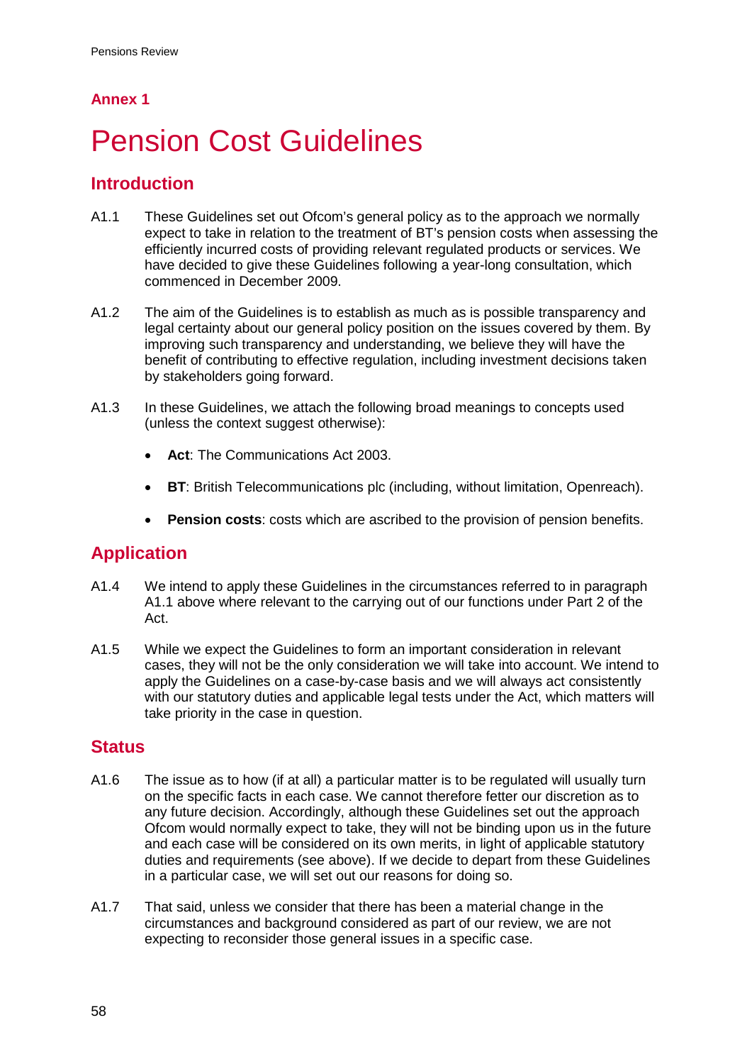## Annex 1

# Pension Cost Guidelines

## Introduction

A1.1 These Guidelines set out Ofcom's general policy as to the approach we normally expect to take in relation to the treatment of BT's pension costs when assessing the efficiently incurred costs of providing relevant regulated products or services. We have decided to give these Guidelines following a year-long consultation, which commenced in December 2009.

A1.2 The aim of the Guidelines is to establish as much as is possible transparency and legal certainty about our general policy position on the issues covered by them. By improving such transparency and understanding, we believe they will have the benefit of contributing to effective regulation, including investment decisions taken by stakeholders going forward.

A1.3 In these Guidelines, we attach the following broad meanings to concepts used (unless the context suggest otherwise):

- **Act**: The Communications Act 2003.
- **BT**: British Telecommunications plc (including, without limitation, Openreach).
- **Pension costs**: costs which are ascribed to the provision of pension benefits.

## Application

A1.4 We intend to apply these Guidelines in the circumstances referred to in paragraph A1.1 above where relevant to the carrying out of our functions under Part 2 of the Act.

A1.5 While we expect the Guidelines to form an important consideration in relevant cases, they will not be the only consideration we will take into account. We intend to apply the Guidelines on a case-by-case basis and we will always act consistently with our statutory duties and applicable legal tests under the Act, which matters will take priority in the case in question.

## Status

A1.6 The issue as to how (if at all) a particular matter is to be regulated will usually turn on the specific facts in each case. We cannot therefore fetter our discretion as to any future decision. Accordingly, although these Guidelines set out the approach Ofcom would normally expect to take, they will not be binding upon us in the future and each case will be considered on its own merits, in light of applicable statutory duties and requirements (see above). If we decide to depart from these Guidelines in a particular case, we will set out our reasons for doing so.

A1.7 That said, unless we consider that there has been a material change in the circumstances and background considered as part of our review, we are not expecting to reconsider those general issues in a specific case.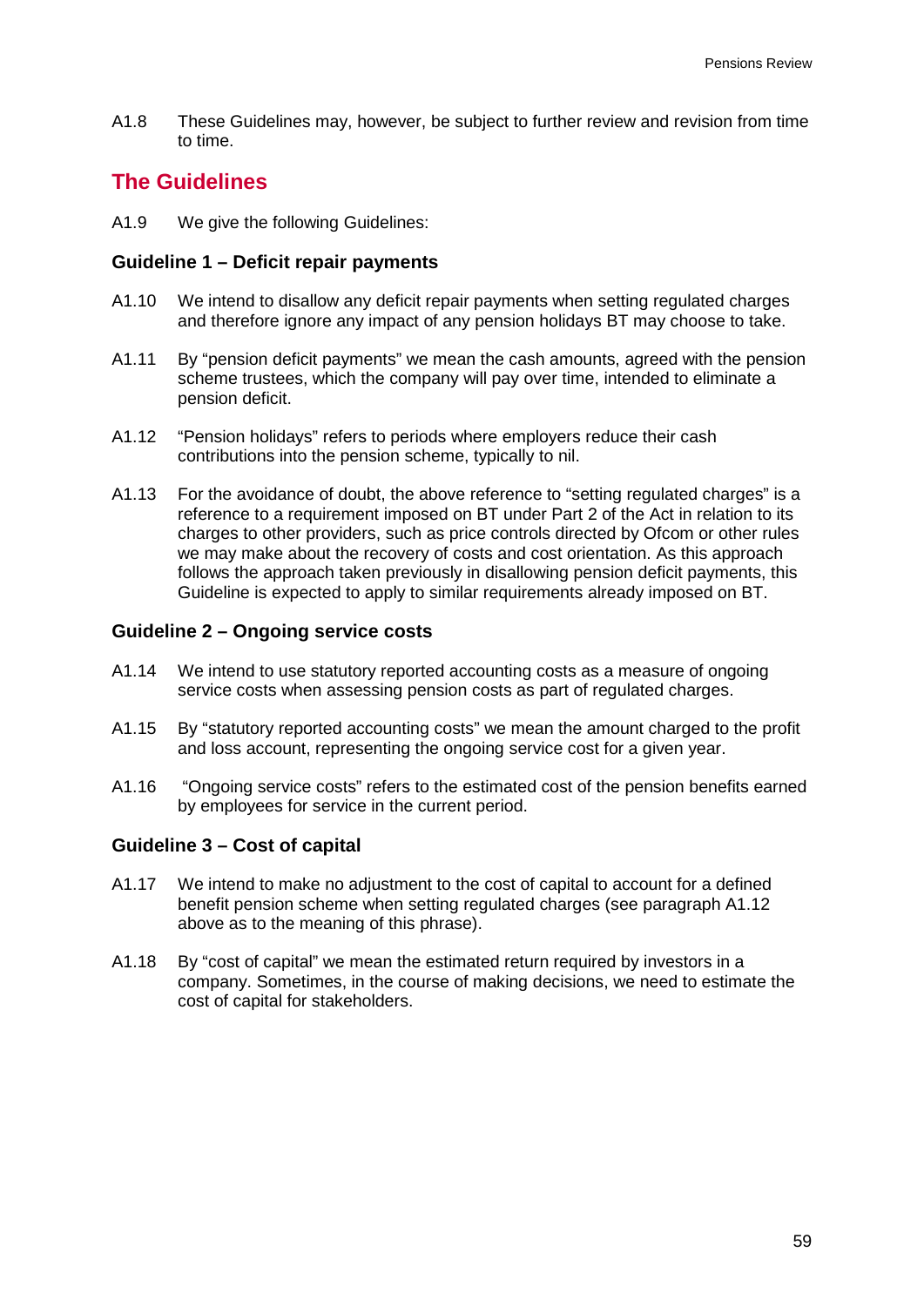A1.8 These Guidelines may, however, be subject to further review and revision from time to time.

## The Guidelines

A1.9 We give the following Guidelines:

### Guideline 1 – Deficit repair payments

A1.10 We intend to disallow any deficit repair payments when setting regulated charges and therefore ignore any impact of any pension holidays BT may choose to take.

A1.11 By "pension deficit payments" we mean the cash amounts, agreed with the pension scheme trustees, which the company will pay over time, intended to eliminate a pension deficit.

A1.12 "Pension holidays" refers to periods where employers reduce their cash contributions into the pension scheme, typically to nil.

A1.13 For the avoidance of doubt, the above reference to "setting regulated charges" is a reference to a requirement imposed on BT under Part 2 of the Act in relation to its charges to other providers, such as price controls directed by Ofcom or other rules we may make about the recovery of costs and cost orientation. As this approach follows the approach taken previously in disallowing pension deficit payments, this Guideline is expected to apply to similar requirements already imposed on BT.

### Guideline 2 – Ongoing service costs

A1.14 We intend to use statutory reported accounting costs as a measure of ongoing service costs when assessing pension costs as part of regulated charges.

A1.15 By "statutory reported accounting costs" we mean the amount charged to the profit and loss account, representing the ongoing service cost for a given year.

A1.16 "Ongoing service costs" refers to the estimated cost of the pension benefits earned by employees for service in the current period.

### Guideline 3 – Cost of capital

A1.17 We intend to make no adjustment to the cost of capital to account for a defined benefit pension scheme when setting regulated charges (see paragraph A1.12 above as to the meaning of this phrase).

A1.18 By "cost of capital" we mean the estimated return required by investors in a company. Sometimes, in the course of making decisions, we need to estimate the cost of capital for stakeholders.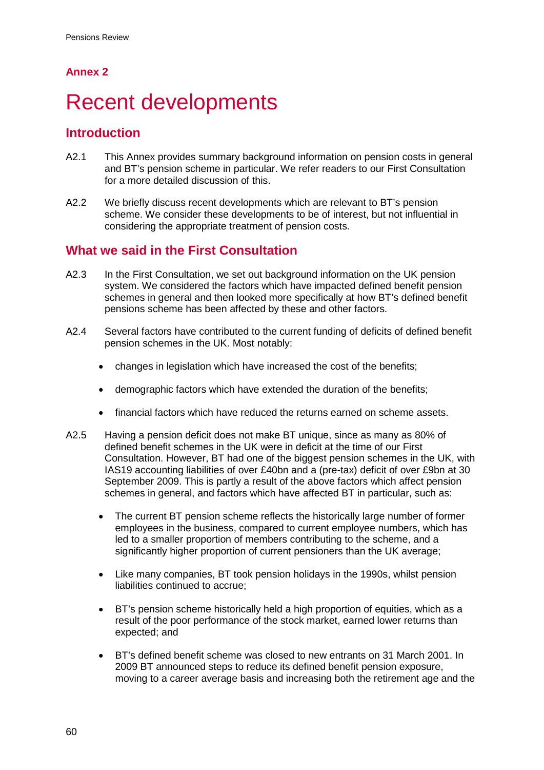## Annex 2

# Recent developments

## Introduction

A2.1 This Annex provides summary background information on pension costs in general and BT's pension scheme in particular. We refer readers to our First Consultation for a more detailed discussion of this.

A2.2 We briefly discuss recent developments which are relevant to BT's pension scheme. We consider these developments to be of interest, but not influential in considering the appropriate treatment of pension costs.

## What we said in the First Consultation

A2.3 In the First Consultation, we set out background information on the UK pension system. We considered the factors which have impacted defined benefit pension schemes in general and then looked more specifically at how BT's defined benefit pensions scheme has been affected by these and other factors.

A2.4 Several factors have contributed to the current funding of deficits of defined benefit pension schemes in the UK. Most notably:

- changes in legislation which have increased the cost of the benefits;
- demographic factors which have extended the duration of the benefits;
- financial factors which have reduced the returns earned on scheme assets.

A2.5 Having a pension deficit does not make BT unique, since as many as 80% of defined benefit schemes in the UK were in deficit at the time of our First Consultation. However, BT had one of the biggest pension schemes in the UK, with IAS19 accounting liabilities of over £40bn and a (pre-tax) deficit of over £9bn at 30 September 2009. This is partly a result of the above factors which affect pension schemes in general, and factors which have affected BT in particular, such as:

- The current BT pension scheme reflects the historically large number of former employees in the business, compared to current employee numbers, which has led to a smaller proportion of members contributing to the scheme, and a significantly higher proportion of current pensioners than the UK average;
- Like many companies, BT took pension holidays in the 1990s, whilst pension liabilities continued to accrue;
- BT's pension scheme historically held a high proportion of equities, which as a result of the poor performance of the stock market, earned lower returns than expected; and
- BT's defined benefit scheme was closed to new entrants on 31 March 2001. In 2009 BT announced steps to reduce its defined benefit pension exposure, moving to a career average basis and increasing both the retirement age and the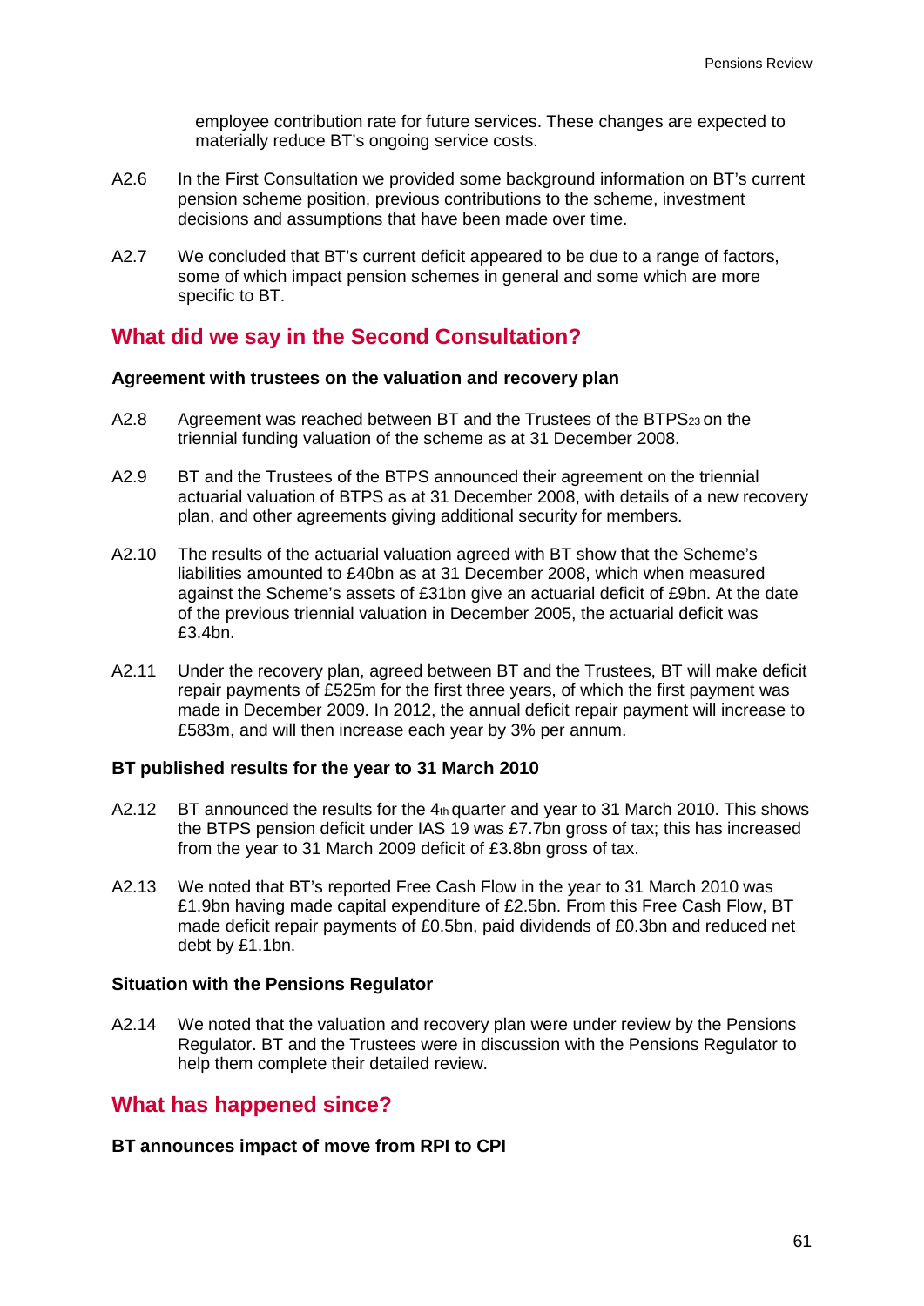employee contribution rate for future services. These changes are expected to materially reduce BT's ongoing service costs.

A2.6 In the First Consultation we provided some background information on BT's current pension scheme position, previous contributions to the scheme, investment decisions and assumptions that have been made over time.

A2.7 We concluded that BT's current deficit appeared to be due to a range of factors, some of which impact pension schemes in general and some which are more specific to BT.

## What did we say in the Second Consultation?

### Agreement with trustees on the valuation and recovery plan

A2.8 Agreement was reached between BT and the Trustees of the BTPS[23] on the triennial funding valuation of the scheme as at 31 December 2008.

A2.9 BT and the Trustees of the BTPS announced their agreement on the triennial actuarial valuation of BTPS as at 31 December 2008, with details of a new recovery plan, and other agreements giving additional security for members.

A2.10 The results of the actuarial valuation agreed with BT show that the Scheme's liabilities amounted to £40bn as at 31 December 2008, which when measured against the Scheme's assets of £31bn give an actuarial deficit of £9bn. At the date of the previous triennial valuation in December 2005, the actuarial deficit was £3.4bn.

A2.11 Under the recovery plan, agreed between BT and the Trustees, BT will make deficit repair payments of £525m for the first three years, of which the first payment was made in December 2009. In 2012, the annual deficit repair payment will increase to £583m, and will then increase each year by 3% per annum.

### BT published results for the year to 31 March 2010

A2.12 BT announced the results for the 4th quarter and year to 31 March 2010. This shows the BTPS pension deficit under IAS 19 was £7.7bn gross of tax; this has increased from the year to 31 March 2009 deficit of £3.8bn gross of tax.

A2.13 We noted that BT's reported Free Cash Flow in the year to 31 March 2010 was £1.9bn having made capital expenditure of £2.5bn. From this Free Cash Flow, BT made deficit repair payments of £0.5bn, paid dividends of £0.3bn and reduced net debt by £1.1bn.

### Situation with the Pensions Regulator

A2.14 We noted that the valuation and recovery plan were under review by the Pensions Regulator. BT and the Trustees were in discussion with the Pensions Regulator to help them complete their detailed review.

## What has happened since?

### BT announces impact of move from RPI to CPI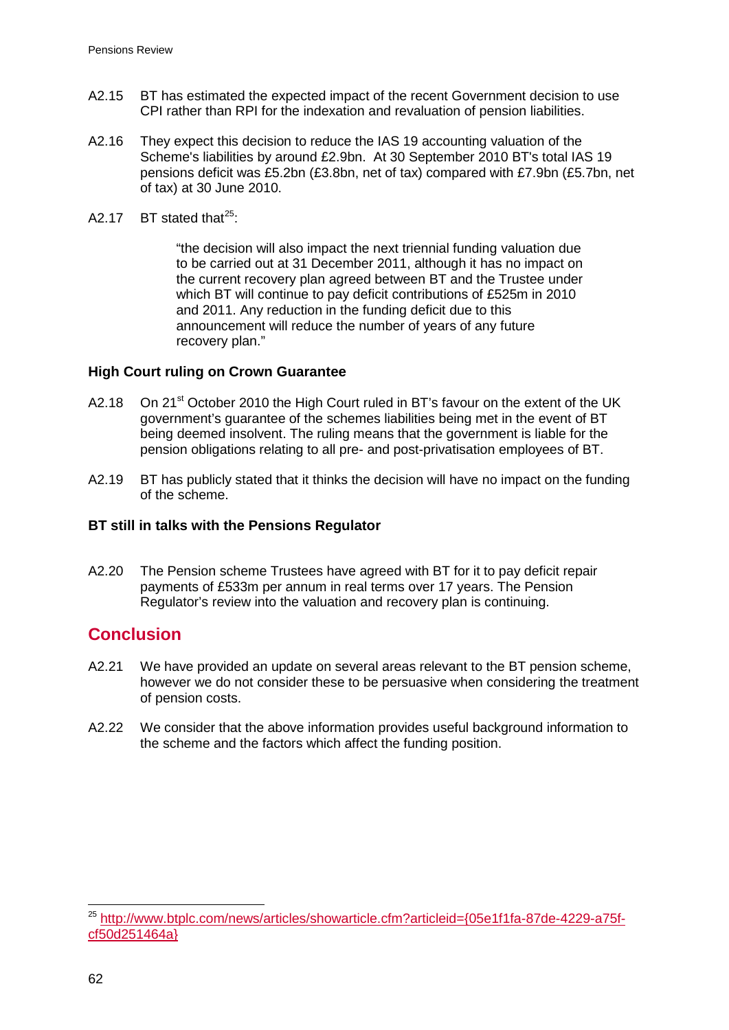A2.15 BT has estimated the expected impact of the recent Government decision to use CPI rather than RPI for the indexation and revaluation of pension liabilities.

A2.16 They expect this decision to reduce the IAS 19 accounting valuation of the Scheme's liabilities by around £2.9bn. At 30 September 2010 BT's total IAS 19 pensions deficit was £5.2bn (£3.8bn, net of tax) compared with £7.9bn (£5.7bn, net of tax) at 30 June 2010.

A2.17 BT stated that[25]:

> "the decision will also impact the next triennial funding valuation due to be carried out at 31 December 2011, although it has no impact on the current recovery plan agreed between BT and the Trustee under which BT will continue to pay deficit contributions of £525m in 2010 and 2011. Any reduction in the funding deficit due to this announcement will reduce the number of years of any future recovery plan."

### High Court ruling on Crown Guarantee

A2.18 On 21st October 2010 the High Court ruled in BT's favour on the extent of the UK government's guarantee of the schemes liabilities being met in the event of BT being deemed insolvent. The ruling means that the government is liable for the pension obligations relating to all pre- and post-privatisation employees of BT.

A2.19 BT has publicly stated that it thinks the decision will have no impact on the funding of the scheme.

### BT still in talks with the Pensions Regulator

A2.20 The Pension scheme Trustees have agreed with BT for it to pay deficit repair payments of £533m per annum in real terms over 17 years. The Pension Regulator's review into the valuation and recovery plan is continuing.

## Conclusion

A2.21 We have provided an update on several areas relevant to the BT pension scheme, however we do not consider these to be persuasive when considering the treatment of pension costs.

A2.22 We consider that the above information provides useful background information to the scheme and the factors which affect the funding position.

[25] http://www.btplc.com/news/articles/showarticle.cfm?articleid={05e1f1fa-87de-4229-a75f-cf50d251464a}